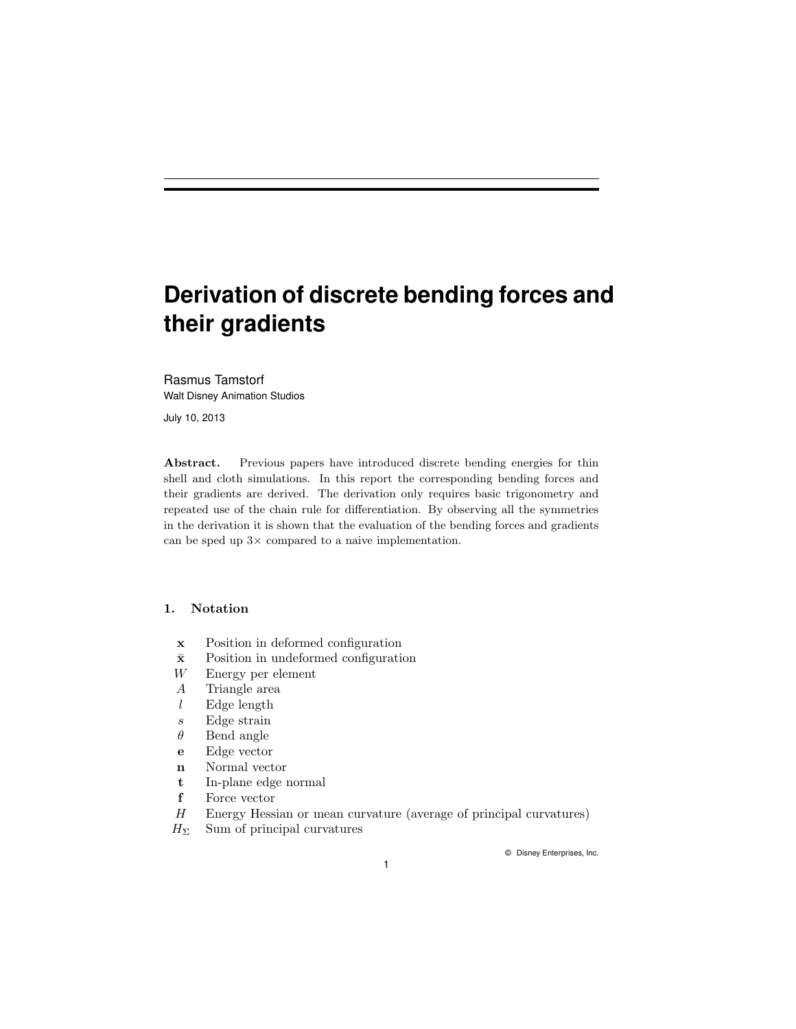# Derivation of discrete bending forces and their gradients

Rasmus Tamstorf
Walt Disney Animation Studios

July 10, 2013

**Abstract.** Previous papers have introduced discrete bending energies for thin shell and cloth simulations. In this report the corresponding bending forces and their gradients are derived. The derivation only requires basic trigonometry and repeated use of the chain rule for differentiation. By observing all the symmetries in the derivation it is shown that the evaluation of the bending forces and gradients can be sped up 3× compared to a naive implementation.

## 1. Notation

| | |
|---|---|
| $\mathbf{x}$ | Position in deformed configuration |
| $\bar{\mathbf{x}}$ | Position in undeformed configuration |
| $W$ | Energy per element |
| $A$ | Triangle area |
| $l$ | Edge length |
| $s$ | Edge strain |
| $\theta$ | Bend angle |
| $\mathbf{e}$ | Edge vector |
| $\mathbf{n}$ | Normal vector |
| $\mathbf{t}$ | In-plane edge normal |
| $\mathbf{f}$ | Force vector |
| $H$ | Energy Hessian or mean curvature (average of principal curvatures) |
| $H_\Sigma$ | Sum of principal curvatures |

© Disney Enterprises, Inc.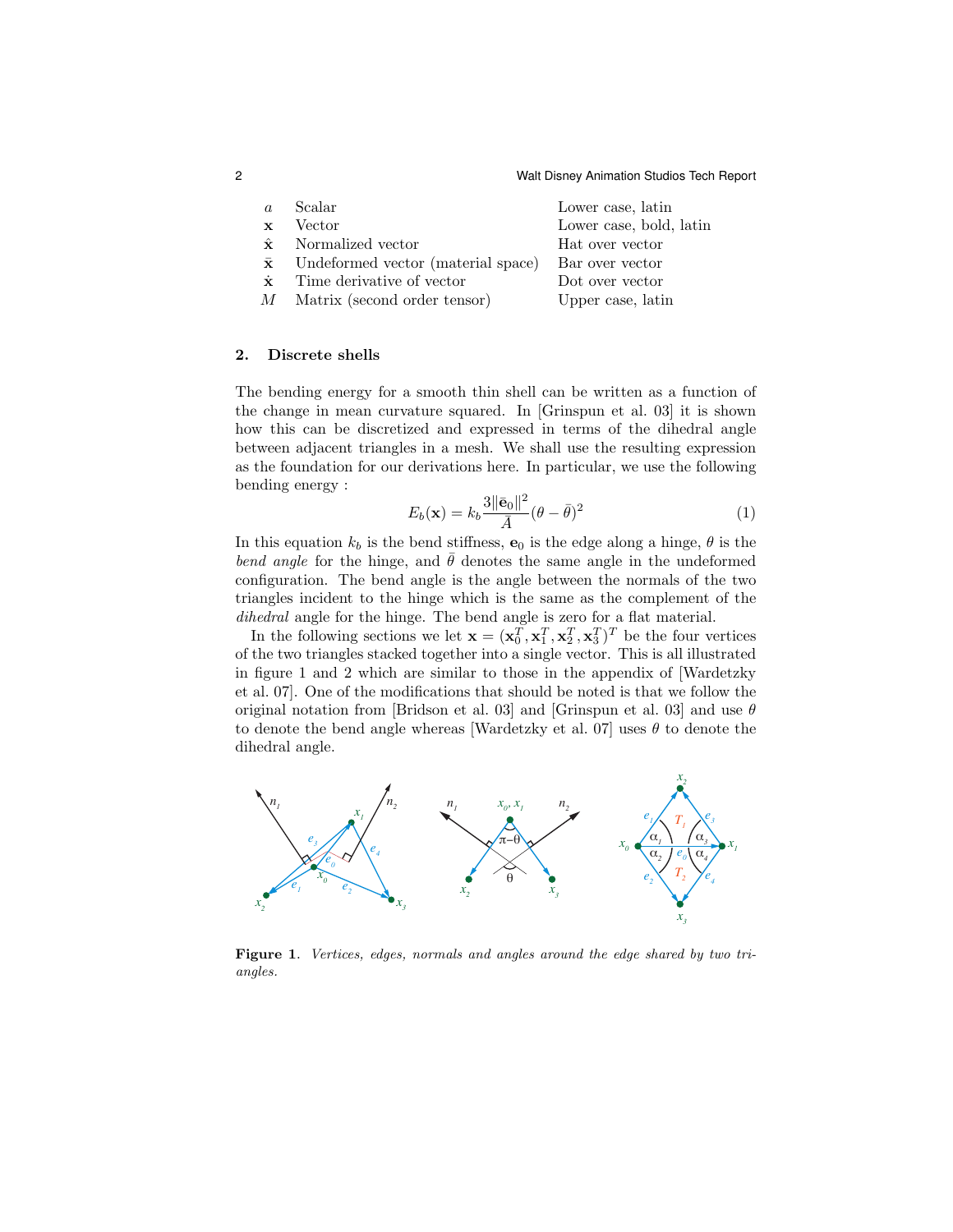| | | |
|---|---|---|
| $a$ | Scalar | Lower case, latin |
| $\mathbf{x}$ | Vector | Lower case, bold, latin |
| $\hat{\mathbf{x}}$ | Normalized vector | Hat over vector |
| $\bar{\mathbf{x}}$ | Undeformed vector (material space) | Bar over vector |
| $\dot{\mathbf{x}}$ | Time derivative of vector | Dot over vector |
| $M$ | Matrix (second order tensor) | Upper case, latin |

## 2. Discrete shells

The bending energy for a smooth thin shell can be written as a function of the change in mean curvature squared. In [Grinspun et al. 03] it is shown how this can be discretized and expressed in terms of the dihedral angle between adjacent triangles in a mesh. We shall use the resulting expression as the foundation for our derivations here. In particular, we use the following bending energy :

$$E_b(\mathbf{x}) = k_b \frac{3\|\bar{\mathbf{e}}_0\|^2}{\bar{A}}(\theta - \bar{\theta})^2 \tag{1}$$

In this equation $k_b$ is the bend stiffness, $\mathbf{e}_0$ is the edge along a hinge, $\theta$ is the *bend angle* for the hinge, and $\bar{\theta}$ denotes the same angle in the undeformed configuration. The bend angle is the angle between the normals of the two triangles incident to the hinge which is the same as the complement of the *dihedral* angle for the hinge. The bend angle is zero for a flat material.

In the following sections we let $\mathbf{x} = (\mathbf{x}_0^T, \mathbf{x}_1^T, \mathbf{x}_2^T, \mathbf{x}_3^T)^T$ be the four vertices of the two triangles stacked together into a single vector. This is all illustrated in figure 1 and 2 which are similar to those in the appendix of [Wardetzky et al. 07]. One of the modifications that should be noted is that we follow the original notation from [Bridson et al. 03] and [Grinspun et al. 03] and use $\theta$ to denote the bend angle whereas [Wardetzky et al. 07] uses $\theta$ to denote the dihedral angle.

**Figure 1**. *Vertices, edges, normals and angles around the edge shared by two triangles.*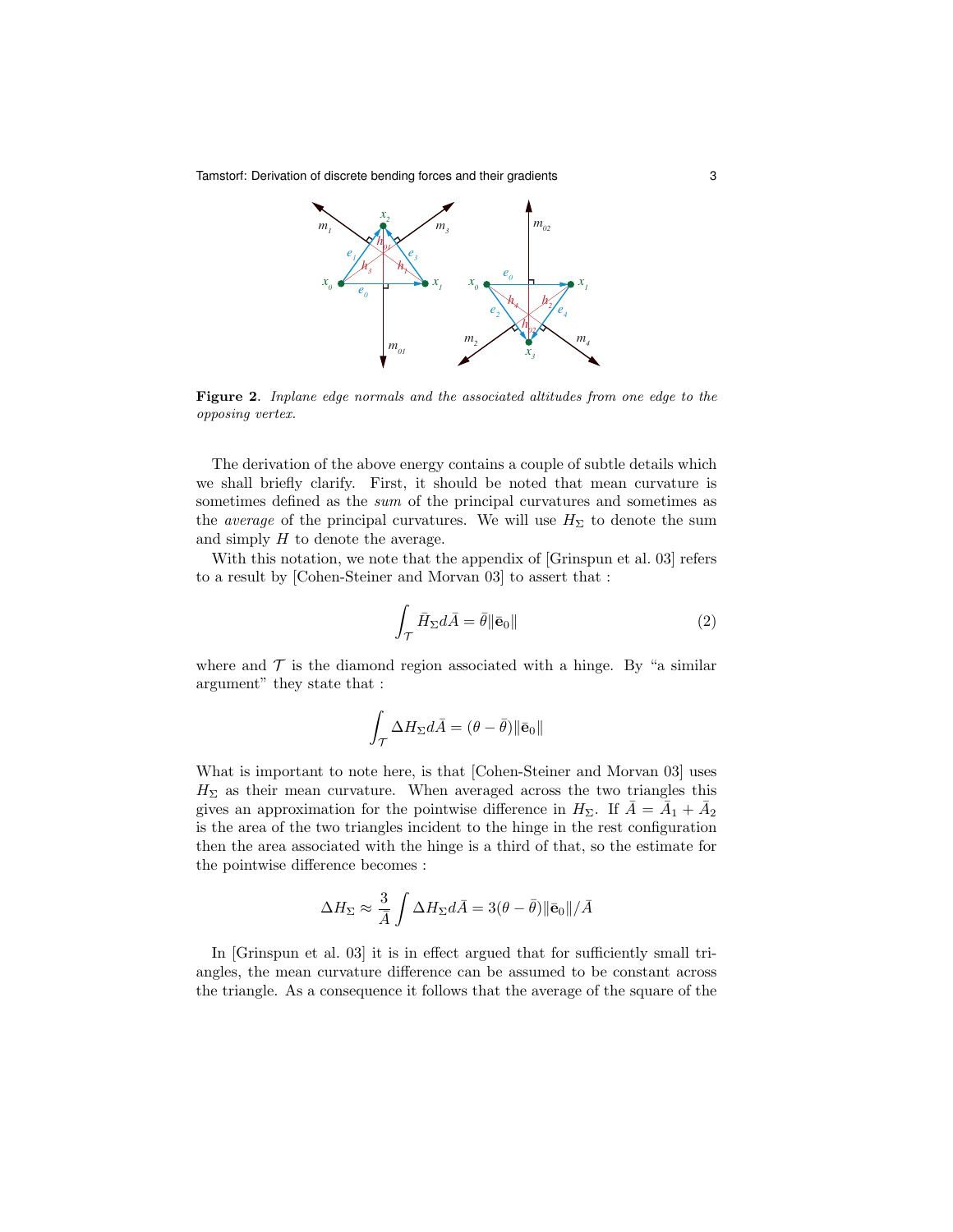**Figure 2**. *Inplane edge normals and the associated altitudes from one edge to the opposing vertex.*

The derivation of the above energy contains a couple of subtle details which we shall briefly clarify. First, it should be noted that mean curvature is sometimes defined as the *sum* of the principal curvatures and sometimes as the *average* of the principal curvatures. We will use $H_\Sigma$ to denote the sum and simply $H$ to denote the average.

With this notation, we note that the appendix of [Grinspun et al. 03] refers to a result by [Cohen-Steiner and Morvan 03] to assert that :

$$\int_{\mathcal{T}} \bar{H}_\Sigma d\bar{A} = \bar{\theta}\|\bar{\mathbf{e}}_0\| \tag{2}$$

where and $\mathcal{T}$ is the diamond region associated with a hinge. By "a similar argument" they state that :

$$\int_{\mathcal{T}} \Delta H_\Sigma d\bar{A} = (\theta - \bar{\theta})\|\bar{\mathbf{e}}_0\|$$

What is important to note here, is that [Cohen-Steiner and Morvan 03] uses $H_\Sigma$ as their mean curvature. When averaged across the two triangles this gives an approximation for the pointwise difference in $H_\Sigma$. If $\bar{A} = \bar{A}_1 + \bar{A}_2$ is the area of the two triangles incident to the hinge in the rest configuration then the area associated with the hinge is a third of that, so the estimate for the pointwise difference becomes :

$$\Delta H_\Sigma \approx \frac{3}{\bar{A}} \int \Delta H_\Sigma d\bar{A} = 3(\theta - \bar{\theta})\|\bar{\mathbf{e}}_0\|/\bar{A}$$

In [Grinspun et al. 03] it is in effect argued that for sufficiently small triangles, the mean curvature difference can be assumed to be constant across the triangle. As a consequence it follows that the average of the square of the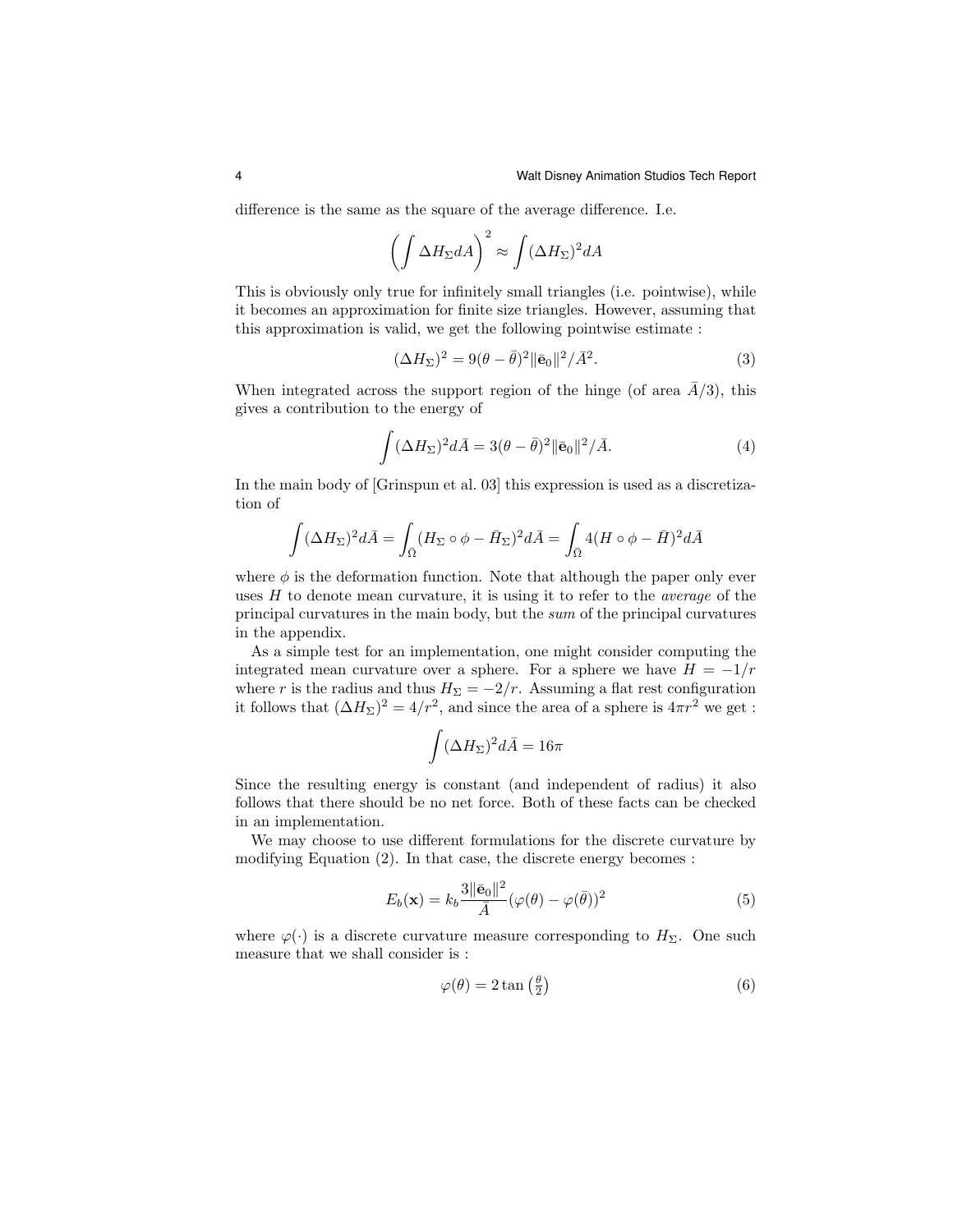difference is the same as the square of the average difference. I.e.

$$\left( \int \Delta H_\Sigma dA \right)^2 \approx \int (\Delta H_\Sigma)^2 dA$$

This is obviously only true for infinitely small triangles (i.e. pointwise), while it becomes an approximation for finite size triangles. However, assuming that this approximation is valid, we get the following pointwise estimate :

$$(\Delta H_\Sigma)^2 = 9(\theta - \bar{\theta})^2 \|\bar{\mathbf{e}}_0\|^2 / \bar{A}^2. \tag{3}$$

When integrated across the support region of the hinge (of area $\bar{A}/3$), this gives a contribution to the energy of

$$\int (\Delta H_\Sigma)^2 d\bar{A} = 3(\theta - \bar{\theta})^2 \|\bar{\mathbf{e}}_0\|^2 / \bar{A}. \tag{4}$$

In the main body of [Grinspun et al. 03] this expression is used as a discretization of

$$\int (\Delta H_\Sigma)^2 d\bar{A} = \int_{\bar{\Omega}} (H_\Sigma \circ \phi - \bar{H}_\Sigma)^2 d\bar{A} = \int_{\bar{\Omega}} 4(H \circ \phi - \bar{H})^2 d\bar{A}$$

where $\phi$ is the deformation function. Note that although the paper only ever uses $H$ to denote mean curvature, it is using it to refer to the *average* of the principal curvatures in the main body, but the *sum* of the principal curvatures in the appendix.

As a simple test for an implementation, one might consider computing the integrated mean curvature over a sphere. For a sphere we have $H = -1/r$ where $r$ is the radius and thus $H_\Sigma = -2/r$. Assuming a flat rest configuration it follows that $(\Delta H_\Sigma)^2 = 4/r^2$, and since the area of a sphere is $4\pi r^2$ we get :

$$\int (\Delta H_\Sigma)^2 d\bar{A} = 16\pi$$

Since the resulting energy is constant (and independent of radius) it also follows that there should be no net force. Both of these facts can be checked in an implementation.

We may choose to use different formulations for the discrete curvature by modifying Equation (2). In that case, the discrete energy becomes :

$$E_b(\mathbf{x}) = k_b \frac{3\|\bar{\mathbf{e}}_0\|^2}{\bar{A}} (\varphi(\theta) - \varphi(\bar{\theta}))^2 \tag{5}$$

where $\varphi(\cdot)$ is a discrete curvature measure corresponding to $H_\Sigma$. One such measure that we shall consider is :

$$\varphi(\theta) = 2\tan\left(\tfrac{\theta}{2}\right) \tag{6}$$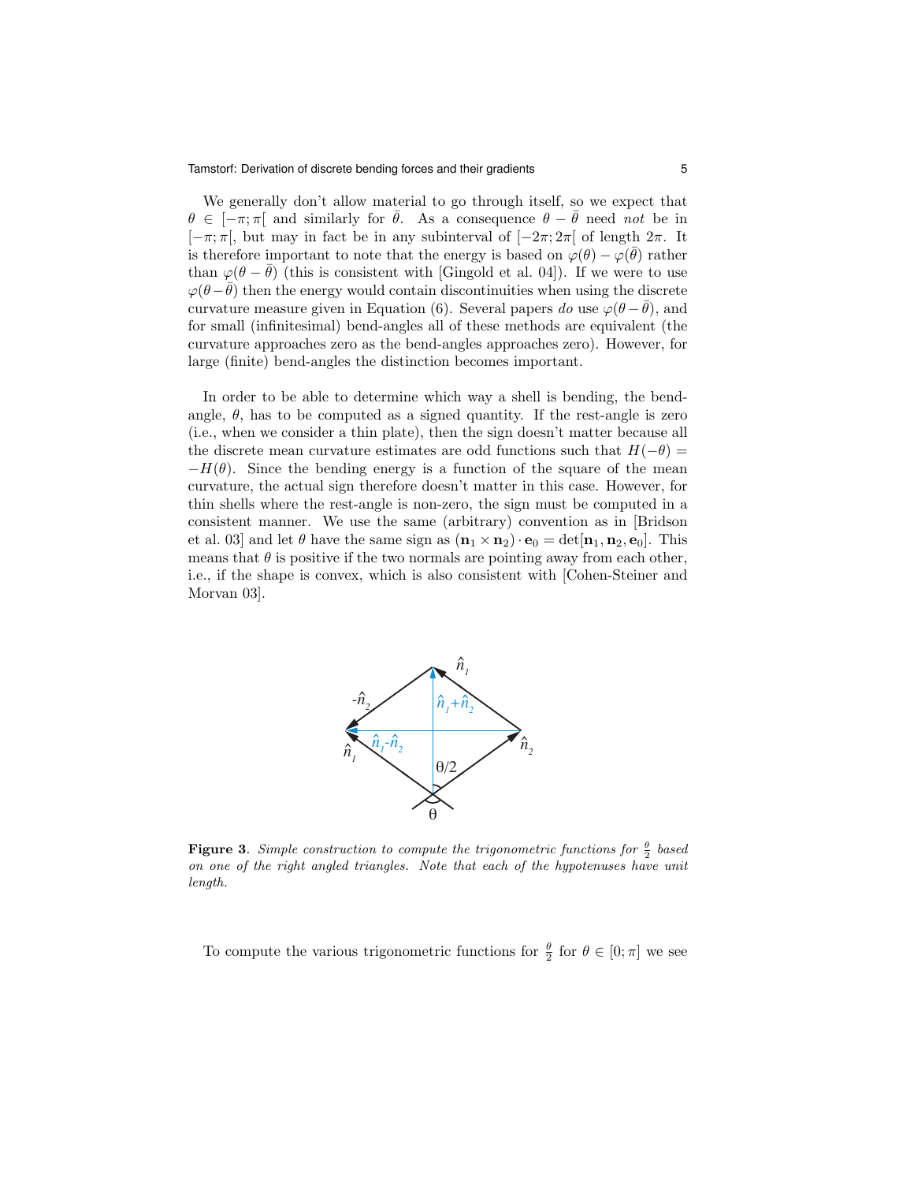We generally don't allow material to go through itself, so we expect that $\theta \in [-\pi;\pi[$ and similarly for $\bar{\theta}$. As a consequence $\theta - \bar{\theta}$ need *not* be in $[-\pi;\pi[$, but may in fact be in any subinterval of $[-2\pi;2\pi[$ of length $2\pi$. It is therefore important to note that the energy is based on $\varphi(\theta) - \varphi(\bar{\theta})$ rather than $\varphi(\theta - \bar{\theta})$ (this is consistent with [Gingold et al. 04]). If we were to use $\varphi(\theta - \bar{\theta})$ then the energy would contain discontinuities when using the discrete curvature measure given in Equation (6). Several papers *do* use $\varphi(\theta - \bar{\theta})$, and for small (infinitesimal) bend-angles all of these methods are equivalent (the curvature approaches zero as the bend-angles approaches zero). However, for large (finite) bend-angles the distinction becomes important.

In order to be able to determine which way a shell is bending, the bend-angle, $\theta$, has to be computed as a signed quantity. If the rest-angle is zero (i.e., when we consider a thin plate), then the sign doesn't matter because all the discrete mean curvature estimates are odd functions such that $H(-\theta) = -H(\theta)$. Since the bending energy is a function of the square of the mean curvature, the actual sign therefore doesn't matter in this case. However, for thin shells where the rest-angle is non-zero, the sign must be computed in a consistent manner. We use the same (arbitrary) convention as in [Bridson et al. 03] and let $\theta$ have the same sign as $(\mathbf{n}_1 \times \mathbf{n}_2) \cdot \mathbf{e}_0 = \det[\mathbf{n}_1, \mathbf{n}_2, \mathbf{e}_0]$. This means that $\theta$ is positive if the two normals are pointing away from each other, i.e., if the shape is convex, which is also consistent with [Cohen-Steiner and Morvan 03].

**Figure 3**. *Simple construction to compute the trigonometric functions for $\frac{\theta}{2}$ based on one of the right angled triangles. Note that each of the hypotenuses have unit length.*

To compute the various trigonometric functions for $\frac{\theta}{2}$ for $\theta \in [0;\pi]$ we see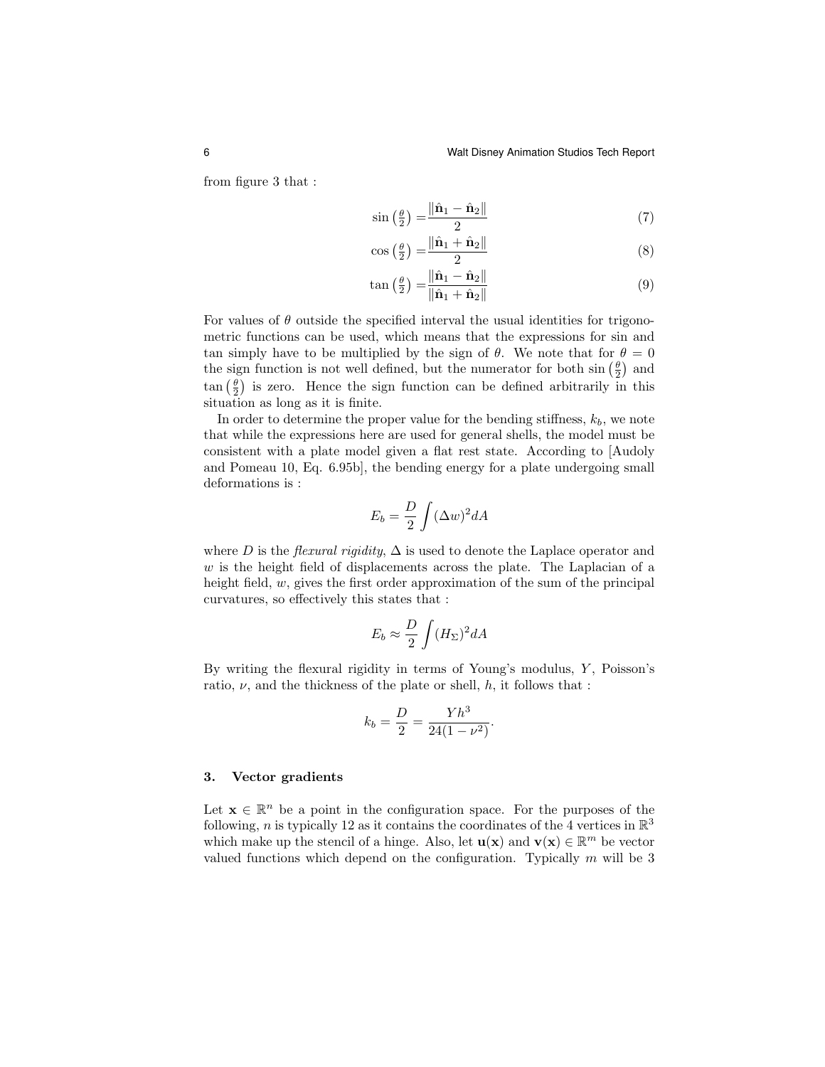from figure 3 that :

$$\sin\left(\tfrac{\theta}{2}\right) = \frac{\|\hat{\mathbf{n}}_1 - \hat{\mathbf{n}}_2\|}{2} \tag{7}$$

$$\cos\left(\tfrac{\theta}{2}\right) = \frac{\|\hat{\mathbf{n}}_1 + \hat{\mathbf{n}}_2\|}{2} \tag{8}$$

$$\tan\left(\tfrac{\theta}{2}\right) = \frac{\|\hat{\mathbf{n}}_1 - \hat{\mathbf{n}}_2\|}{\|\hat{\mathbf{n}}_1 + \hat{\mathbf{n}}_2\|} \tag{9}$$

For values of $\theta$ outside the specified interval the usual identities for trigonometric functions can be used, which means that the expressions for sin and tan simply have to be multiplied by the sign of $\theta$. We note that for $\theta = 0$ the sign function is not well defined, but the numerator for both $\sin\left(\frac{\theta}{2}\right)$ and $\tan\left(\frac{\theta}{2}\right)$ is zero. Hence the sign function can be defined arbitrarily in this situation as long as it is finite.

In order to determine the proper value for the bending stiffness, $k_b$, we note that while the expressions here are used for general shells, the model must be consistent with a plate model given a flat rest state. According to [Audoly and Pomeau 10, Eq. 6.95b], the bending energy for a plate undergoing small deformations is :

$$E_b = \frac{D}{2} \int (\Delta w)^2 dA$$

where $D$ is the *flexural rigidity*, $\Delta$ is used to denote the Laplace operator and $w$ is the height field of displacements across the plate. The Laplacian of a height field, $w$, gives the first order approximation of the sum of the principal curvatures, so effectively this states that :

$$E_b \approx \frac{D}{2} \int (H_\Sigma)^2 dA$$

By writing the flexural rigidity in terms of Young's modulus, $Y$, Poisson's ratio, $\nu$, and the thickness of the plate or shell, $h$, it follows that :

$$k_b = \frac{D}{2} = \frac{Yh^3}{24(1-\nu^2)}.$$

## 3. Vector gradients

Let $\mathbf{x} \in \mathbb{R}^n$ be a point in the configuration space. For the purposes of the following, $n$ is typically 12 as it contains the coordinates of the 4 vertices in $\mathbb{R}^3$ which make up the stencil of a hinge. Also, let $\mathbf{u}(\mathbf{x})$ and $\mathbf{v}(\mathbf{x}) \in \mathbb{R}^m$ be vector valued functions which depend on the configuration. Typically $m$ will be 3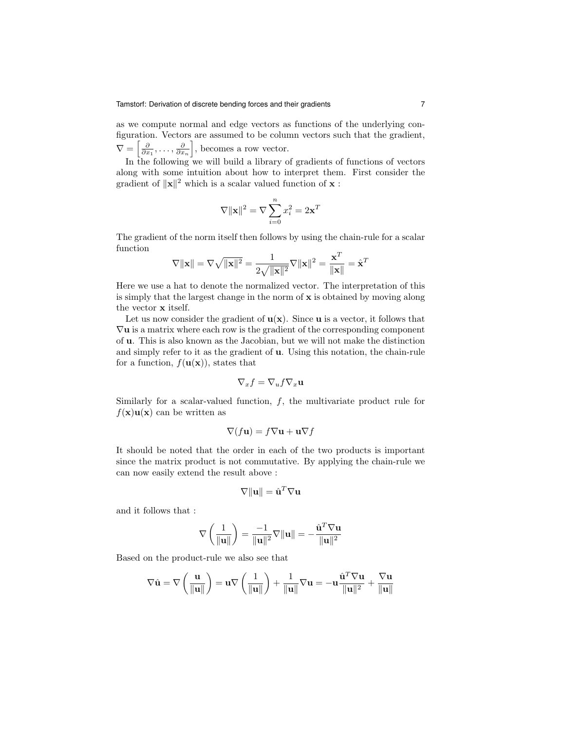as we compute normal and edge vectors as functions of the underlying configuration. Vectors are assumed to be column vectors such that the gradient, $\nabla = \left[\frac{\partial}{\partial x_1}, \ldots, \frac{\partial}{\partial x_n}\right]$, becomes a row vector.

In the following we will build a library of gradients of functions of vectors along with some intuition about how to interpret them. First consider the gradient of $\|\mathbf{x}\|^2$ which is a scalar valued function of $\mathbf{x}$ :

$$\nabla \|\mathbf{x}\|^2 = \nabla \sum_{i=0}^{n} x_i^2 = 2\mathbf{x}^T$$

The gradient of the norm itself then follows by using the chain-rule for a scalar function

$$\nabla \|\mathbf{x}\| = \nabla \sqrt{\|\mathbf{x}\|^2} = \frac{1}{2\sqrt{\|\mathbf{x}\|^2}} \nabla \|\mathbf{x}\|^2 = \frac{\mathbf{x}^T}{\|\mathbf{x}\|} = \hat{\mathbf{x}}^T$$

Here we use a hat to denote the normalized vector. The interpretation of this is simply that the largest change in the norm of $\mathbf{x}$ is obtained by moving along the vector $\mathbf{x}$ itself.

Let us now consider the gradient of $\mathbf{u}(\mathbf{x})$. Since $\mathbf{u}$ is a vector, it follows that $\nabla \mathbf{u}$ is a matrix where each row is the gradient of the corresponding component of $\mathbf{u}$. This is also known as the Jacobian, but we will not make the distinction and simply refer to it as the gradient of $\mathbf{u}$. Using this notation, the chain-rule for a function, $f(\mathbf{u}(\mathbf{x}))$, states that

$$\nabla_x f = \nabla_u f \nabla_x \mathbf{u}$$

Similarly for a scalar-valued function, $f$, the multivariate product rule for $f(\mathbf{x})\mathbf{u}(\mathbf{x})$ can be written as

$$\nabla (f\mathbf{u}) = f \nabla \mathbf{u} + \mathbf{u} \nabla f$$

It should be noted that the order in each of the two products is important since the matrix product is not commutative. By applying the chain-rule we can now easily extend the result above :

$$\nabla \|\mathbf{u}\| = \hat{\mathbf{u}}^T \nabla \mathbf{u}$$

and it follows that :

$$\nabla \left(\frac{1}{\|\mathbf{u}\|}\right) = \frac{-1}{\|\mathbf{u}\|^2} \nabla \|\mathbf{u}\| = -\frac{\hat{\mathbf{u}}^T \nabla \mathbf{u}}{\|\mathbf{u}\|^2}$$

Based on the product-rule we also see that

$$\nabla \hat{\mathbf{u}} = \nabla \left(\frac{\mathbf{u}}{\|\mathbf{u}\|}\right) = \mathbf{u} \nabla \left(\frac{1}{\|\mathbf{u}\|}\right) + \frac{1}{\|\mathbf{u}\|} \nabla \mathbf{u} = -\mathbf{u} \frac{\hat{\mathbf{u}}^T \nabla \mathbf{u}}{\|\mathbf{u}\|^2} + \frac{\nabla \mathbf{u}}{\|\mathbf{u}\|}$$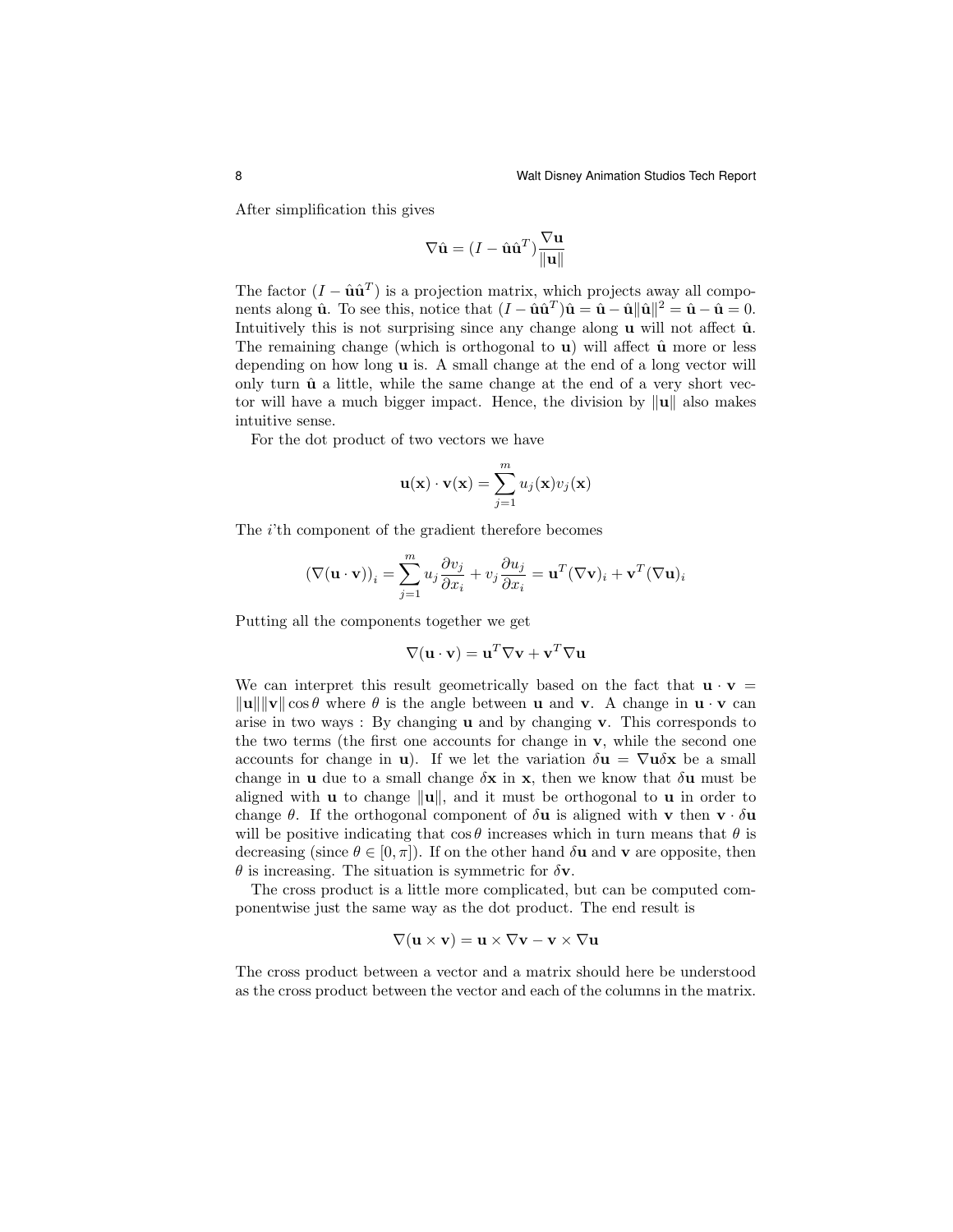After simplification this gives

$$\nabla \hat{\mathbf{u}} = (I - \hat{\mathbf{u}}\hat{\mathbf{u}}^T)\frac{\nabla \mathbf{u}}{\|\mathbf{u}\|}$$

The factor $(I - \hat{\mathbf{u}}\hat{\mathbf{u}}^T)$ is a projection matrix, which projects away all components along $\hat{\mathbf{u}}$. To see this, notice that $(I - \hat{\mathbf{u}}\hat{\mathbf{u}}^T)\hat{\mathbf{u}} = \hat{\mathbf{u}} - \hat{\mathbf{u}}\|\hat{\mathbf{u}}\|^2 = \hat{\mathbf{u}} - \hat{\mathbf{u}} = 0$. Intuitively this is not surprising since any change along $\mathbf{u}$ will not affect $\hat{\mathbf{u}}$. The remaining change (which is orthogonal to $\mathbf{u}$) will affect $\hat{\mathbf{u}}$ more or less depending on how long $\mathbf{u}$ is. A small change at the end of a long vector will only turn $\hat{\mathbf{u}}$ a little, while the same change at the end of a very short vector will have a much bigger impact. Hence, the division by $\|\mathbf{u}\|$ also makes intuitive sense.

For the dot product of two vectors we have

$$\mathbf{u}(\mathbf{x}) \cdot \mathbf{v}(\mathbf{x}) = \sum_{j=1}^{m} u_j(\mathbf{x}) v_j(\mathbf{x})$$

The $i$'th component of the gradient therefore becomes

$$(\nabla(\mathbf{u} \cdot \mathbf{v}))_i = \sum_{j=1}^{m} u_j \frac{\partial v_j}{\partial x_i} + v_j \frac{\partial u_j}{\partial x_i} = \mathbf{u}^T (\nabla \mathbf{v})_i + \mathbf{v}^T (\nabla \mathbf{u})_i$$

Putting all the components together we get

$$\nabla(\mathbf{u} \cdot \mathbf{v}) = \mathbf{u}^T \nabla \mathbf{v} + \mathbf{v}^T \nabla \mathbf{u}$$

We can interpret this result geometrically based on the fact that $\mathbf{u} \cdot \mathbf{v} = \|\mathbf{u}\|\|\mathbf{v}\| \cos\theta$ where $\theta$ is the angle between $\mathbf{u}$ and $\mathbf{v}$. A change in $\mathbf{u} \cdot \mathbf{v}$ can arise in two ways : By changing $\mathbf{u}$ and by changing $\mathbf{v}$. This corresponds to the two terms (the first one accounts for change in $\mathbf{v}$, while the second one accounts for change in $\mathbf{u}$). If we let the variation $\delta\mathbf{u} = \nabla \mathbf{u} \delta\mathbf{x}$ be a small change in $\mathbf{u}$ due to a small change $\delta\mathbf{x}$ in $\mathbf{x}$, then we know that $\delta\mathbf{u}$ must be aligned with $\mathbf{u}$ to change $\|\mathbf{u}\|$, and it must be orthogonal to $\mathbf{u}$ in order to change $\theta$. If the orthogonal component of $\delta\mathbf{u}$ is aligned with $\mathbf{v}$ then $\mathbf{v} \cdot \delta\mathbf{u}$ will be positive indicating that $\cos\theta$ increases which in turn means that $\theta$ is decreasing (since $\theta \in [0, \pi]$). If on the other hand $\delta\mathbf{u}$ and $\mathbf{v}$ are opposite, then $\theta$ is increasing. The situation is symmetric for $\delta\mathbf{v}$.

The cross product is a little more complicated, but can be computed componentwise just the same way as the dot product. The end result is

$$\nabla(\mathbf{u} \times \mathbf{v}) = \mathbf{u} \times \nabla \mathbf{v} - \mathbf{v} \times \nabla \mathbf{u}$$

The cross product between a vector and a matrix should here be understood as the cross product between the vector and each of the columns in the matrix.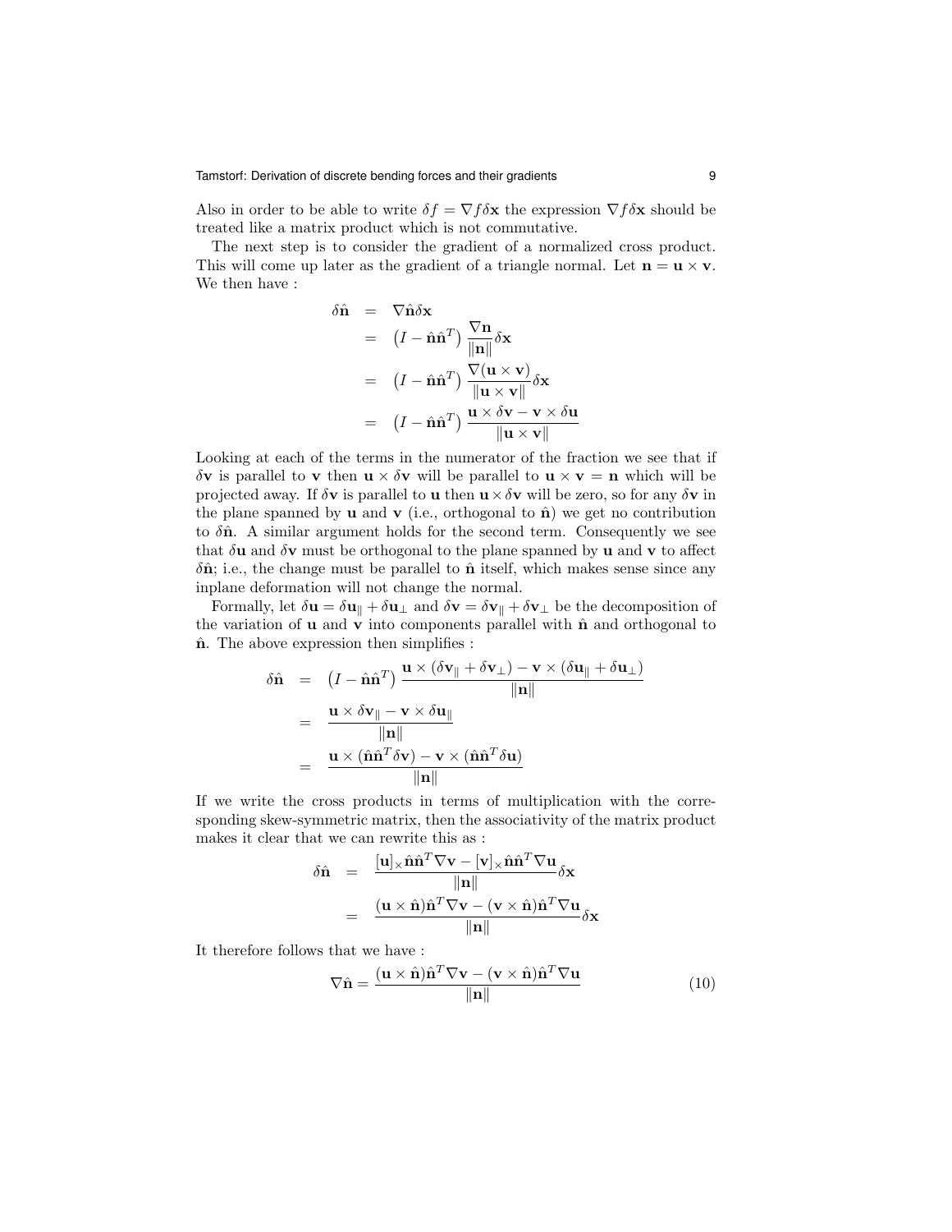Also in order to be able to write $\delta f = \nabla f \delta \mathbf{x}$ the expression $\nabla f \delta \mathbf{x}$ should be treated like a matrix product which is not commutative.

The next step is to consider the gradient of a normalized cross product. This will come up later as the gradient of a triangle normal. Let $\mathbf{n} = \mathbf{u} \times \mathbf{v}$. We then have :

$$
\begin{aligned}
\delta \hat{\mathbf{n}} &= \nabla \hat{\mathbf{n}} \delta \mathbf{x} \\
&= \left(I - \hat{\mathbf{n}}\hat{\mathbf{n}}^T\right) \frac{\nabla \mathbf{n}}{\|\mathbf{n}\|} \delta \mathbf{x} \\
&= \left(I - \hat{\mathbf{n}}\hat{\mathbf{n}}^T\right) \frac{\nabla (\mathbf{u} \times \mathbf{v})}{\|\mathbf{u} \times \mathbf{v}\|} \delta \mathbf{x} \\
&= \left(I - \hat{\mathbf{n}}\hat{\mathbf{n}}^T\right) \frac{\mathbf{u} \times \delta \mathbf{v} - \mathbf{v} \times \delta \mathbf{u}}{\|\mathbf{u} \times \mathbf{v}\|}
\end{aligned}
$$

Looking at each of the terms in the numerator of the fraction we see that if $\delta \mathbf{v}$ is parallel to $\mathbf{v}$ then $\mathbf{u} \times \delta \mathbf{v}$ will be parallel to $\mathbf{u} \times \mathbf{v} = \mathbf{n}$ which will be projected away. If $\delta \mathbf{v}$ is parallel to $\mathbf{u}$ then $\mathbf{u} \times \delta \mathbf{v}$ will be zero, so for any $\delta \mathbf{v}$ in the plane spanned by $\mathbf{u}$ and $\mathbf{v}$ (i.e., orthogonal to $\hat{\mathbf{n}}$) we get no contribution to $\delta \hat{\mathbf{n}}$. A similar argument holds for the second term. Consequently we see that $\delta \mathbf{u}$ and $\delta \mathbf{v}$ must be orthogonal to the plane spanned by $\mathbf{u}$ and $\mathbf{v}$ to affect $\delta \hat{\mathbf{n}}$; i.e., the change must be parallel to $\hat{\mathbf{n}}$ itself, which makes sense since any inplane deformation will not change the normal.

Formally, let $\delta \mathbf{u} = \delta \mathbf{u}_\parallel + \delta \mathbf{u}_\perp$ and $\delta \mathbf{v} = \delta \mathbf{v}_\parallel + \delta \mathbf{v}_\perp$ be the decomposition of the variation of $\mathbf{u}$ and $\mathbf{v}$ into components parallel with $\hat{\mathbf{n}}$ and orthogonal to $\hat{\mathbf{n}}$. The above expression then simplifies :

$$
\begin{aligned}
\delta \hat{\mathbf{n}} &= \left(I - \hat{\mathbf{n}}\hat{\mathbf{n}}^T\right) \frac{\mathbf{u} \times (\delta \mathbf{v}_\parallel + \delta \mathbf{v}_\perp) - \mathbf{v} \times (\delta \mathbf{u}_\parallel + \delta \mathbf{u}_\perp)}{\|\mathbf{n}\|} \\
&= \frac{\mathbf{u} \times \delta \mathbf{v}_\parallel - \mathbf{v} \times \delta \mathbf{u}_\parallel}{\|\mathbf{n}\|} \\
&= \frac{\mathbf{u} \times (\hat{\mathbf{n}}\hat{\mathbf{n}}^T \delta \mathbf{v}) - \mathbf{v} \times (\hat{\mathbf{n}}\hat{\mathbf{n}}^T \delta \mathbf{u})}{\|\mathbf{n}\|}
\end{aligned}
$$

If we write the cross products in terms of multiplication with the corresponding skew-symmetric matrix, then the associativity of the matrix product makes it clear that we can rewrite this as :

$$
\begin{aligned}
\delta \hat{\mathbf{n}} &= \frac{[\mathbf{u}]_\times \hat{\mathbf{n}}\hat{\mathbf{n}}^T \nabla \mathbf{v} - [\mathbf{v}]_\times \hat{\mathbf{n}}\hat{\mathbf{n}}^T \nabla \mathbf{u}}{\|\mathbf{n}\|} \delta \mathbf{x} \\
&= \frac{(\mathbf{u} \times \hat{\mathbf{n}})\hat{\mathbf{n}}^T \nabla \mathbf{v} - (\mathbf{v} \times \hat{\mathbf{n}})\hat{\mathbf{n}}^T \nabla \mathbf{u}}{\|\mathbf{n}\|} \delta \mathbf{x}
\end{aligned}
$$

It therefore follows that we have :

$$
\nabla \hat{\mathbf{n}} = \frac{(\mathbf{u} \times \hat{\mathbf{n}})\hat{\mathbf{n}}^T \nabla \mathbf{v} - (\mathbf{v} \times \hat{\mathbf{n}})\hat{\mathbf{n}}^T \nabla \mathbf{u}}{\|\mathbf{n}\|} \tag{10}
$$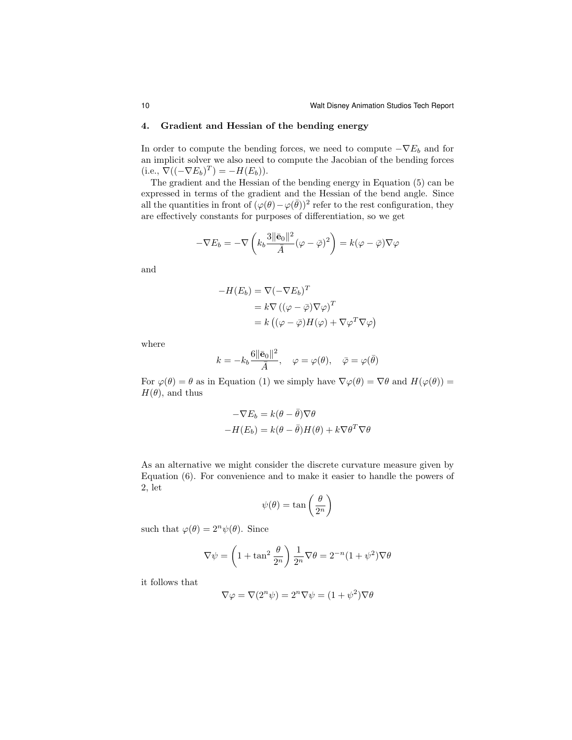## 4. Gradient and Hessian of the bending energy

In order to compute the bending forces, we need to compute $-\nabla E_b$ and for an implicit solver we also need to compute the Jacobian of the bending forces (i.e., $\nabla((-\nabla E_b)^T) = -H(E_b)$).

The gradient and the Hessian of the bending energy in Equation (5) can be expressed in terms of the gradient and the Hessian of the bend angle. Since all the quantities in front of $(\varphi(\theta) - \varphi(\bar{\theta}))^2$ refer to the rest configuration, they are effectively constants for purposes of differentiation, so we get

$$-\nabla E_b = -\nabla \left( k_b \frac{3\|\bar{\mathbf{e}}_0\|^2}{\bar{A}} (\varphi - \bar{\varphi})^2 \right) = k(\varphi - \bar{\varphi})\nabla\varphi$$

and

$$\begin{aligned}
-H(E_b) &= \nabla(-\nabla E_b)^T \\
&= k\nabla\left((\varphi - \bar{\varphi})\nabla\varphi\right)^T \\
&= k\left((\varphi - \bar{\varphi})H(\varphi) + \nabla\varphi^T\nabla\varphi\right)
\end{aligned}$$

where

$$k = -k_b \frac{6\|\bar{\mathbf{e}}_0\|^2}{\bar{A}}, \quad \varphi = \varphi(\theta), \quad \bar{\varphi} = \varphi(\bar{\theta})$$

For $\varphi(\theta) = \theta$ as in Equation (1) we simply have $\nabla\varphi(\theta) = \nabla\theta$ and $H(\varphi(\theta)) = H(\theta)$, and thus

$$\begin{aligned}
-\nabla E_b &= k(\theta - \bar{\theta})\nabla\theta \\
-H(E_b) &= k(\theta - \bar{\theta})H(\theta) + k\nabla\theta^T\nabla\theta
\end{aligned}$$

As an alternative we might consider the discrete curvature measure given by Equation (6). For convenience and to make it easier to handle the powers of 2, let

$$\psi(\theta) = \tan\left(\frac{\theta}{2^n}\right)$$

such that $\varphi(\theta) = 2^n\psi(\theta)$. Since

$$\nabla\psi = \left(1 + \tan^2\frac{\theta}{2^n}\right)\frac{1}{2^n}\nabla\theta = 2^{-n}(1 + \psi^2)\nabla\theta$$

it follows that

$$\nabla\varphi = \nabla(2^n\psi) = 2^n\nabla\psi = (1 + \psi^2)\nabla\theta$$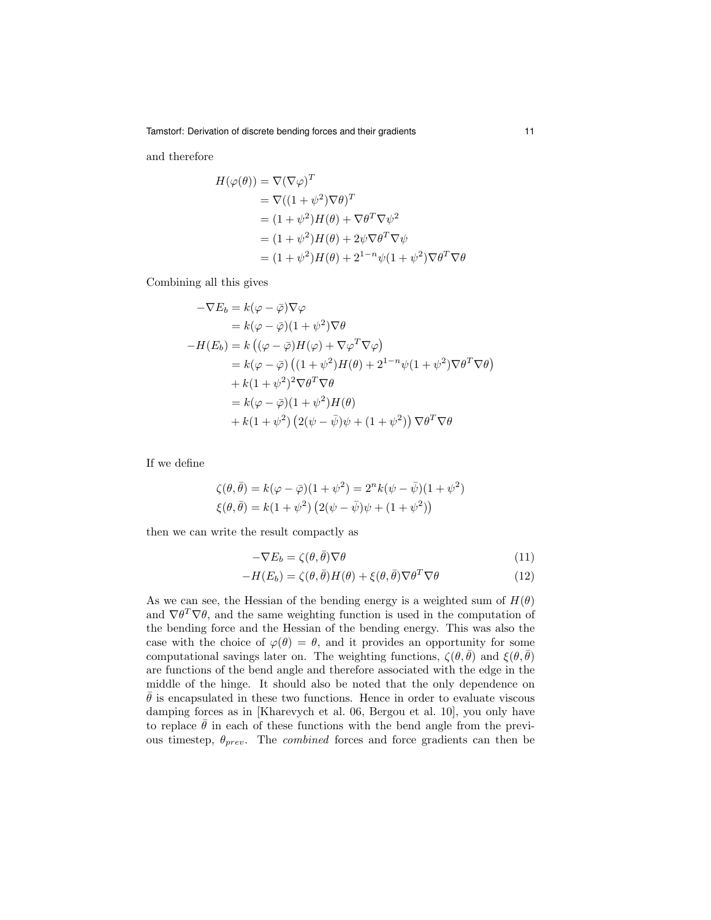and therefore

$$
\begin{aligned}
H(\varphi(\theta)) &= \nabla(\nabla\varphi)^T \\
&= \nabla((1+\psi^2)\nabla\theta)^T \\
&= (1+\psi^2)H(\theta) + \nabla\theta^T\nabla\psi^2 \\
&= (1+\psi^2)H(\theta) + 2\psi\nabla\theta^T\nabla\psi \\
&= (1+\psi^2)H(\theta) + 2^{1-n}\psi(1+\psi^2)\nabla\theta^T\nabla\theta
\end{aligned}
$$

Combining all this gives

$$
\begin{aligned}
-\nabla E_b &= k(\varphi - \bar{\varphi})\nabla\varphi \\
&= k(\varphi - \bar{\varphi})(1+\psi^2)\nabla\theta \\
-H(E_b) &= k\left((\varphi - \bar{\varphi})H(\varphi) + \nabla\varphi^T\nabla\varphi\right) \\
&= k(\varphi - \bar{\varphi})\left((1+\psi^2)H(\theta) + 2^{1-n}\psi(1+\psi^2)\nabla\theta^T\nabla\theta\right) \\
&\quad + k(1+\psi^2)^2\nabla\theta^T\nabla\theta \\
&= k(\varphi - \bar{\varphi})(1+\psi^2)H(\theta) \\
&\quad + k(1+\psi^2)\left(2(\psi - \bar{\psi})\psi + (1+\psi^2)\right)\nabla\theta^T\nabla\theta
\end{aligned}
$$

If we define

$$
\begin{aligned}
\zeta(\theta,\bar{\theta}) &= k(\varphi - \bar{\varphi})(1+\psi^2) = 2^n k(\psi - \bar{\psi})(1+\psi^2) \\
\xi(\theta,\bar{\theta}) &= k(1+\psi^2)\left(2(\psi - \bar{\psi})\psi + (1+\psi^2)\right)
\end{aligned}
$$

then we can write the result compactly as

$$
-\nabla E_b = \zeta(\theta,\bar{\theta})\nabla\theta \tag{11}
$$

$$
-H(E_b) = \zeta(\theta,\bar{\theta})H(\theta) + \xi(\theta,\bar{\theta})\nabla\theta^T\nabla\theta \tag{12}
$$

As we can see, the Hessian of the bending energy is a weighted sum of $H(\theta)$ and $\nabla\theta^T\nabla\theta$, and the same weighting function is used in the computation of the bending force and the Hessian of the bending energy. This was also the case with the choice of $\varphi(\theta) = \theta$, and it provides an opportunity for some computational savings later on. The weighting functions, $\zeta(\theta,\bar{\theta})$ and $\xi(\theta,\bar{\theta})$ are functions of the bend angle and therefore associated with the edge in the middle of the hinge. It should also be noted that the only dependence on $\bar{\theta}$ is encapsulated in these two functions. Hence in order to evaluate viscous damping forces as in [Kharevych et al. 06, Bergou et al. 10], you only have to replace $\bar{\theta}$ in each of these functions with the bend angle from the previous timestep, $\theta_{prev}$. The *combined* forces and force gradients can then be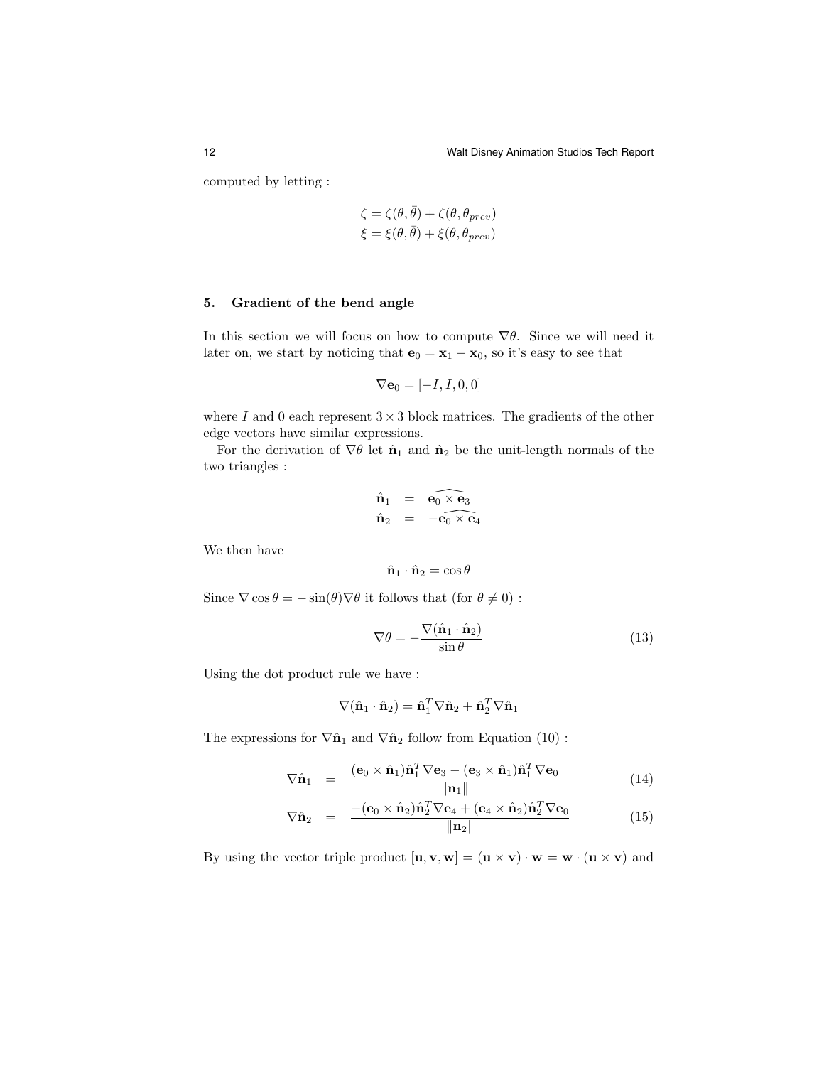computed by letting :

$$\zeta = \zeta(\theta, \bar{\theta}) + \zeta(\theta, \theta_{prev})$$
$$\xi = \xi(\theta, \bar{\theta}) + \xi(\theta, \theta_{prev})$$

## 5. Gradient of the bend angle

In this section we will focus on how to compute $\nabla\theta$. Since we will need it later on, we start by noticing that $\mathbf{e}_0 = \mathbf{x}_1 - \mathbf{x}_0$, so it's easy to see that

$$\nabla \mathbf{e}_0 = [-I, I, 0, 0]$$

where $I$ and $0$ each represent $3 \times 3$ block matrices. The gradients of the other edge vectors have similar expressions.

For the derivation of $\nabla\theta$ let $\hat{\mathbf{n}}_1$ and $\hat{\mathbf{n}}_2$ be the unit-length normals of the two triangles :

$$\begin{aligned} \hat{\mathbf{n}}_1 &= \widehat{\mathbf{e}_0 \times \mathbf{e}_3} \\ \hat{\mathbf{n}}_2 &= -\widehat{\mathbf{e}_0 \times \mathbf{e}_4} \end{aligned}$$

We then have

$$\hat{\mathbf{n}}_1 \cdot \hat{\mathbf{n}}_2 = \cos\theta$$

Since $\nabla \cos\theta = -\sin(\theta)\nabla\theta$ it follows that (for $\theta \neq 0$) :

$$\nabla\theta = -\frac{\nabla(\hat{\mathbf{n}}_1 \cdot \hat{\mathbf{n}}_2)}{\sin\theta} \tag{13}$$

Using the dot product rule we have :

$$\nabla(\hat{\mathbf{n}}_1 \cdot \hat{\mathbf{n}}_2) = \hat{\mathbf{n}}_1^T \nabla \hat{\mathbf{n}}_2 + \hat{\mathbf{n}}_2^T \nabla \hat{\mathbf{n}}_1$$

The expressions for $\nabla\hat{\mathbf{n}}_1$ and $\nabla\hat{\mathbf{n}}_2$ follow from Equation (10) :

$$\nabla \hat{\mathbf{n}}_1 = \frac{(\mathbf{e}_0 \times \hat{\mathbf{n}}_1)\hat{\mathbf{n}}_1^T \nabla \mathbf{e}_3 - (\mathbf{e}_3 \times \hat{\mathbf{n}}_1)\hat{\mathbf{n}}_1^T \nabla \mathbf{e}_0}{\|\mathbf{n}_1\|} \tag{14}$$

$$\nabla \hat{\mathbf{n}}_2 = \frac{-(\mathbf{e}_0 \times \hat{\mathbf{n}}_2)\hat{\mathbf{n}}_2^T \nabla \mathbf{e}_4 + (\mathbf{e}_4 \times \hat{\mathbf{n}}_2)\hat{\mathbf{n}}_2^T \nabla \mathbf{e}_0}{\|\mathbf{n}_2\|} \tag{15}$$

By using the vector triple product $[\mathbf{u}, \mathbf{v}, \mathbf{w}] = (\mathbf{u} \times \mathbf{v}) \cdot \mathbf{w} = \mathbf{w} \cdot (\mathbf{u} \times \mathbf{v})$ and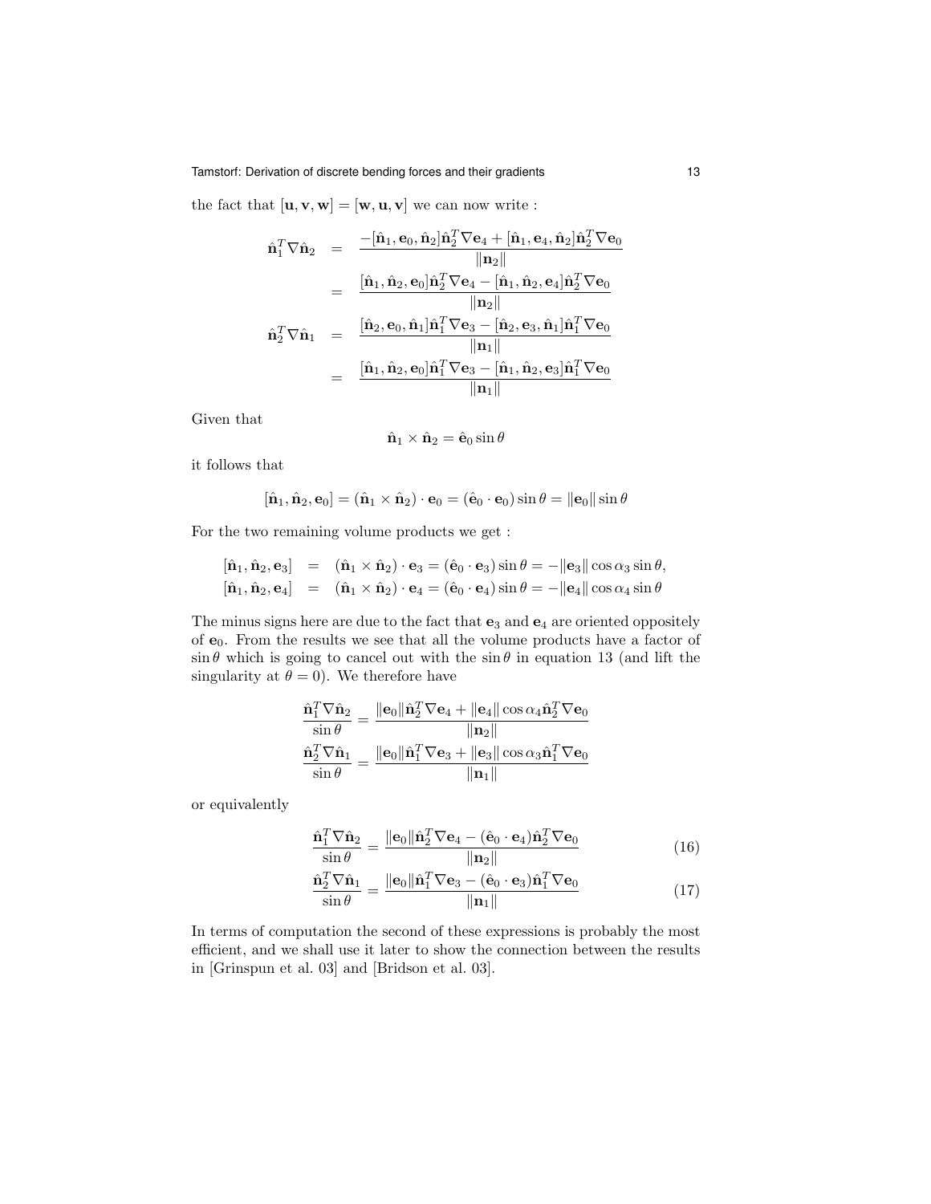the fact that $[\mathbf{u}, \mathbf{v}, \mathbf{w}] = [\mathbf{w}, \mathbf{u}, \mathbf{v}]$ we can now write :

$$
\begin{aligned}
\hat{\mathbf{n}}_1^T \nabla \hat{\mathbf{n}}_2 &= \frac{-[\hat{\mathbf{n}}_1, \mathbf{e}_0, \hat{\mathbf{n}}_2]\hat{\mathbf{n}}_2^T \nabla \mathbf{e}_4 + [\hat{\mathbf{n}}_1, \mathbf{e}_4, \hat{\mathbf{n}}_2]\hat{\mathbf{n}}_2^T \nabla \mathbf{e}_0}{\|\mathbf{n}_2\|} \\
&= \frac{[\hat{\mathbf{n}}_1, \hat{\mathbf{n}}_2, \mathbf{e}_0]\hat{\mathbf{n}}_2^T \nabla \mathbf{e}_4 - [\hat{\mathbf{n}}_1, \hat{\mathbf{n}}_2, \mathbf{e}_4]\hat{\mathbf{n}}_2^T \nabla \mathbf{e}_0}{\|\mathbf{n}_2\|} \\
\hat{\mathbf{n}}_2^T \nabla \hat{\mathbf{n}}_1 &= \frac{[\hat{\mathbf{n}}_2, \mathbf{e}_0, \hat{\mathbf{n}}_1]\hat{\mathbf{n}}_1^T \nabla \mathbf{e}_3 - [\hat{\mathbf{n}}_2, \mathbf{e}_3, \hat{\mathbf{n}}_1]\hat{\mathbf{n}}_1^T \nabla \mathbf{e}_0}{\|\mathbf{n}_1\|} \\
&= \frac{[\hat{\mathbf{n}}_1, \hat{\mathbf{n}}_2, \mathbf{e}_0]\hat{\mathbf{n}}_1^T \nabla \mathbf{e}_3 - [\hat{\mathbf{n}}_1, \hat{\mathbf{n}}_2, \mathbf{e}_3]\hat{\mathbf{n}}_1^T \nabla \mathbf{e}_0}{\|\mathbf{n}_1\|}
\end{aligned}
$$

Given that

$$
\hat{\mathbf{n}}_1 \times \hat{\mathbf{n}}_2 = \hat{\mathbf{e}}_0 \sin\theta
$$

it follows that

$$
[\hat{\mathbf{n}}_1, \hat{\mathbf{n}}_2, \mathbf{e}_0] = (\hat{\mathbf{n}}_1 \times \hat{\mathbf{n}}_2) \cdot \mathbf{e}_0 = (\hat{\mathbf{e}}_0 \cdot \mathbf{e}_0)\sin\theta = \|\mathbf{e}_0\| \sin\theta
$$

For the two remaining volume products we get :

$$
\begin{aligned}
[\hat{\mathbf{n}}_1, \hat{\mathbf{n}}_2, \mathbf{e}_3] &= (\hat{\mathbf{n}}_1 \times \hat{\mathbf{n}}_2) \cdot \mathbf{e}_3 = (\hat{\mathbf{e}}_0 \cdot \mathbf{e}_3)\sin\theta = -\|\mathbf{e}_3\| \cos\alpha_3 \sin\theta, \\
[\hat{\mathbf{n}}_1, \hat{\mathbf{n}}_2, \mathbf{e}_4] &= (\hat{\mathbf{n}}_1 \times \hat{\mathbf{n}}_2) \cdot \mathbf{e}_4 = (\hat{\mathbf{e}}_0 \cdot \mathbf{e}_4)\sin\theta = -\|\mathbf{e}_4\| \cos\alpha_4 \sin\theta
\end{aligned}
$$

The minus signs here are due to the fact that $\mathbf{e}_3$ and $\mathbf{e}_4$ are oriented oppositely of $\mathbf{e}_0$. From the results we see that all the volume products have a factor of $\sin\theta$ which is going to cancel out with the $\sin\theta$ in equation 13 (and lift the singularity at $\theta = 0$). We therefore have

$$
\begin{aligned}
\frac{\hat{\mathbf{n}}_1^T \nabla \hat{\mathbf{n}}_2}{\sin\theta} &= \frac{\|\mathbf{e}_0\| \hat{\mathbf{n}}_2^T \nabla \mathbf{e}_4 + \|\mathbf{e}_4\| \cos\alpha_4 \hat{\mathbf{n}}_2^T \nabla \mathbf{e}_0}{\|\mathbf{n}_2\|} \\
\frac{\hat{\mathbf{n}}_2^T \nabla \hat{\mathbf{n}}_1}{\sin\theta} &= \frac{\|\mathbf{e}_0\| \hat{\mathbf{n}}_1^T \nabla \mathbf{e}_3 + \|\mathbf{e}_3\| \cos\alpha_3 \hat{\mathbf{n}}_1^T \nabla \mathbf{e}_0}{\|\mathbf{n}_1\|}
\end{aligned}
$$

or equivalently

$$
\frac{\hat{\mathbf{n}}_1^T \nabla \hat{\mathbf{n}}_2}{\sin\theta} = \frac{\|\mathbf{e}_0\| \hat{\mathbf{n}}_2^T \nabla \mathbf{e}_4 - (\hat{\mathbf{e}}_0 \cdot \mathbf{e}_4) \hat{\mathbf{n}}_2^T \nabla \mathbf{e}_0}{\|\mathbf{n}_2\|} \tag{16}
$$

$$
\frac{\hat{\mathbf{n}}_2^T \nabla \hat{\mathbf{n}}_1}{\sin\theta} = \frac{\|\mathbf{e}_0\| \hat{\mathbf{n}}_1^T \nabla \mathbf{e}_3 - (\hat{\mathbf{e}}_0 \cdot \mathbf{e}_3) \hat{\mathbf{n}}_1^T \nabla \mathbf{e}_0}{\|\mathbf{n}_1\|} \tag{17}
$$

In terms of computation the second of these expressions is probably the most efficient, and we shall use it later to show the connection between the results in [Grinspun et al. 03] and [Bridson et al. 03].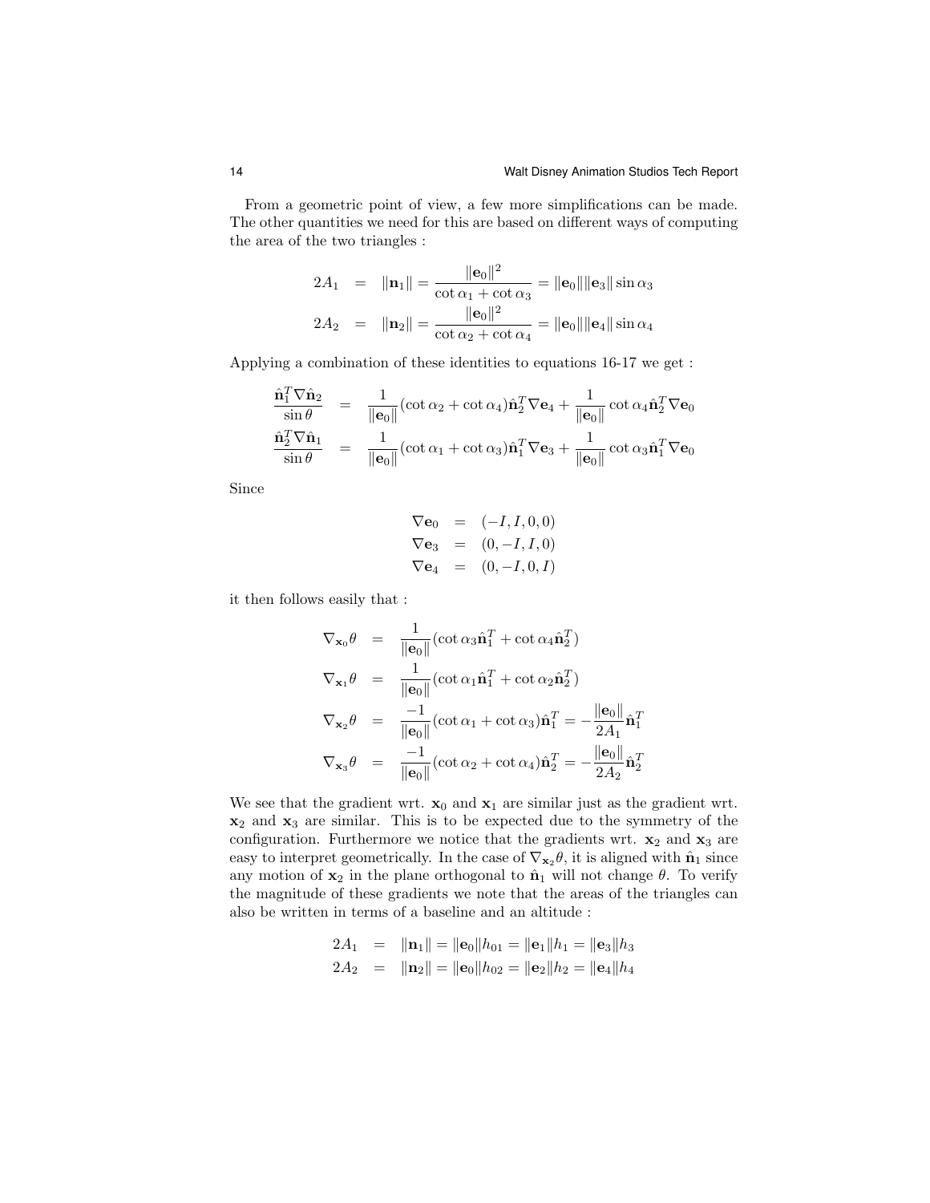From a geometric point of view, a few more simplifications can be made. The other quantities we need for this are based on different ways of computing the area of the two triangles :

$$
\begin{aligned}
2A_1 &= \|\mathbf{n}_1\| = \frac{\|\mathbf{e}_0\|^2}{\cot\alpha_1 + \cot\alpha_3} = \|\mathbf{e}_0\|\|\mathbf{e}_3\|\sin\alpha_3 \\
2A_2 &= \|\mathbf{n}_2\| = \frac{\|\mathbf{e}_0\|^2}{\cot\alpha_2 + \cot\alpha_4} = \|\mathbf{e}_0\|\|\mathbf{e}_4\|\sin\alpha_4
\end{aligned}
$$

Applying a combination of these identities to equations 16-17 we get :

$$
\begin{aligned}
\frac{\hat{\mathbf{n}}_1^T \nabla \hat{\mathbf{n}}_2}{\sin\theta} &= \frac{1}{\|\mathbf{e}_0\|}(\cot\alpha_2 + \cot\alpha_4)\hat{\mathbf{n}}_2^T \nabla \mathbf{e}_4 + \frac{1}{\|\mathbf{e}_0\|}\cot\alpha_4 \hat{\mathbf{n}}_2^T \nabla \mathbf{e}_0 \\
\frac{\hat{\mathbf{n}}_2^T \nabla \hat{\mathbf{n}}_1}{\sin\theta} &= \frac{1}{\|\mathbf{e}_0\|}(\cot\alpha_1 + \cot\alpha_3)\hat{\mathbf{n}}_1^T \nabla \mathbf{e}_3 + \frac{1}{\|\mathbf{e}_0\|}\cot\alpha_3 \hat{\mathbf{n}}_1^T \nabla \mathbf{e}_0
\end{aligned}
$$

Since

$$
\begin{aligned}
\nabla \mathbf{e}_0 &= (-I, I, 0, 0) \\
\nabla \mathbf{e}_3 &= (0, -I, I, 0) \\
\nabla \mathbf{e}_4 &= (0, -I, 0, I)
\end{aligned}
$$

it then follows easily that :

$$
\begin{aligned}
\nabla_{\mathbf{x}_0}\theta &= \frac{1}{\|\mathbf{e}_0\|}(\cot\alpha_3 \hat{\mathbf{n}}_1^T + \cot\alpha_4 \hat{\mathbf{n}}_2^T) \\
\nabla_{\mathbf{x}_1}\theta &= \frac{1}{\|\mathbf{e}_0\|}(\cot\alpha_1 \hat{\mathbf{n}}_1^T + \cot\alpha_2 \hat{\mathbf{n}}_2^T) \\
\nabla_{\mathbf{x}_2}\theta &= \frac{-1}{\|\mathbf{e}_0\|}(\cot\alpha_1 + \cot\alpha_3)\hat{\mathbf{n}}_1^T = -\frac{\|\mathbf{e}_0\|}{2A_1}\hat{\mathbf{n}}_1^T \\
\nabla_{\mathbf{x}_3}\theta &= \frac{-1}{\|\mathbf{e}_0\|}(\cot\alpha_2 + \cot\alpha_4)\hat{\mathbf{n}}_2^T = -\frac{\|\mathbf{e}_0\|}{2A_2}\hat{\mathbf{n}}_2^T
\end{aligned}
$$

We see that the gradient wrt. $\mathbf{x}_0$ and $\mathbf{x}_1$ are similar just as the gradient wrt. $\mathbf{x}_2$ and $\mathbf{x}_3$ are similar. This is to be expected due to the symmetry of the configuration. Furthermore we notice that the gradients wrt. $\mathbf{x}_2$ and $\mathbf{x}_3$ are easy to interpret geometrically. In the case of $\nabla_{\mathbf{x}_2}\theta$, it is aligned with $\hat{\mathbf{n}}_1$ since any motion of $\mathbf{x}_2$ in the plane orthogonal to $\hat{\mathbf{n}}_1$ will not change $\theta$. To verify the magnitude of these gradients we note that the areas of the triangles can also be written in terms of a baseline and an altitude :

$$
\begin{aligned}
2A_1 &= \|\mathbf{n}_1\| = \|\mathbf{e}_0\|h_{01} = \|\mathbf{e}_1\|h_1 = \|\mathbf{e}_3\|h_3 \\
2A_2 &= \|\mathbf{n}_2\| = \|\mathbf{e}_0\|h_{02} = \|\mathbf{e}_2\|h_2 = \|\mathbf{e}_4\|h_4
\end{aligned}
$$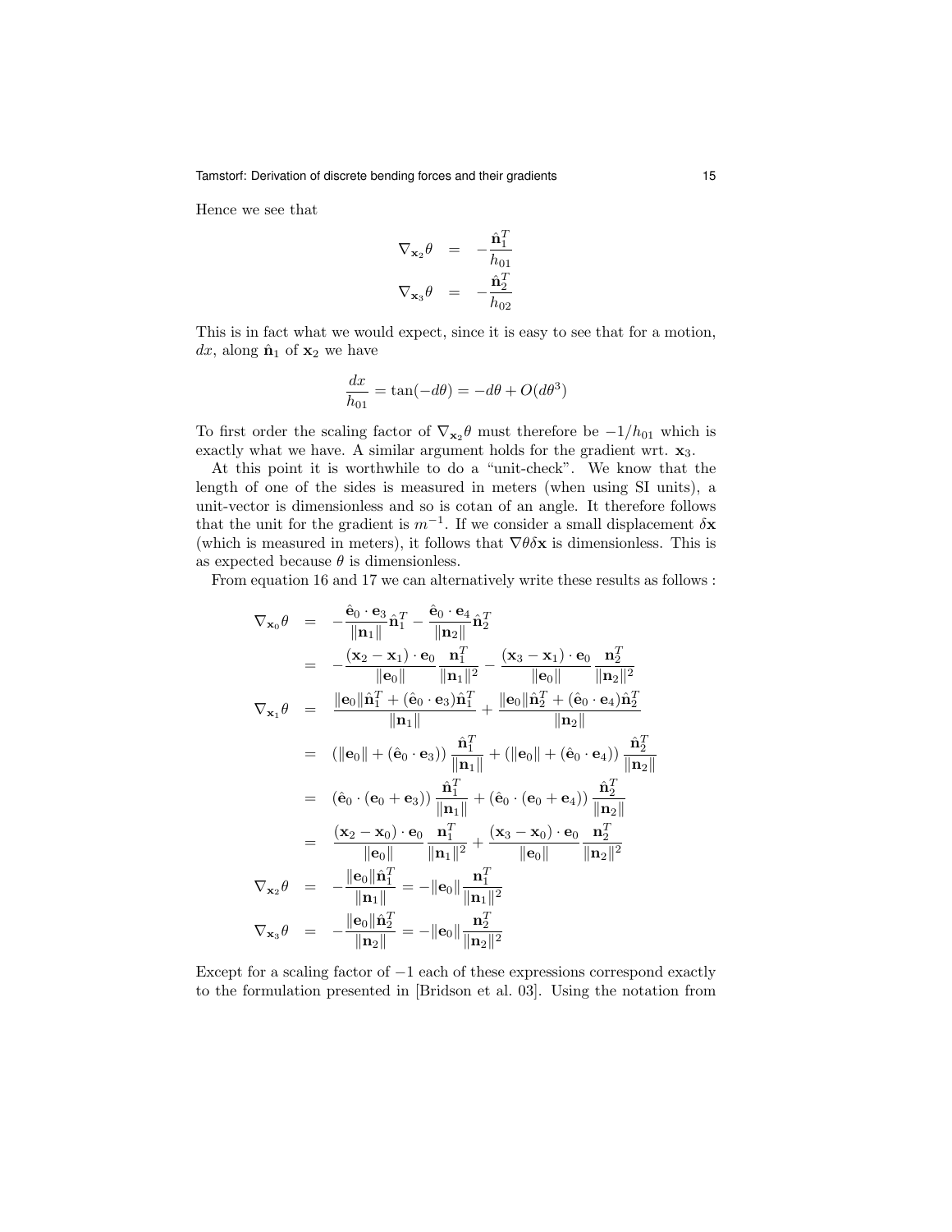Hence we see that

$$
\begin{aligned}
\nabla_{\mathbf{x}_2}\theta &= -\frac{\hat{\mathbf{n}}_1^T}{h_{01}} \\
\nabla_{\mathbf{x}_3}\theta &= -\frac{\hat{\mathbf{n}}_2^T}{h_{02}}
\end{aligned}
$$

This is in fact what we would expect, since it is easy to see that for a motion, $dx$, along $\hat{\mathbf{n}}_1$ of $\mathbf{x}_2$ we have

$$
\frac{dx}{h_{01}} = \tan(-d\theta) = -d\theta + O(d\theta^3)
$$

To first order the scaling factor of $\nabla_{\mathbf{x}_2}\theta$ must therefore be $-1/h_{01}$ which is exactly what we have. A similar argument holds for the gradient wrt. $\mathbf{x}_3$.

At this point it is worthwhile to do a "unit-check". We know that the length of one of the sides is measured in meters (when using SI units), a unit-vector is dimensionless and so is cotan of an angle. It therefore follows that the unit for the gradient is $m^{-1}$. If we consider a small displacement $\delta\mathbf{x}$ (which is measured in meters), it follows that $\nabla\theta\delta\mathbf{x}$ is dimensionless. This is as expected because $\theta$ is dimensionless.

From equation 16 and 17 we can alternatively write these results as follows :

$$
\begin{aligned}
\nabla_{\mathbf{x}_0}\theta &= -\frac{\hat{\mathbf{e}}_0 \cdot \mathbf{e}_3}{\|\mathbf{n}_1\|}\hat{\mathbf{n}}_1^T - \frac{\hat{\mathbf{e}}_0 \cdot \mathbf{e}_4}{\|\mathbf{n}_2\|}\hat{\mathbf{n}}_2^T \\
&= -\frac{(\mathbf{x}_2 - \mathbf{x}_1)\cdot\mathbf{e}_0}{\|\mathbf{e}_0\|}\frac{\mathbf{n}_1^T}{\|\mathbf{n}_1\|^2} - \frac{(\mathbf{x}_3 - \mathbf{x}_1)\cdot\mathbf{e}_0}{\|\mathbf{e}_0\|}\frac{\mathbf{n}_2^T}{\|\mathbf{n}_2\|^2} \\
\nabla_{\mathbf{x}_1}\theta &= \frac{\|\mathbf{e}_0\|\hat{\mathbf{n}}_1^T + (\hat{\mathbf{e}}_0 \cdot \mathbf{e}_3)\hat{\mathbf{n}}_1^T}{\|\mathbf{n}_1\|} + \frac{\|\mathbf{e}_0\|\hat{\mathbf{n}}_2^T + (\hat{\mathbf{e}}_0 \cdot \mathbf{e}_4)\hat{\mathbf{n}}_2^T}{\|\mathbf{n}_2\|} \\
&= (\|\mathbf{e}_0\| + (\hat{\mathbf{e}}_0 \cdot \mathbf{e}_3))\frac{\hat{\mathbf{n}}_1^T}{\|\mathbf{n}_1\|} + (\|\mathbf{e}_0\| + (\hat{\mathbf{e}}_0 \cdot \mathbf{e}_4))\frac{\hat{\mathbf{n}}_2^T}{\|\mathbf{n}_2\|} \\
&= (\hat{\mathbf{e}}_0 \cdot (\mathbf{e}_0 + \mathbf{e}_3))\frac{\hat{\mathbf{n}}_1^T}{\|\mathbf{n}_1\|} + (\hat{\mathbf{e}}_0 \cdot (\mathbf{e}_0 + \mathbf{e}_4))\frac{\hat{\mathbf{n}}_2^T}{\|\mathbf{n}_2\|} \\
&= \frac{(\mathbf{x}_2 - \mathbf{x}_0)\cdot\mathbf{e}_0}{\|\mathbf{e}_0\|}\frac{\mathbf{n}_1^T}{\|\mathbf{n}_1\|^2} + \frac{(\mathbf{x}_3 - \mathbf{x}_0)\cdot\mathbf{e}_0}{\|\mathbf{e}_0\|}\frac{\mathbf{n}_2^T}{\|\mathbf{n}_2\|^2} \\
\nabla_{\mathbf{x}_2}\theta &= -\frac{\|\mathbf{e}_0\|\hat{\mathbf{n}}_1^T}{\|\mathbf{n}_1\|} = -\|\mathbf{e}_0\|\frac{\mathbf{n}_1^T}{\|\mathbf{n}_1\|^2} \\
\nabla_{\mathbf{x}_3}\theta &= -\frac{\|\mathbf{e}_0\|\hat{\mathbf{n}}_2^T}{\|\mathbf{n}_2\|} = -\|\mathbf{e}_0\|\frac{\mathbf{n}_2^T}{\|\mathbf{n}_2\|^2}
\end{aligned}
$$

Except for a scaling factor of $-1$ each of these expressions correspond exactly to the formulation presented in [Bridson et al. 03]. Using the notation from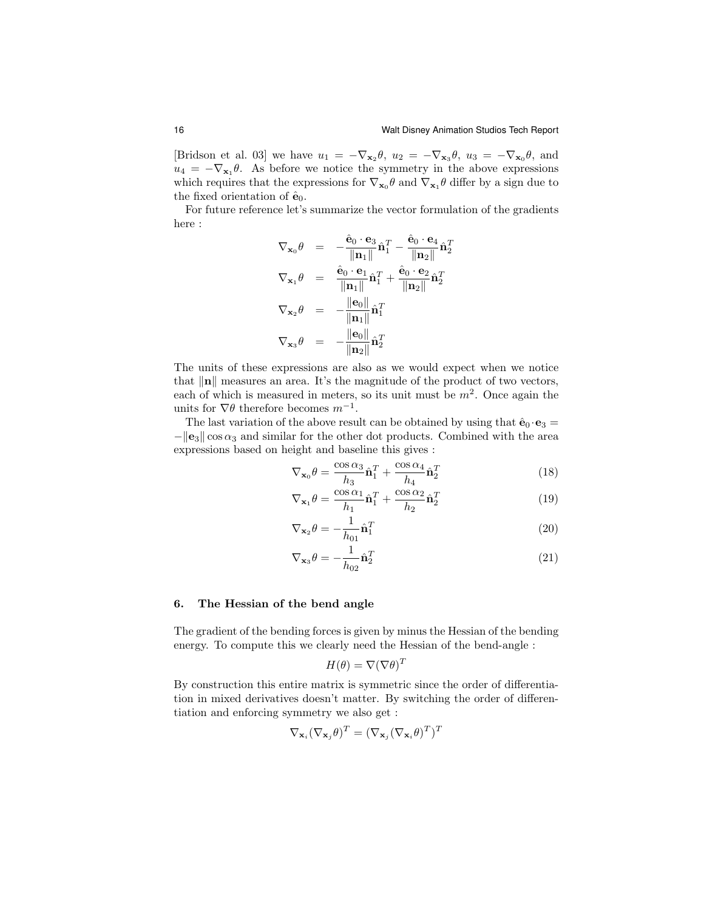[Bridson et al. 03] we have $u_1 = -\nabla_{\mathbf{x}_2}\theta$, $u_2 = -\nabla_{\mathbf{x}_3}\theta$, $u_3 = -\nabla_{\mathbf{x}_0}\theta$, and $u_4 = -\nabla_{\mathbf{x}_1}\theta$. As before we notice the symmetry in the above expressions which requires that the expressions for $\nabla_{\mathbf{x}_0}\theta$ and $\nabla_{\mathbf{x}_1}\theta$ differ by a sign due to the fixed orientation of $\hat{\mathbf{e}}_0$.

For future reference let's summarize the vector formulation of the gradients here :

$$
\begin{aligned}
\nabla_{\mathbf{x}_0}\theta &= -\frac{\hat{\mathbf{e}}_0 \cdot \mathbf{e}_3}{\|\mathbf{n}_1\|}\hat{\mathbf{n}}_1^T - \frac{\hat{\mathbf{e}}_0 \cdot \mathbf{e}_4}{\|\mathbf{n}_2\|}\hat{\mathbf{n}}_2^T \\
\nabla_{\mathbf{x}_1}\theta &= \frac{\hat{\mathbf{e}}_0 \cdot \mathbf{e}_1}{\|\mathbf{n}_1\|}\hat{\mathbf{n}}_1^T + \frac{\hat{\mathbf{e}}_0 \cdot \mathbf{e}_2}{\|\mathbf{n}_2\|}\hat{\mathbf{n}}_2^T \\
\nabla_{\mathbf{x}_2}\theta &= -\frac{\|\mathbf{e}_0\|}{\|\mathbf{n}_1\|}\hat{\mathbf{n}}_1^T \\
\nabla_{\mathbf{x}_3}\theta &= -\frac{\|\mathbf{e}_0\|}{\|\mathbf{n}_2\|}\hat{\mathbf{n}}_2^T
\end{aligned}
$$

The units of these expressions are also as we would expect when we notice that $\|\mathbf{n}\|$ measures an area. It's the magnitude of the product of two vectors, each of which is measured in meters, so its unit must be $m^2$. Once again the units for $\nabla\theta$ therefore becomes $m^{-1}$.

The last variation of the above result can be obtained by using that $\hat{\mathbf{e}}_0 \cdot \mathbf{e}_3 = -\|\mathbf{e}_3\| \cos\alpha_3$ and similar for the other dot products. Combined with the area expressions based on height and baseline this gives :

$$
\nabla_{\mathbf{x}_0}\theta = \frac{\cos\alpha_3}{h_3}\hat{\mathbf{n}}_1^T + \frac{\cos\alpha_4}{h_4}\hat{\mathbf{n}}_2^T \tag{18}
$$

$$
\nabla_{\mathbf{x}_1}\theta = \frac{\cos\alpha_1}{h_1}\hat{\mathbf{n}}_1^T + \frac{\cos\alpha_2}{h_2}\hat{\mathbf{n}}_2^T \tag{19}
$$

$$
\nabla_{\mathbf{x}_2}\theta = -\frac{1}{h_{01}}\hat{\mathbf{n}}_1^T \tag{20}
$$

$$
\nabla_{\mathbf{x}_3}\theta = -\frac{1}{h_{02}}\hat{\mathbf{n}}_2^T \tag{21}
$$

## 6. The Hessian of the bend angle

The gradient of the bending forces is given by minus the Hessian of the bending energy. To compute this we clearly need the Hessian of the bend-angle :

$$
H(\theta) = \nabla(\nabla\theta)^T
$$

By construction this entire matrix is symmetric since the order of differentiation in mixed derivatives doesn't matter. By switching the order of differentiation and enforcing symmetry we also get :

$$
\nabla_{\mathbf{x}_i}(\nabla_{\mathbf{x}_j}\theta)^T = (\nabla_{\mathbf{x}_j}(\nabla_{\mathbf{x}_i}\theta)^T)^T
$$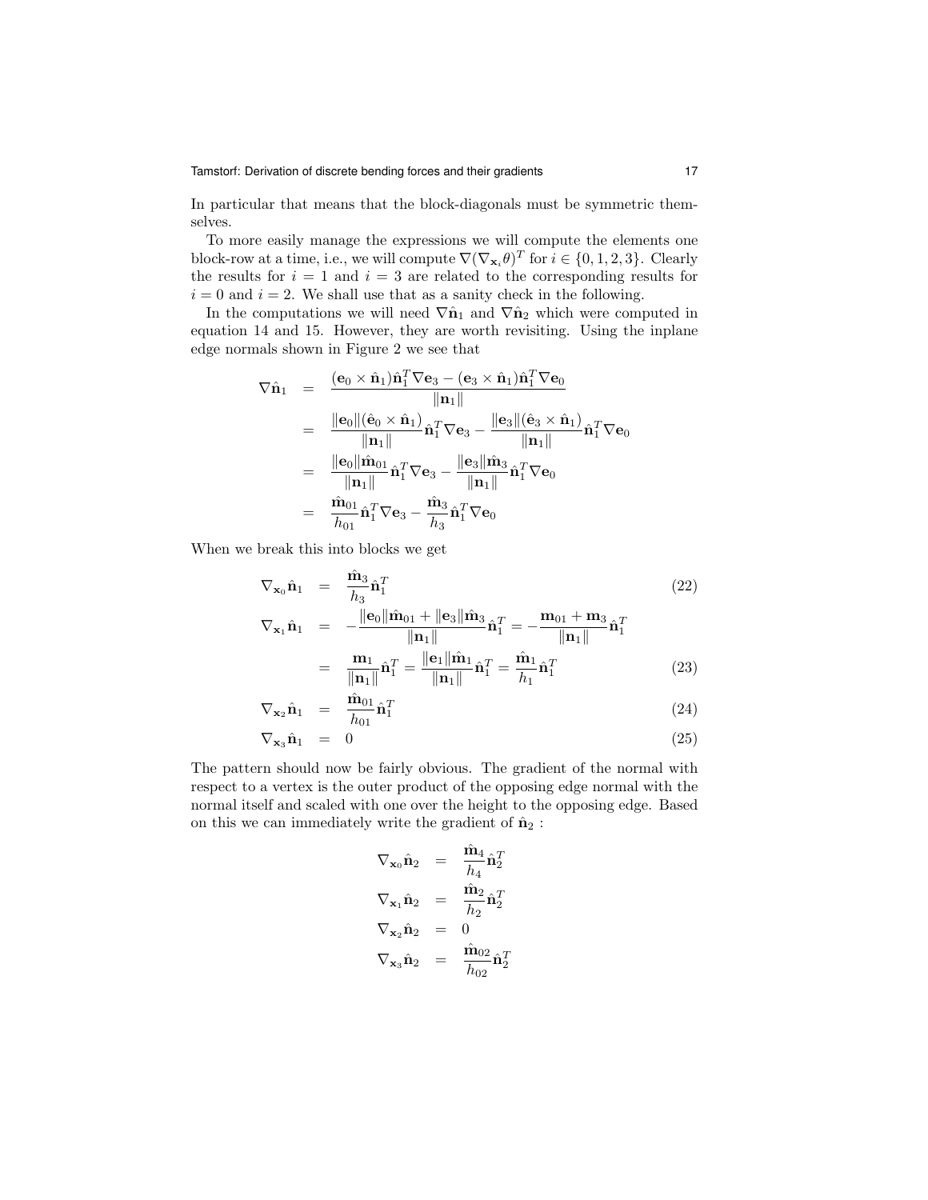In particular that means that the block-diagonals must be symmetric themselves.

To more easily manage the expressions we will compute the elements one block-row at a time, i.e., we will compute $\nabla(\nabla_{\mathbf{x}_i}\theta)^T$ for $i \in \{0, 1, 2, 3\}$. Clearly the results for $i = 1$ and $i = 3$ are related to the corresponding results for $i = 0$ and $i = 2$. We shall use that as a sanity check in the following.

In the computations we will need $\nabla\hat{\mathbf{n}}_1$ and $\nabla\hat{\mathbf{n}}_2$ which were computed in equation 14 and 15. However, they are worth revisiting. Using the inplane edge normals shown in Figure 2 we see that

$$
\begin{aligned}
\nabla\hat{\mathbf{n}}_1 &= \frac{(\mathbf{e}_0 \times \hat{\mathbf{n}}_1)\hat{\mathbf{n}}_1^T\nabla\mathbf{e}_3 - (\mathbf{e}_3 \times \hat{\mathbf{n}}_1)\hat{\mathbf{n}}_1^T\nabla\mathbf{e}_0}{\|\mathbf{n}_1\|} \\
&= \frac{\|\mathbf{e}_0\|(\hat{\mathbf{e}}_0 \times \hat{\mathbf{n}}_1)}{\|\mathbf{n}_1\|}\hat{\mathbf{n}}_1^T\nabla\mathbf{e}_3 - \frac{\|\mathbf{e}_3\|(\hat{\mathbf{e}}_3 \times \hat{\mathbf{n}}_1)}{\|\mathbf{n}_1\|}\hat{\mathbf{n}}_1^T\nabla\mathbf{e}_0 \\
&= \frac{\|\mathbf{e}_0\|\hat{\mathbf{m}}_{01}}{\|\mathbf{n}_1\|}\hat{\mathbf{n}}_1^T\nabla\mathbf{e}_3 - \frac{\|\mathbf{e}_3\|\hat{\mathbf{m}}_3}{\|\mathbf{n}_1\|}\hat{\mathbf{n}}_1^T\nabla\mathbf{e}_0 \\
&= \frac{\hat{\mathbf{m}}_{01}}{h_{01}}\hat{\mathbf{n}}_1^T\nabla\mathbf{e}_3 - \frac{\hat{\mathbf{m}}_3}{h_3}\hat{\mathbf{n}}_1^T\nabla\mathbf{e}_0
\end{aligned}
$$

When we break this into blocks we get

$$
\nabla_{\mathbf{x}_0}\hat{\mathbf{n}}_1 = \frac{\hat{\mathbf{m}}_3}{h_3}\hat{\mathbf{n}}_1^T \tag{22}
$$

$$
\begin{aligned}
\nabla_{\mathbf{x}_1}\hat{\mathbf{n}}_1 &= -\frac{\|\mathbf{e}_0\|\hat{\mathbf{m}}_{01} + \|\mathbf{e}_3\|\hat{\mathbf{m}}_3}{\|\mathbf{n}_1\|}\hat{\mathbf{n}}_1^T = -\frac{\mathbf{m}_{01} + \mathbf{m}_3}{\|\mathbf{n}_1\|}\hat{\mathbf{n}}_1^T \\
&= \frac{\mathbf{m}_1}{\|\mathbf{n}_1\|}\hat{\mathbf{n}}_1^T = \frac{\|\mathbf{e}_1\|\hat{\mathbf{m}}_1}{\|\mathbf{n}_1\|}\hat{\mathbf{n}}_1^T = \frac{\hat{\mathbf{m}}_1}{h_1}\hat{\mathbf{n}}_1^T
\end{aligned} \tag{23}
$$

$$
\nabla_{\mathbf{x}_2}\hat{\mathbf{n}}_1 = \frac{\hat{\mathbf{m}}_{01}}{h_{01}}\hat{\mathbf{n}}_1^T \tag{24}
$$

$$
\nabla_{\mathbf{x}_3}\hat{\mathbf{n}}_1 = 0 \tag{25}
$$

The pattern should now be fairly obvious. The gradient of the normal with respect to a vertex is the outer product of the opposing edge normal with the normal itself and scaled with one over the height to the opposing edge. Based on this we can immediately write the gradient of $\hat{\mathbf{n}}_2$ :

$$
\begin{aligned}
\nabla_{\mathbf{x}_0}\hat{\mathbf{n}}_2 &= \frac{\hat{\mathbf{m}}_4}{h_4}\hat{\mathbf{n}}_2^T \\
\nabla_{\mathbf{x}_1}\hat{\mathbf{n}}_2 &= \frac{\hat{\mathbf{m}}_2}{h_2}\hat{\mathbf{n}}_2^T \\
\nabla_{\mathbf{x}_2}\hat{\mathbf{n}}_2 &= 0 \\
\nabla_{\mathbf{x}_3}\hat{\mathbf{n}}_2 &= \frac{\hat{\mathbf{m}}_{02}}{h_{02}}\hat{\mathbf{n}}_2^T
\end{aligned}
$$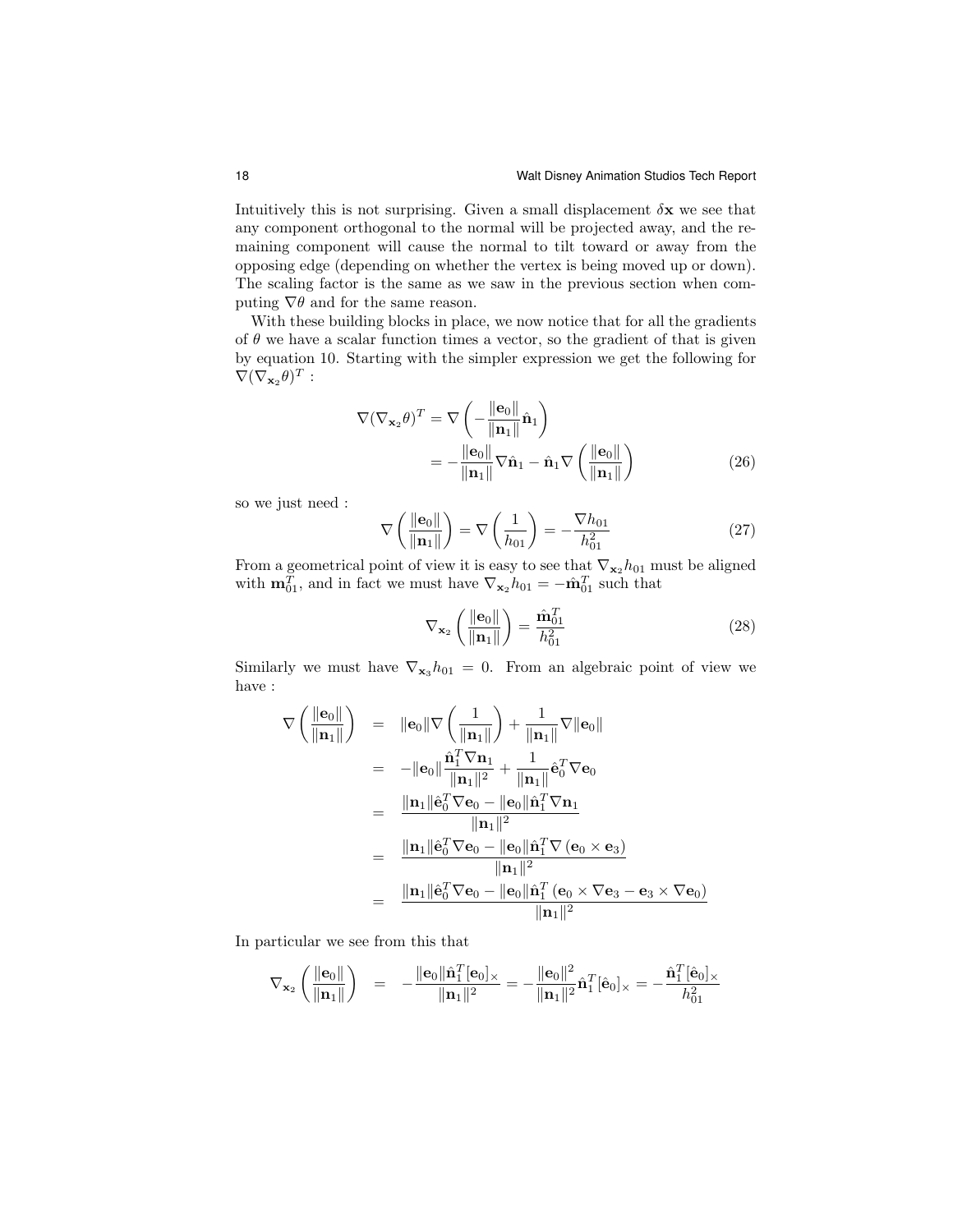Intuitively this is not surprising. Given a small displacement $\delta\mathbf{x}$ we see that any component orthogonal to the normal will be projected away, and the remaining component will cause the normal to tilt toward or away from the opposing edge (depending on whether the vertex is being moved up or down). The scaling factor is the same as we saw in the previous section when computing $\nabla\theta$ and for the same reason.

With these building blocks in place, we now notice that for all the gradients of $\theta$ we have a scalar function times a vector, so the gradient of that is given by equation 10. Starting with the simpler expression we get the following for $\nabla(\nabla_{\mathbf{x}_2}\theta)^T$ :

$$
\begin{aligned}
\nabla(\nabla_{\mathbf{x}_2}\theta)^T &= \nabla\left(-\frac{\|\mathbf{e}_0\|}{\|\mathbf{n}_1\|}\hat{\mathbf{n}}_1\right) \\
&= -\frac{\|\mathbf{e}_0\|}{\|\mathbf{n}_1\|}\nabla\hat{\mathbf{n}}_1 - \hat{\mathbf{n}}_1\nabla\left(\frac{\|\mathbf{e}_0\|}{\|\mathbf{n}_1\|}\right) \qquad (26)
\end{aligned}
$$

so we just need :

$$
\nabla\left(\frac{\|\mathbf{e}_0\|}{\|\mathbf{n}_1\|}\right) = \nabla\left(\frac{1}{h_{01}}\right) = -\frac{\nabla h_{01}}{h_{01}^2} \qquad (27)
$$

From a geometrical point of view it is easy to see that $\nabla_{\mathbf{x}_2}h_{01}$ must be aligned with $\mathbf{m}_{01}^T$, and in fact we must have $\nabla_{\mathbf{x}_2}h_{01} = -\hat{\mathbf{m}}_{01}^T$ such that

$$
\nabla_{\mathbf{x}_2}\left(\frac{\|\mathbf{e}_0\|}{\|\mathbf{n}_1\|}\right) = \frac{\hat{\mathbf{m}}_{01}^T}{h_{01}^2} \qquad (28)
$$

Similarly we must have $\nabla_{\mathbf{x}_3}h_{01} = 0$. From an algebraic point of view we have :

$$
\begin{aligned}
\nabla\left(\frac{\|\mathbf{e}_0\|}{\|\mathbf{n}_1\|}\right) &= \|\mathbf{e}_0\|\nabla\left(\frac{1}{\|\mathbf{n}_1\|}\right) + \frac{1}{\|\mathbf{n}_1\|}\nabla\|\mathbf{e}_0\| \\
&= -\|\mathbf{e}_0\|\frac{\hat{\mathbf{n}}_1^T\nabla\mathbf{n}_1}{\|\mathbf{n}_1\|^2} + \frac{1}{\|\mathbf{n}_1\|}\hat{\mathbf{e}}_0^T\nabla\mathbf{e}_0 \\
&= \frac{\|\mathbf{n}_1\|\hat{\mathbf{e}}_0^T\nabla\mathbf{e}_0 - \|\mathbf{e}_0\|\hat{\mathbf{n}}_1^T\nabla\mathbf{n}_1}{\|\mathbf{n}_1\|^2} \\
&= \frac{\|\mathbf{n}_1\|\hat{\mathbf{e}}_0^T\nabla\mathbf{e}_0 - \|\mathbf{e}_0\|\hat{\mathbf{n}}_1^T\nabla\left(\mathbf{e}_0\times\mathbf{e}_3\right)}{\|\mathbf{n}_1\|^2} \\
&= \frac{\|\mathbf{n}_1\|\hat{\mathbf{e}}_0^T\nabla\mathbf{e}_0 - \|\mathbf{e}_0\|\hat{\mathbf{n}}_1^T\left(\mathbf{e}_0\times\nabla\mathbf{e}_3 - \mathbf{e}_3\times\nabla\mathbf{e}_0\right)}{\|\mathbf{n}_1\|^2}
\end{aligned}
$$

In particular we see from this that

$$
\nabla_{\mathbf{x}_2}\left(\frac{\|\mathbf{e}_0\|}{\|\mathbf{n}_1\|}\right) = -\frac{\|\mathbf{e}_0\|\hat{\mathbf{n}}_1^T[\mathbf{e}_0]_\times}{\|\mathbf{n}_1\|^2} = -\frac{\|\mathbf{e}_0\|^2}{\|\mathbf{n}_1\|^2}\hat{\mathbf{n}}_1^T[\hat{\mathbf{e}}_0]_\times = -\frac{\hat{\mathbf{n}}_1^T[\hat{\mathbf{e}}_0]_\times}{h_{01}^2}
$$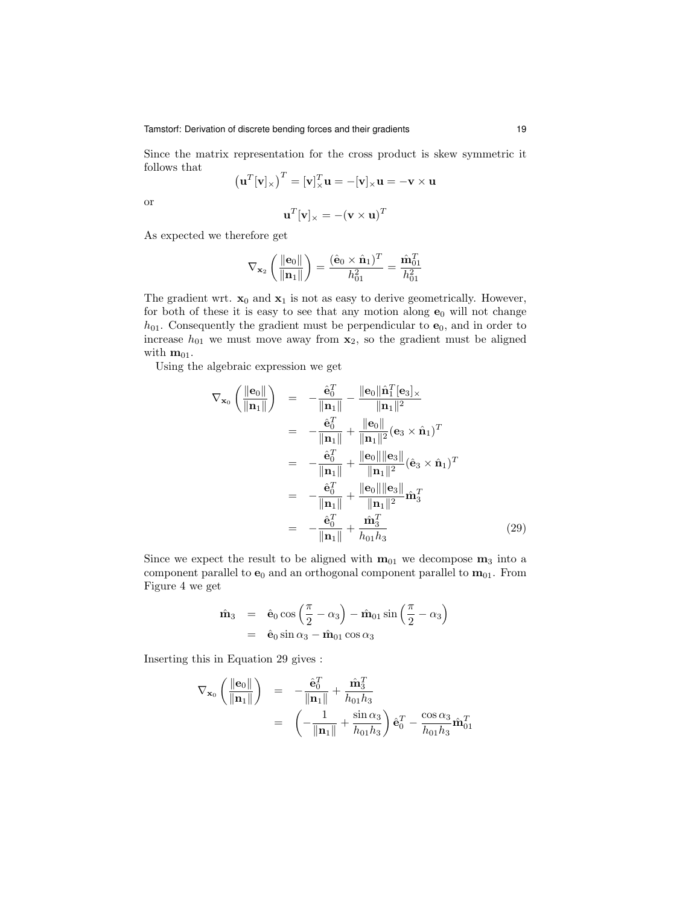Since the matrix representation for the cross product is skew symmetric it follows that

$$\left(\mathbf{u}^T[\mathbf{v}]_\times\right)^T = [\mathbf{v}]_\times^T\mathbf{u} = -[\mathbf{v}]_\times\mathbf{u} = -\mathbf{v}\times\mathbf{u}$$

or

$$\mathbf{u}^T[\mathbf{v}]_\times = -(\mathbf{v}\times\mathbf{u})^T$$

As expected we therefore get

$$\nabla_{\mathbf{x}_2}\left(\frac{\|\mathbf{e}_0\|}{\|\mathbf{n}_1\|}\right) = \frac{(\hat{\mathbf{e}}_0\times\hat{\mathbf{n}}_1)^T}{h_{01}^2} = \frac{\hat{\mathbf{m}}_{01}^T}{h_{01}^2}$$

The gradient wrt. $\mathbf{x}_0$ and $\mathbf{x}_1$ is not as easy to derive geometrically. However, for both of these it is easy to see that any motion along $\mathbf{e}_0$ will not change $h_{01}$. Consequently the gradient must be perpendicular to $\mathbf{e}_0$, and in order to increase $h_{01}$ we must move away from $\mathbf{x}_2$, so the gradient must be aligned with $\mathbf{m}_{01}$.

Using the algebraic expression we get

$$\begin{aligned}
\nabla_{\mathbf{x}_0}\left(\frac{\|\mathbf{e}_0\|}{\|\mathbf{n}_1\|}\right) &= -\frac{\hat{\mathbf{e}}_0^T}{\|\mathbf{n}_1\|} - \frac{\|\mathbf{e}_0\|\hat{\mathbf{n}}_1^T[\mathbf{e}_3]_\times}{\|\mathbf{n}_1\|^2} \\
&= -\frac{\hat{\mathbf{e}}_0^T}{\|\mathbf{n}_1\|} + \frac{\|\mathbf{e}_0\|}{\|\mathbf{n}_1\|^2}(\mathbf{e}_3\times\hat{\mathbf{n}}_1)^T \\
&= -\frac{\hat{\mathbf{e}}_0^T}{\|\mathbf{n}_1\|} + \frac{\|\mathbf{e}_0\|\|\mathbf{e}_3\|}{\|\mathbf{n}_1\|^2}(\hat{\mathbf{e}}_3\times\hat{\mathbf{n}}_1)^T \\
&= -\frac{\hat{\mathbf{e}}_0^T}{\|\mathbf{n}_1\|} + \frac{\|\mathbf{e}_0\|\|\mathbf{e}_3\|}{\|\mathbf{n}_1\|^2}\hat{\mathbf{m}}_3^T \\
&= -\frac{\hat{\mathbf{e}}_0^T}{\|\mathbf{n}_1\|} + \frac{\hat{\mathbf{m}}_3^T}{h_{01}h_3} \qquad (29)
\end{aligned}$$

Since we expect the result to be aligned with $\mathbf{m}_{01}$ we decompose $\mathbf{m}_3$ into a component parallel to $\mathbf{e}_0$ and an orthogonal component parallel to $\mathbf{m}_{01}$. From Figure 4 we get

$$\begin{aligned}
\hat{\mathbf{m}}_3 &= \hat{\mathbf{e}}_0\cos\left(\frac{\pi}{2}-\alpha_3\right) - \hat{\mathbf{m}}_{01}\sin\left(\frac{\pi}{2}-\alpha_3\right) \\
&= \hat{\mathbf{e}}_0\sin\alpha_3 - \hat{\mathbf{m}}_{01}\cos\alpha_3
\end{aligned}$$

Inserting this in Equation 29 gives :

$$\begin{aligned}
\nabla_{\mathbf{x}_0}\left(\frac{\|\mathbf{e}_0\|}{\|\mathbf{n}_1\|}\right) &= -\frac{\hat{\mathbf{e}}_0^T}{\|\mathbf{n}_1\|} + \frac{\hat{\mathbf{m}}_3^T}{h_{01}h_3} \\
&= \left(-\frac{1}{\|\mathbf{n}_1\|} + \frac{\sin\alpha_3}{h_{01}h_3}\right)\hat{\mathbf{e}}_0^T - \frac{\cos\alpha_3}{h_{01}h_3}\hat{\mathbf{m}}_{01}^T
\end{aligned}$$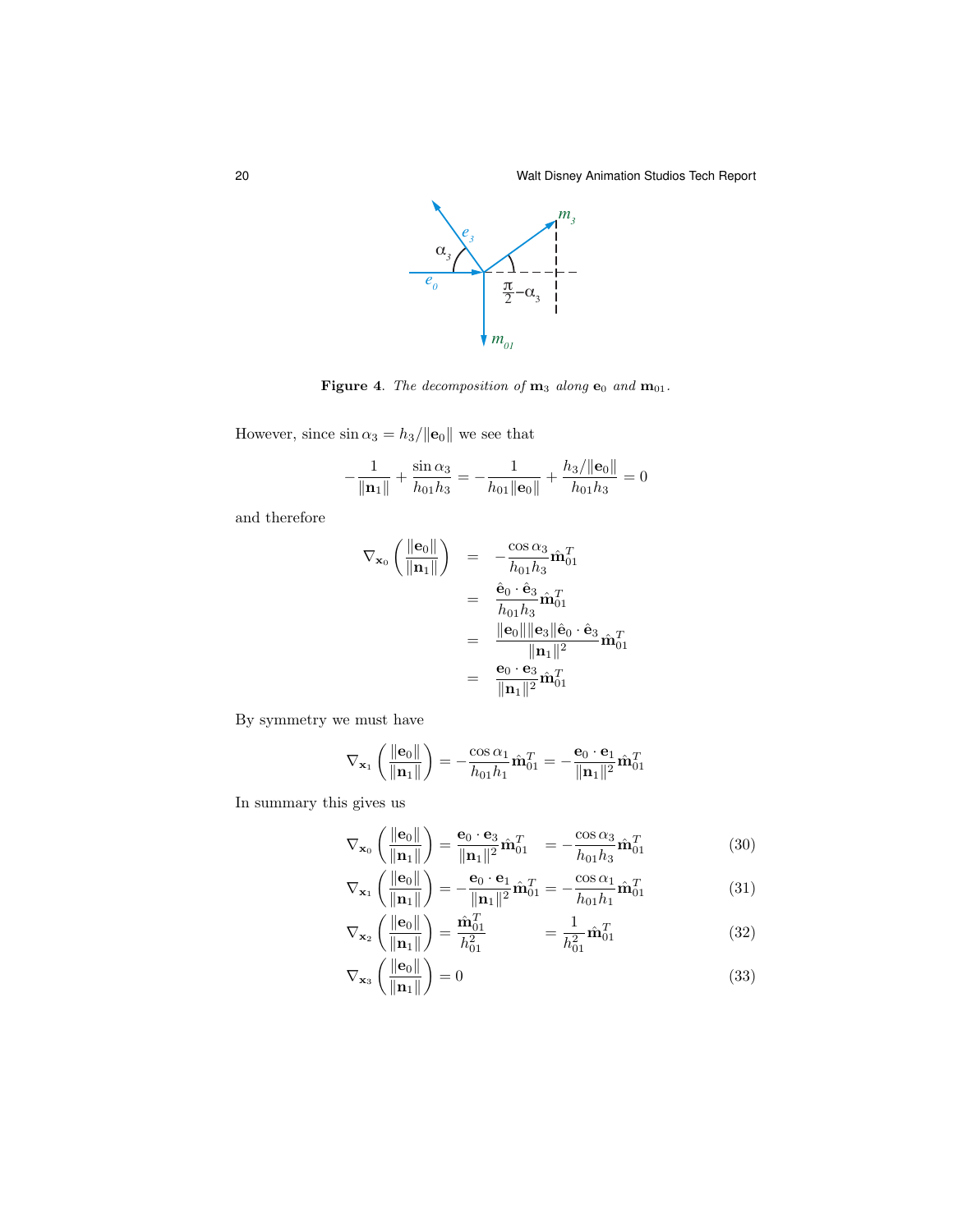**Figure 4**. *The decomposition of* $\mathbf{m}_3$ *along* $\mathbf{e}_0$ *and* $\mathbf{m}_{01}$.

However, since $\sin\alpha_3 = h_3/\|\mathbf{e}_0\|$ we see that

$$-\frac{1}{\|\mathbf{n}_1\|} + \frac{\sin\alpha_3}{h_{01}h_3} = -\frac{1}{h_{01}\|\mathbf{e}_0\|} + \frac{h_3/\|\mathbf{e}_0\|}{h_{01}h_3} = 0$$

and therefore

$$\begin{aligned}
\nabla_{\mathbf{x}_0}\left(\frac{\|\mathbf{e}_0\|}{\|\mathbf{n}_1\|}\right) &= -\frac{\cos\alpha_3}{h_{01}h_3}\hat{\mathbf{m}}_{01}^T \\
&= \frac{\hat{\mathbf{e}}_0\cdot\hat{\mathbf{e}}_3}{h_{01}h_3}\hat{\mathbf{m}}_{01}^T \\
&= \frac{\|\mathbf{e}_0\|\|\mathbf{e}_3\|\hat{\mathbf{e}}_0\cdot\hat{\mathbf{e}}_3}{\|\mathbf{n}_1\|^2}\hat{\mathbf{m}}_{01}^T \\
&= \frac{\mathbf{e}_0\cdot\mathbf{e}_3}{\|\mathbf{n}_1\|^2}\hat{\mathbf{m}}_{01}^T
\end{aligned}$$

By symmetry we must have

$$\nabla_{\mathbf{x}_1}\left(\frac{\|\mathbf{e}_0\|}{\|\mathbf{n}_1\|}\right) = -\frac{\cos\alpha_1}{h_{01}h_1}\hat{\mathbf{m}}_{01}^T = -\frac{\mathbf{e}_0\cdot\mathbf{e}_1}{\|\mathbf{n}_1\|^2}\hat{\mathbf{m}}_{01}^T$$

In summary this gives us

$$\nabla_{\mathbf{x}_0}\left(\frac{\|\mathbf{e}_0\|}{\|\mathbf{n}_1\|}\right) = \frac{\mathbf{e}_0\cdot\mathbf{e}_3}{\|\mathbf{n}_1\|^2}\hat{\mathbf{m}}_{01}^T \quad = -\frac{\cos\alpha_3}{h_{01}h_3}\hat{\mathbf{m}}_{01}^T \tag{30}$$

$$\nabla_{\mathbf{x}_1}\left(\frac{\|\mathbf{e}_0\|}{\|\mathbf{n}_1\|}\right) = -\frac{\mathbf{e}_0\cdot\mathbf{e}_1}{\|\mathbf{n}_1\|^2}\hat{\mathbf{m}}_{01}^T = -\frac{\cos\alpha_1}{h_{01}h_1}\hat{\mathbf{m}}_{01}^T \tag{31}$$

$$\nabla_{\mathbf{x}_2}\left(\frac{\|\mathbf{e}_0\|}{\|\mathbf{n}_1\|}\right) = \frac{\hat{\mathbf{m}}_{01}^T}{h_{01}^2} \quad = \frac{1}{h_{01}^2}\hat{\mathbf{m}}_{01}^T \tag{32}$$

$$\nabla_{\mathbf{x}_3}\left(\frac{\|\mathbf{e}_0\|}{\|\mathbf{n}_1\|}\right) = 0 \tag{33}$$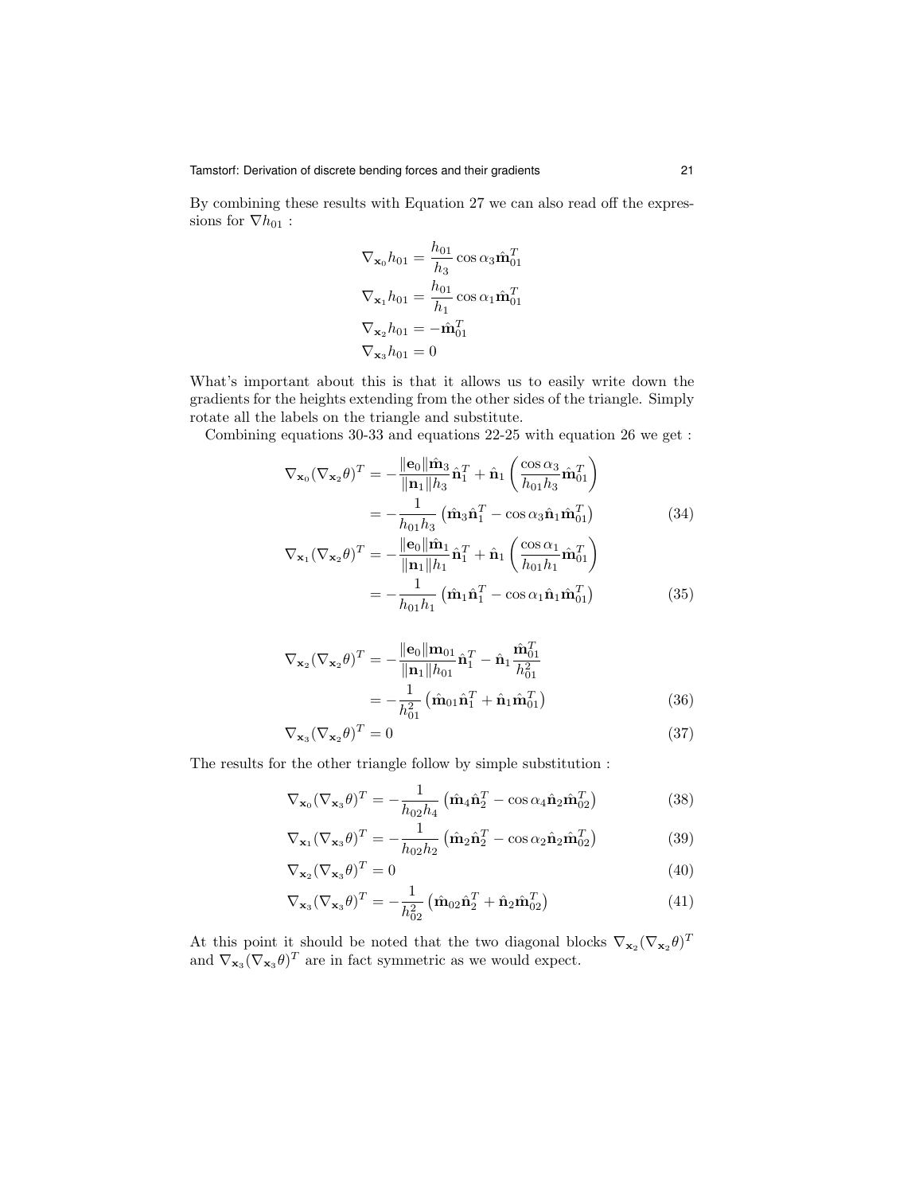By combining these results with Equation 27 we can also read off the expressions for $\nabla h_{01}$ :

$$
\begin{aligned}
\nabla_{\mathbf{x}_0} h_{01} &= \frac{h_{01}}{h_3} \cos \alpha_3 \hat{\mathbf{m}}_{01}^T \\
\nabla_{\mathbf{x}_1} h_{01} &= \frac{h_{01}}{h_1} \cos \alpha_1 \hat{\mathbf{m}}_{01}^T \\
\nabla_{\mathbf{x}_2} h_{01} &= -\hat{\mathbf{m}}_{01}^T \\
\nabla_{\mathbf{x}_3} h_{01} &= 0
\end{aligned}
$$

What's important about this is that it allows us to easily write down the gradients for the heights extending from the other sides of the triangle. Simply rotate all the labels on the triangle and substitute.

Combining equations 30-33 and equations 22-25 with equation 26 we get :

$$
\begin{aligned}
\nabla_{\mathbf{x}_0} (\nabla_{\mathbf{x}_2} \theta)^T &= -\frac{\|\mathbf{e}_0\| \hat{\mathbf{m}}_3}{\|\mathbf{n}_1\| h_3} \hat{\mathbf{n}}_1^T + \hat{\mathbf{n}}_1 \left( \frac{\cos \alpha_3}{h_{01} h_3} \hat{\mathbf{m}}_{01}^T \right) \\
&= -\frac{1}{h_{01} h_3} \left( \hat{\mathbf{m}}_3 \hat{\mathbf{n}}_1^T - \cos \alpha_3 \hat{\mathbf{n}}_1 \hat{\mathbf{m}}_{01}^T \right) \qquad (34) \\
\nabla_{\mathbf{x}_1} (\nabla_{\mathbf{x}_2} \theta)^T &= -\frac{\|\mathbf{e}_0\| \hat{\mathbf{m}}_1}{\|\mathbf{n}_1\| h_1} \hat{\mathbf{n}}_1^T + \hat{\mathbf{n}}_1 \left( \frac{\cos \alpha_1}{h_{01} h_1} \hat{\mathbf{m}}_{01}^T \right) \\
&= -\frac{1}{h_{01} h_1} \left( \hat{\mathbf{m}}_1 \hat{\mathbf{n}}_1^T - \cos \alpha_1 \hat{\mathbf{n}}_1 \hat{\mathbf{m}}_{01}^T \right) \qquad (35)
\end{aligned}
$$

$$
\begin{aligned}
\nabla_{\mathbf{x}_2} (\nabla_{\mathbf{x}_2} \theta)^T &= -\frac{\|\mathbf{e}_0\| \mathbf{m}_{01}}{\|\mathbf{n}_1\| h_{01}} \hat{\mathbf{n}}_1^T - \hat{\mathbf{n}}_1 \frac{\hat{\mathbf{m}}_{01}^T}{h_{01}^2} \\
&= -\frac{1}{h_{01}^2} \left( \hat{\mathbf{m}}_{01} \hat{\mathbf{n}}_1^T + \hat{\mathbf{n}}_1 \hat{\mathbf{m}}_{01}^T \right) \qquad (36) \\
\nabla_{\mathbf{x}_3} (\nabla_{\mathbf{x}_2} \theta)^T &= 0 \qquad (37)
\end{aligned}
$$

The results for the other triangle follow by simple substitution :

$$
\nabla_{\mathbf{x}_0} (\nabla_{\mathbf{x}_3} \theta)^T = -\frac{1}{h_{02} h_4} \left( \hat{\mathbf{m}}_4 \hat{\mathbf{n}}_2^T - \cos \alpha_4 \hat{\mathbf{n}}_2 \hat{\mathbf{m}}_{02}^T \right) \qquad (38)
$$

$$
\nabla_{\mathbf{x}_1} (\nabla_{\mathbf{x}_3} \theta)^T = -\frac{1}{h_{02} h_2} \left( \hat{\mathbf{m}}_2 \hat{\mathbf{n}}_2^T - \cos \alpha_2 \hat{\mathbf{n}}_2 \hat{\mathbf{m}}_{02}^T \right) \qquad (39)
$$

$$
\nabla_{\mathbf{x}_2} (\nabla_{\mathbf{x}_3} \theta)^T = 0 \qquad (40)
$$

$$
\nabla_{\mathbf{x}_3} (\nabla_{\mathbf{x}_3} \theta)^T = -\frac{1}{h_{02}^2} \left( \hat{\mathbf{m}}_{02} \hat{\mathbf{n}}_2^T + \hat{\mathbf{n}}_2 \hat{\mathbf{m}}_{02}^T \right) \qquad (41)
$$

At this point it should be noted that the two diagonal blocks $\nabla_{\mathbf{x}_2} (\nabla_{\mathbf{x}_2} \theta)^T$ and $\nabla_{\mathbf{x}_3} (\nabla_{\mathbf{x}_3} \theta)^T$ are in fact symmetric as we would expect.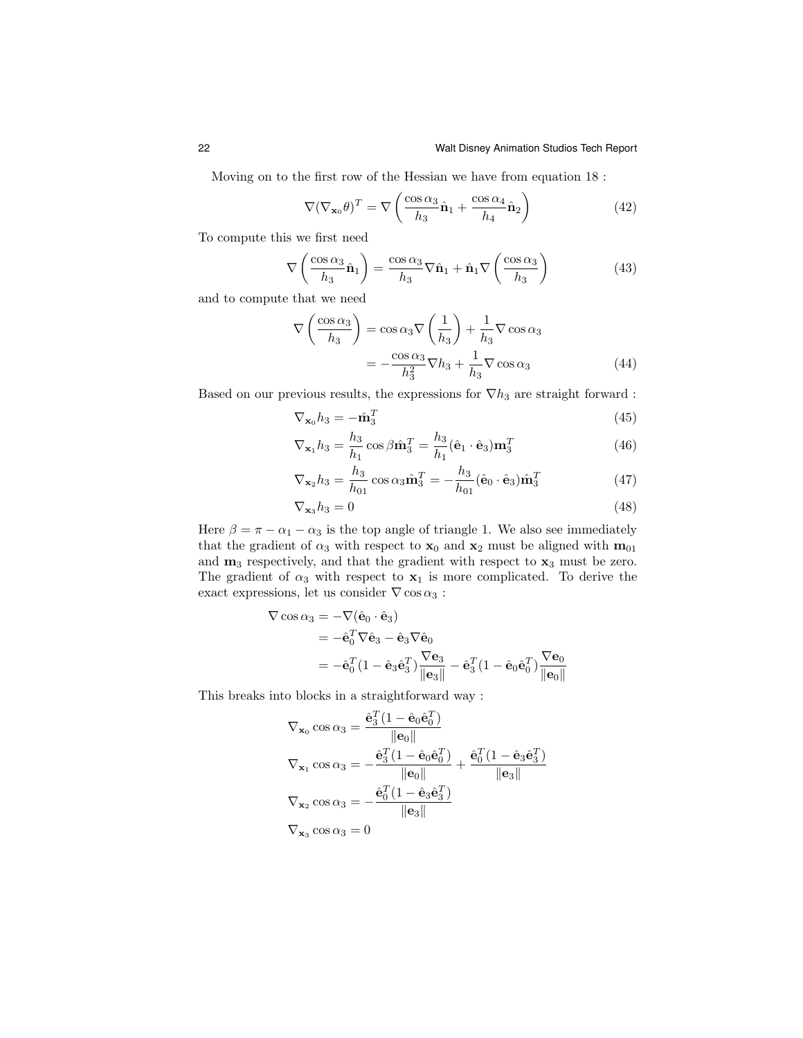Moving on to the first row of the Hessian we have from equation 18 :

$$\nabla(\nabla_{\mathbf{x}_0}\theta)^T = \nabla\left(\frac{\cos\alpha_3}{h_3}\hat{\mathbf{n}}_1 + \frac{\cos\alpha_4}{h_4}\hat{\mathbf{n}}_2\right) \tag{42}$$

To compute this we first need

$$\nabla\left(\frac{\cos\alpha_3}{h_3}\hat{\mathbf{n}}_1\right) = \frac{\cos\alpha_3}{h_3}\nabla\hat{\mathbf{n}}_1 + \hat{\mathbf{n}}_1\nabla\left(\frac{\cos\alpha_3}{h_3}\right) \tag{43}$$

and to compute that we need

$$\begin{aligned}\nabla\left(\frac{\cos\alpha_3}{h_3}\right) &= \cos\alpha_3\nabla\left(\frac{1}{h_3}\right) + \frac{1}{h_3}\nabla\cos\alpha_3 \\ &= -\frac{\cos\alpha_3}{h_3^2}\nabla h_3 + \frac{1}{h_3}\nabla\cos\alpha_3 \end{aligned} \tag{44}$$

Based on our previous results, the expressions for $\nabla h_3$ are straight forward :

$$\nabla_{\mathbf{x}_0} h_3 = -\hat{\mathbf{m}}_3^T \tag{45}$$

$$\nabla_{\mathbf{x}_1} h_3 = \frac{h_3}{h_1}\cos\beta\hat{\mathbf{m}}_3^T = \frac{h_3}{h_1}(\hat{\mathbf{e}}_1\cdot\hat{\mathbf{e}}_3)\mathbf{m}_3^T \tag{46}$$

$$\nabla_{\mathbf{x}_2} h_3 = \frac{h_3}{h_{01}}\cos\alpha_3\hat{\mathbf{m}}_3^T = -\frac{h_3}{h_{01}}(\hat{\mathbf{e}}_0\cdot\hat{\mathbf{e}}_3)\hat{\mathbf{m}}_3^T \tag{47}$$

$$\nabla_{\mathbf{x}_3} h_3 = 0 \tag{48}$$

Here $\beta = \pi - \alpha_1 - \alpha_3$ is the top angle of triangle 1. We also see immediately that the gradient of $\alpha_3$ with respect to $\mathbf{x}_0$ and $\mathbf{x}_2$ must be aligned with $\mathbf{m}_{01}$ and $\mathbf{m}_3$ respectively, and that the gradient with respect to $\mathbf{x}_3$ must be zero. The gradient of $\alpha_3$ with respect to $\mathbf{x}_1$ is more complicated. To derive the exact expressions, let us consider $\nabla\cos\alpha_3$ :

$$\begin{aligned}\nabla\cos\alpha_3 &= -\nabla(\hat{\mathbf{e}}_0\cdot\hat{\mathbf{e}}_3) \\ &= -\hat{\mathbf{e}}_0^T\nabla\hat{\mathbf{e}}_3 - \hat{\mathbf{e}}_3\nabla\hat{\mathbf{e}}_0 \\ &= -\hat{\mathbf{e}}_0^T(1-\hat{\mathbf{e}}_3\hat{\mathbf{e}}_3^T)\frac{\nabla\mathbf{e}_3}{\|\mathbf{e}_3\|} - \hat{\mathbf{e}}_3^T(1-\hat{\mathbf{e}}_0\hat{\mathbf{e}}_0^T)\frac{\nabla\mathbf{e}_0}{\|\mathbf{e}_0\|}\end{aligned}$$

This breaks into blocks in a straightforward way :

$$\begin{aligned}\nabla_{\mathbf{x}_0}\cos\alpha_3 &= \frac{\hat{\mathbf{e}}_3^T(1-\hat{\mathbf{e}}_0\hat{\mathbf{e}}_0^T)}{\|\mathbf{e}_0\|} \\ \nabla_{\mathbf{x}_1}\cos\alpha_3 &= -\frac{\hat{\mathbf{e}}_3^T(1-\hat{\mathbf{e}}_0\hat{\mathbf{e}}_0^T)}{\|\mathbf{e}_0\|} + \frac{\hat{\mathbf{e}}_0^T(1-\hat{\mathbf{e}}_3\hat{\mathbf{e}}_3^T)}{\|\mathbf{e}_3\|} \\ \nabla_{\mathbf{x}_2}\cos\alpha_3 &= -\frac{\hat{\mathbf{e}}_0^T(1-\hat{\mathbf{e}}_3\hat{\mathbf{e}}_3^T)}{\|\mathbf{e}_3\|} \\ \nabla_{\mathbf{x}_3}\cos\alpha_3 &= 0\end{aligned}$$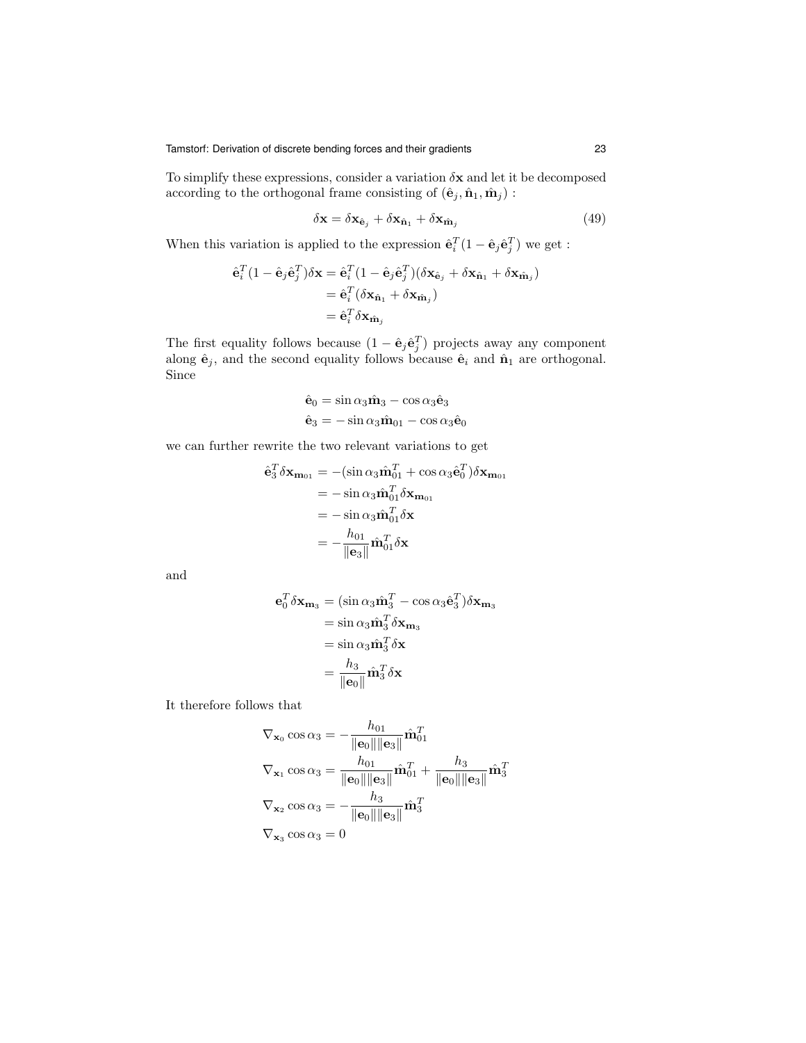To simplify these expressions, consider a variation $\delta\mathbf{x}$ and let it be decomposed according to the orthogonal frame consisting of $(\hat{\mathbf{e}}_j, \hat{\mathbf{n}}_1, \hat{\mathbf{m}}_j)$ :

$$\delta\mathbf{x} = \delta\mathbf{x}_{\hat{\mathbf{e}}_j} + \delta\mathbf{x}_{\hat{\mathbf{n}}_1} + \delta\mathbf{x}_{\hat{\mathbf{m}}_j} \tag{49}$$

When this variation is applied to the expression $\hat{\mathbf{e}}_i^T(1 - \hat{\mathbf{e}}_j\hat{\mathbf{e}}_j^T)$ we get :

$$\begin{aligned}
\hat{\mathbf{e}}_i^T(1 - \hat{\mathbf{e}}_j\hat{\mathbf{e}}_j^T)\delta\mathbf{x} &= \hat{\mathbf{e}}_i^T(1 - \hat{\mathbf{e}}_j\hat{\mathbf{e}}_j^T)(\delta\mathbf{x}_{\hat{\mathbf{e}}_j} + \delta\mathbf{x}_{\hat{\mathbf{n}}_1} + \delta\mathbf{x}_{\hat{\mathbf{m}}_j}) \\
&= \hat{\mathbf{e}}_i^T(\delta\mathbf{x}_{\hat{\mathbf{n}}_1} + \delta\mathbf{x}_{\hat{\mathbf{m}}_j}) \\
&= \hat{\mathbf{e}}_i^T\delta\mathbf{x}_{\hat{\mathbf{m}}_j}
\end{aligned}$$

The first equality follows because $(1 - \hat{\mathbf{e}}_j\hat{\mathbf{e}}_j^T)$ projects away any component along $\hat{\mathbf{e}}_j$, and the second equality follows because $\hat{\mathbf{e}}_i$ and $\hat{\mathbf{n}}_1$ are orthogonal. Since

$$\begin{aligned}
\hat{\mathbf{e}}_0 &= \sin\alpha_3\hat{\mathbf{m}}_3 - \cos\alpha_3\hat{\mathbf{e}}_3 \\
\hat{\mathbf{e}}_3 &= -\sin\alpha_3\hat{\mathbf{m}}_{01} - \cos\alpha_3\hat{\mathbf{e}}_0
\end{aligned}$$

we can further rewrite the two relevant variations to get

$$\begin{aligned}
\hat{\mathbf{e}}_3^T\delta\mathbf{x}_{\mathbf{m}_{01}} &= -(\sin\alpha_3\hat{\mathbf{m}}_{01}^T + \cos\alpha_3\hat{\mathbf{e}}_0^T)\delta\mathbf{x}_{\mathbf{m}_{01}} \\
&= -\sin\alpha_3\hat{\mathbf{m}}_{01}^T\delta\mathbf{x}_{\mathbf{m}_{01}} \\
&= -\sin\alpha_3\hat{\mathbf{m}}_{01}^T\delta\mathbf{x} \\
&= -\frac{h_{01}}{\|\mathbf{e}_3\|}\hat{\mathbf{m}}_{01}^T\delta\mathbf{x}
\end{aligned}$$

and

$$\begin{aligned}
\mathbf{e}_0^T\delta\mathbf{x}_{\mathbf{m}_3} &= (\sin\alpha_3\hat{\mathbf{m}}_3^T - \cos\alpha_3\hat{\mathbf{e}}_3^T)\delta\mathbf{x}_{\mathbf{m}_3} \\
&= \sin\alpha_3\hat{\mathbf{m}}_3^T\delta\mathbf{x}_{\mathbf{m}_3} \\
&= \sin\alpha_3\hat{\mathbf{m}}_3^T\delta\mathbf{x} \\
&= \frac{h_3}{\|\mathbf{e}_0\|}\hat{\mathbf{m}}_3^T\delta\mathbf{x}
\end{aligned}$$

It therefore follows that

$$\begin{aligned}
\nabla_{\mathbf{x}_0}\cos\alpha_3 &= -\frac{h_{01}}{\|\mathbf{e}_0\|\|\mathbf{e}_3\|}\hat{\mathbf{m}}_{01}^T \\
\nabla_{\mathbf{x}_1}\cos\alpha_3 &= \frac{h_{01}}{\|\mathbf{e}_0\|\|\mathbf{e}_3\|}\hat{\mathbf{m}}_{01}^T + \frac{h_3}{\|\mathbf{e}_0\|\|\mathbf{e}_3\|}\hat{\mathbf{m}}_3^T \\
\nabla_{\mathbf{x}_2}\cos\alpha_3 &= -\frac{h_3}{\|\mathbf{e}_0\|\|\mathbf{e}_3\|}\hat{\mathbf{m}}_3^T \\
\nabla_{\mathbf{x}_3}\cos\alpha_3 &= 0
\end{aligned}$$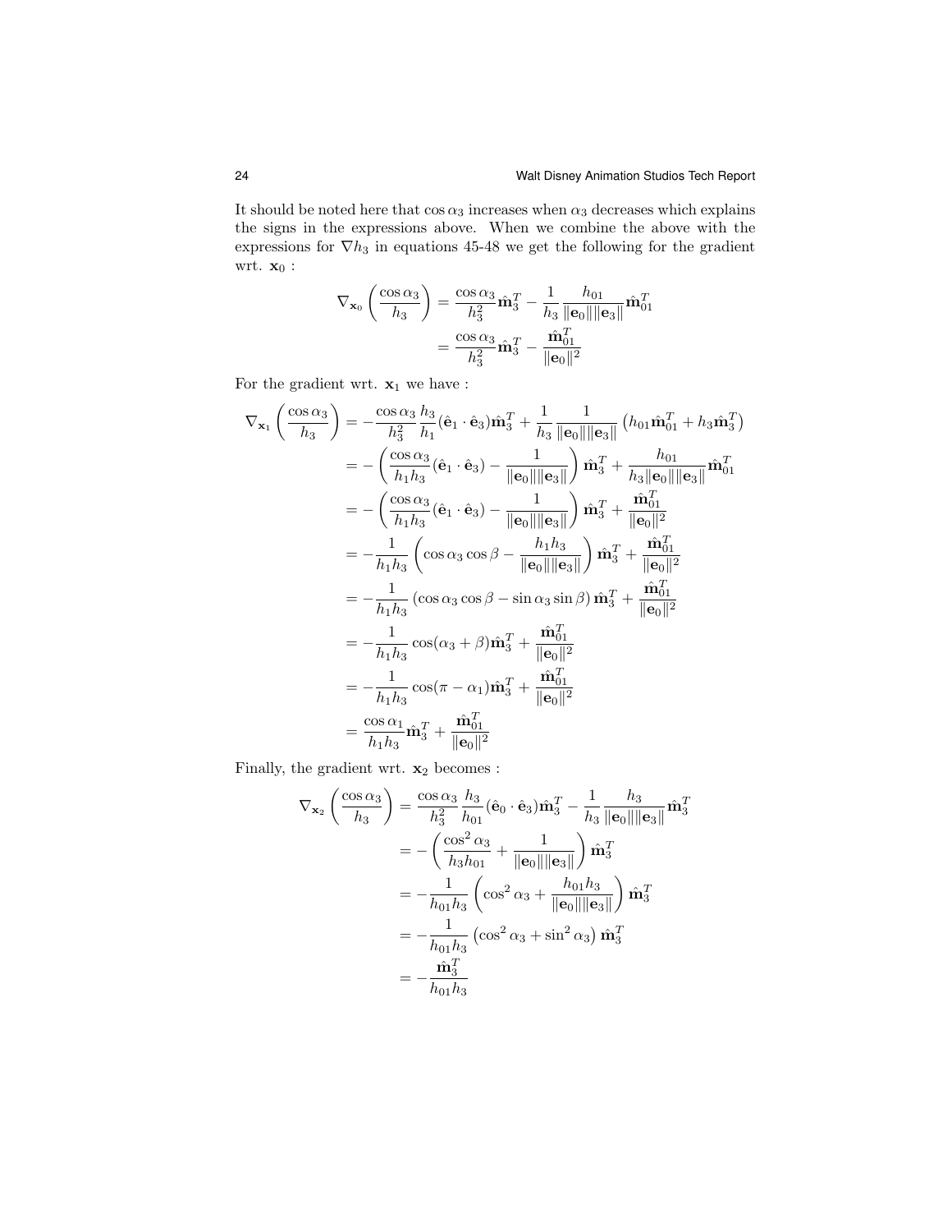It should be noted here that $\cos\alpha_3$ increases when $\alpha_3$ decreases which explains the signs in the expressions above. When we combine the above with the expressions for $\nabla h_3$ in equations 45-48 we get the following for the gradient wrt. $\mathbf{x}_0$ :

$$
\begin{aligned}
\nabla_{\mathbf{x}_0}\left(\frac{\cos\alpha_3}{h_3}\right) &= \frac{\cos\alpha_3}{h_3^2}\hat{\mathbf{m}}_3^T - \frac{1}{h_3}\frac{h_{01}}{\|\mathbf{e}_0\|\|\mathbf{e}_3\|}\hat{\mathbf{m}}_{01}^T \\
&= \frac{\cos\alpha_3}{h_3^2}\hat{\mathbf{m}}_3^T - \frac{\hat{\mathbf{m}}_{01}^T}{\|\mathbf{e}_0\|^2}
\end{aligned}
$$

For the gradient wrt. $\mathbf{x}_1$ we have :

$$
\begin{aligned}
\nabla_{\mathbf{x}_1}\left(\frac{\cos\alpha_3}{h_3}\right) &= -\frac{\cos\alpha_3}{h_3^2}\frac{h_3}{h_1}(\hat{\mathbf{e}}_1\cdot\hat{\mathbf{e}}_3)\hat{\mathbf{m}}_3^T + \frac{1}{h_3}\frac{1}{\|\mathbf{e}_0\|\|\mathbf{e}_3\|}\left(h_{01}\hat{\mathbf{m}}_{01}^T + h_3\hat{\mathbf{m}}_3^T\right) \\
&= -\left(\frac{\cos\alpha_3}{h_1h_3}(\hat{\mathbf{e}}_1\cdot\hat{\mathbf{e}}_3) - \frac{1}{\|\mathbf{e}_0\|\|\mathbf{e}_3\|}\right)\hat{\mathbf{m}}_3^T + \frac{h_{01}}{h_3\|\mathbf{e}_0\|\|\mathbf{e}_3\|}\hat{\mathbf{m}}_{01}^T \\
&= -\left(\frac{\cos\alpha_3}{h_1h_3}(\hat{\mathbf{e}}_1\cdot\hat{\mathbf{e}}_3) - \frac{1}{\|\mathbf{e}_0\|\|\mathbf{e}_3\|}\right)\hat{\mathbf{m}}_3^T + \frac{\hat{\mathbf{m}}_{01}^T}{\|\mathbf{e}_0\|^2} \\
&= -\frac{1}{h_1h_3}\left(\cos\alpha_3\cos\beta - \frac{h_1h_3}{\|\mathbf{e}_0\|\|\mathbf{e}_3\|}\right)\hat{\mathbf{m}}_3^T + \frac{\hat{\mathbf{m}}_{01}^T}{\|\mathbf{e}_0\|^2} \\
&= -\frac{1}{h_1h_3}\left(\cos\alpha_3\cos\beta - \sin\alpha_3\sin\beta\right)\hat{\mathbf{m}}_3^T + \frac{\hat{\mathbf{m}}_{01}^T}{\|\mathbf{e}_0\|^2} \\
&= -\frac{1}{h_1h_3}\cos(\alpha_3+\beta)\hat{\mathbf{m}}_3^T + \frac{\hat{\mathbf{m}}_{01}^T}{\|\mathbf{e}_0\|^2} \\
&= -\frac{1}{h_1h_3}\cos(\pi-\alpha_1)\hat{\mathbf{m}}_3^T + \frac{\hat{\mathbf{m}}_{01}^T}{\|\mathbf{e}_0\|^2} \\
&= \frac{\cos\alpha_1}{h_1h_3}\hat{\mathbf{m}}_3^T + \frac{\hat{\mathbf{m}}_{01}^T}{\|\mathbf{e}_0\|^2}
\end{aligned}
$$

Finally, the gradient wrt. $\mathbf{x}_2$ becomes :

$$
\begin{aligned}
\nabla_{\mathbf{x}_2}\left(\frac{\cos\alpha_3}{h_3}\right) &= \frac{\cos\alpha_3}{h_3^2}\frac{h_3}{h_{01}}(\hat{\mathbf{e}}_0\cdot\hat{\mathbf{e}}_3)\hat{\mathbf{m}}_3^T - \frac{1}{h_3}\frac{h_3}{\|\mathbf{e}_0\|\|\mathbf{e}_3\|}\hat{\mathbf{m}}_3^T \\
&= -\left(\frac{\cos^2\alpha_3}{h_3h_{01}} + \frac{1}{\|\mathbf{e}_0\|\|\mathbf{e}_3\|}\right)\hat{\mathbf{m}}_3^T \\
&= -\frac{1}{h_{01}h_3}\left(\cos^2\alpha_3 + \frac{h_{01}h_3}{\|\mathbf{e}_0\|\|\mathbf{e}_3\|}\right)\hat{\mathbf{m}}_3^T \\
&= -\frac{1}{h_{01}h_3}\left(\cos^2\alpha_3 + \sin^2\alpha_3\right)\hat{\mathbf{m}}_3^T \\
&= -\frac{\hat{\mathbf{m}}_3^T}{h_{01}h_3}
\end{aligned}
$$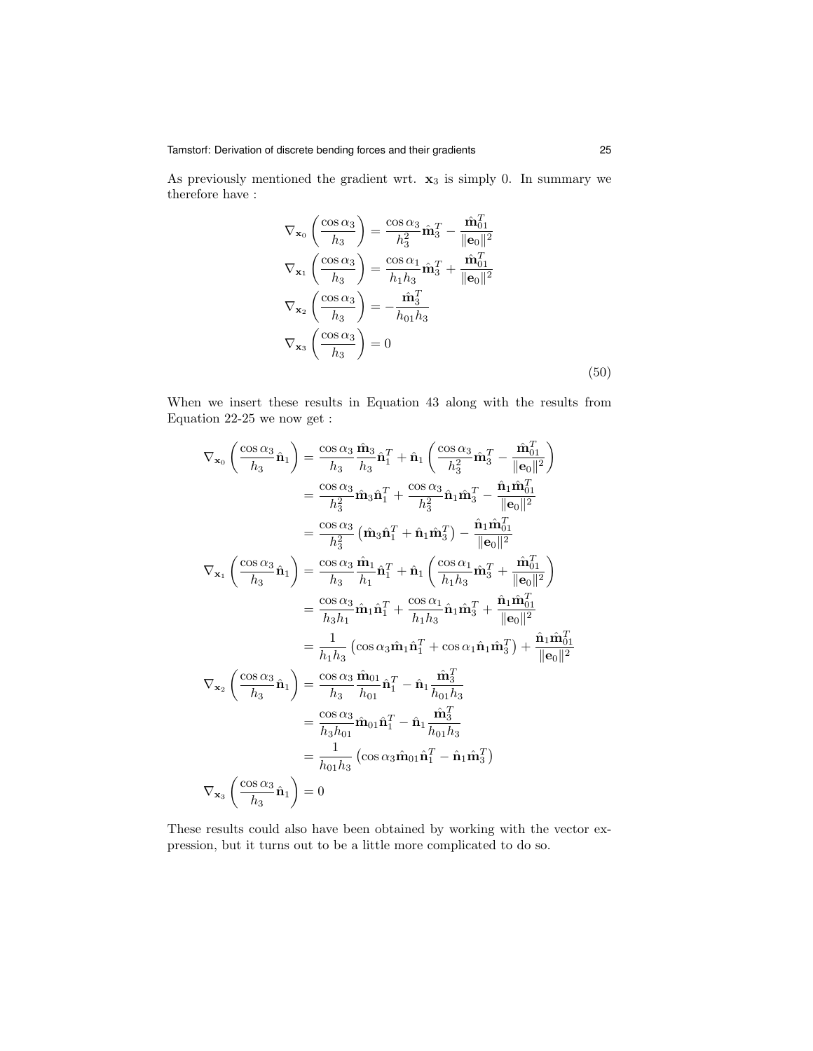As previously mentioned the gradient wrt. $\mathbf{x}_3$ is simply 0. In summary we therefore have :

$$
\begin{aligned}
\nabla_{\mathbf{x}_0}\left(\frac{\cos\alpha_3}{h_3}\right) &= \frac{\cos\alpha_3}{h_3^2}\hat{\mathbf{m}}_3^T - \frac{\hat{\mathbf{m}}_{01}^T}{\|\mathbf{e}_0\|^2} \\
\nabla_{\mathbf{x}_1}\left(\frac{\cos\alpha_3}{h_3}\right) &= \frac{\cos\alpha_1}{h_1 h_3}\hat{\mathbf{m}}_3^T + \frac{\hat{\mathbf{m}}_{01}^T}{\|\mathbf{e}_0\|^2} \\
\nabla_{\mathbf{x}_2}\left(\frac{\cos\alpha_3}{h_3}\right) &= -\frac{\hat{\mathbf{m}}_3^T}{h_{01} h_3} \\
\nabla_{\mathbf{x}_3}\left(\frac{\cos\alpha_3}{h_3}\right) &= 0
\end{aligned}
\tag{50}
$$

When we insert these results in Equation 43 along with the results from Equation 22-25 we now get :

$$
\begin{aligned}
\nabla_{\mathbf{x}_0}\left(\frac{\cos\alpha_3}{h_3}\hat{\mathbf{n}}_1\right) &= \frac{\cos\alpha_3}{h_3}\frac{\hat{\mathbf{m}}_3}{h_3}\hat{\mathbf{n}}_1^T + \hat{\mathbf{n}}_1\left(\frac{\cos\alpha_3}{h_3^2}\hat{\mathbf{m}}_3^T - \frac{\hat{\mathbf{m}}_{01}^T}{\|\mathbf{e}_0\|^2}\right) \\
&= \frac{\cos\alpha_3}{h_3^2}\hat{\mathbf{m}}_3\hat{\mathbf{n}}_1^T + \frac{\cos\alpha_3}{h_3^2}\hat{\mathbf{n}}_1\hat{\mathbf{m}}_3^T - \frac{\hat{\mathbf{n}}_1\hat{\mathbf{m}}_{01}^T}{\|\mathbf{e}_0\|^2} \\
&= \frac{\cos\alpha_3}{h_3^2}\left(\hat{\mathbf{m}}_3\hat{\mathbf{n}}_1^T + \hat{\mathbf{n}}_1\hat{\mathbf{m}}_3^T\right) - \frac{\hat{\mathbf{n}}_1\hat{\mathbf{m}}_{01}^T}{\|\mathbf{e}_0\|^2} \\
\nabla_{\mathbf{x}_1}\left(\frac{\cos\alpha_3}{h_3}\hat{\mathbf{n}}_1\right) &= \frac{\cos\alpha_3}{h_3}\frac{\hat{\mathbf{m}}_1}{h_1}\hat{\mathbf{n}}_1^T + \hat{\mathbf{n}}_1\left(\frac{\cos\alpha_1}{h_1 h_3}\hat{\mathbf{m}}_3^T + \frac{\hat{\mathbf{m}}_{01}^T}{\|\mathbf{e}_0\|^2}\right) \\
&= \frac{\cos\alpha_3}{h_3 h_1}\hat{\mathbf{m}}_1\hat{\mathbf{n}}_1^T + \frac{\cos\alpha_1}{h_1 h_3}\hat{\mathbf{n}}_1\hat{\mathbf{m}}_3^T + \frac{\hat{\mathbf{n}}_1\hat{\mathbf{m}}_{01}^T}{\|\mathbf{e}_0\|^2} \\
&= \frac{1}{h_1 h_3}\left(\cos\alpha_3\hat{\mathbf{m}}_1\hat{\mathbf{n}}_1^T + \cos\alpha_1\hat{\mathbf{n}}_1\hat{\mathbf{m}}_3^T\right) + \frac{\hat{\mathbf{n}}_1\hat{\mathbf{m}}_{01}^T}{\|\mathbf{e}_0\|^2} \\
\nabla_{\mathbf{x}_2}\left(\frac{\cos\alpha_3}{h_3}\hat{\mathbf{n}}_1\right) &= \frac{\cos\alpha_3}{h_3}\frac{\hat{\mathbf{m}}_{01}}{h_{01}}\hat{\mathbf{n}}_1^T - \hat{\mathbf{n}}_1\frac{\hat{\mathbf{m}}_3^T}{h_{01}h_3} \\
&= \frac{\cos\alpha_3}{h_3 h_{01}}\hat{\mathbf{m}}_{01}\hat{\mathbf{n}}_1^T - \hat{\mathbf{n}}_1\frac{\hat{\mathbf{m}}_3^T}{h_{01}h_3} \\
&= \frac{1}{h_{01}h_3}\left(\cos\alpha_3\hat{\mathbf{m}}_{01}\hat{\mathbf{n}}_1^T - \hat{\mathbf{n}}_1\hat{\mathbf{m}}_3^T\right) \\
\nabla_{\mathbf{x}_3}\left(\frac{\cos\alpha_3}{h_3}\hat{\mathbf{n}}_1\right) &= 0
\end{aligned}
$$

These results could also have been obtained by working with the vector expression, but it turns out to be a little more complicated to do so.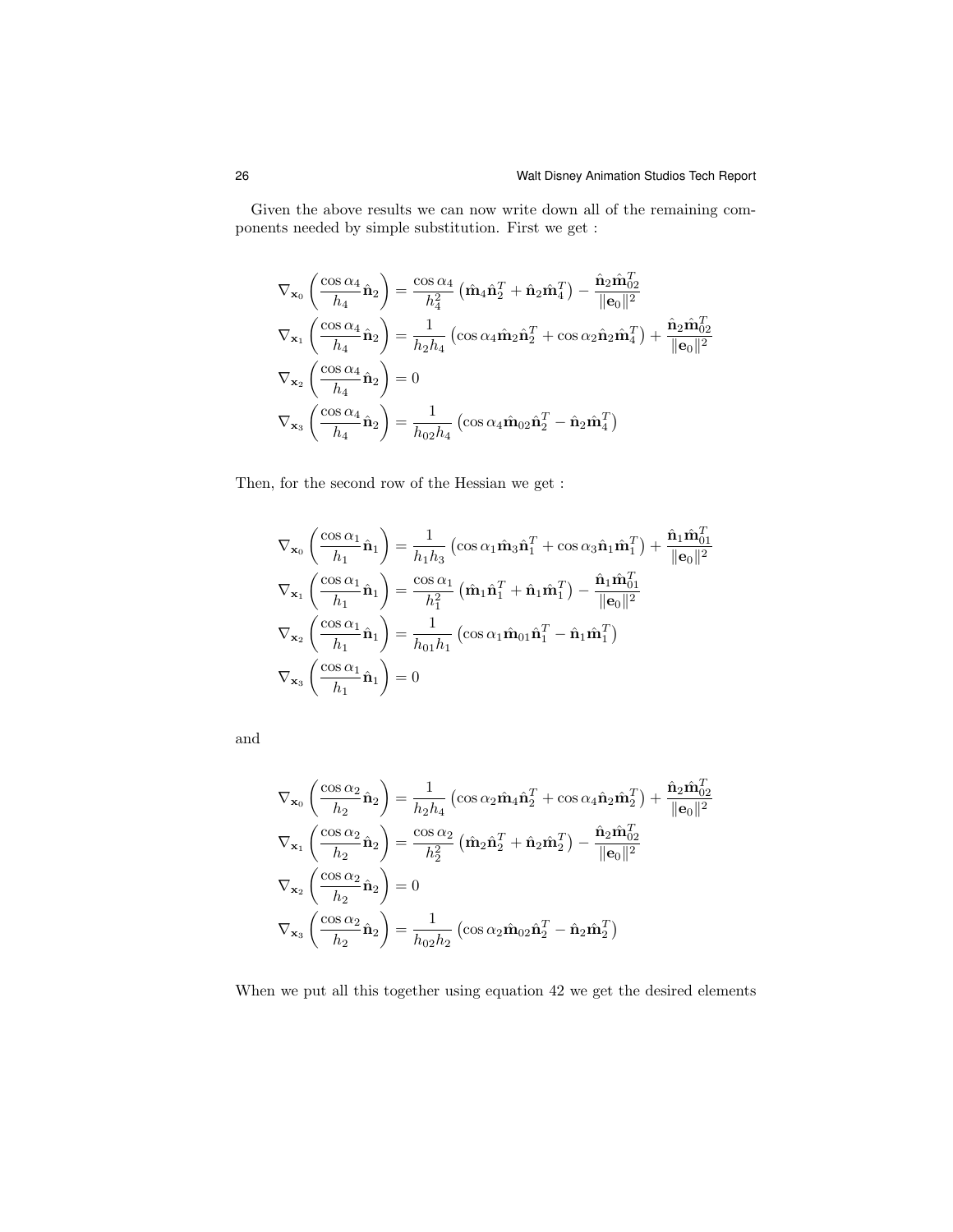Given the above results we can now write down all of the remaining components needed by simple substitution. First we get :

$$
\begin{aligned}
\nabla_{\mathbf{x}_0}\left(\frac{\cos\alpha_4}{h_4}\hat{\mathbf{n}}_2\right) &= \frac{\cos\alpha_4}{h_4^2}\left(\hat{\mathbf{m}}_4\hat{\mathbf{n}}_2^T + \hat{\mathbf{n}}_2\hat{\mathbf{m}}_4^T\right) - \frac{\hat{\mathbf{n}}_2\hat{\mathbf{m}}_{02}^T}{\|\mathbf{e}_0\|^2} \\
\nabla_{\mathbf{x}_1}\left(\frac{\cos\alpha_4}{h_4}\hat{\mathbf{n}}_2\right) &= \frac{1}{h_2h_4}\left(\cos\alpha_4\hat{\mathbf{m}}_2\hat{\mathbf{n}}_2^T + \cos\alpha_2\hat{\mathbf{n}}_2\hat{\mathbf{m}}_4^T\right) + \frac{\hat{\mathbf{n}}_2\hat{\mathbf{m}}_{02}^T}{\|\mathbf{e}_0\|^2} \\
\nabla_{\mathbf{x}_2}\left(\frac{\cos\alpha_4}{h_4}\hat{\mathbf{n}}_2\right) &= 0 \\
\nabla_{\mathbf{x}_3}\left(\frac{\cos\alpha_4}{h_4}\hat{\mathbf{n}}_2\right) &= \frac{1}{h_{02}h_4}\left(\cos\alpha_4\hat{\mathbf{m}}_{02}\hat{\mathbf{n}}_2^T - \hat{\mathbf{n}}_2\hat{\mathbf{m}}_4^T\right)
\end{aligned}
$$

Then, for the second row of the Hessian we get :

$$
\begin{aligned}
\nabla_{\mathbf{x}_0}\left(\frac{\cos\alpha_1}{h_1}\hat{\mathbf{n}}_1\right) &= \frac{1}{h_1h_3}\left(\cos\alpha_1\hat{\mathbf{m}}_3\hat{\mathbf{n}}_1^T + \cos\alpha_3\hat{\mathbf{n}}_1\hat{\mathbf{m}}_1^T\right) + \frac{\hat{\mathbf{n}}_1\hat{\mathbf{m}}_{01}^T}{\|\mathbf{e}_0\|^2} \\
\nabla_{\mathbf{x}_1}\left(\frac{\cos\alpha_1}{h_1}\hat{\mathbf{n}}_1\right) &= \frac{\cos\alpha_1}{h_1^2}\left(\hat{\mathbf{m}}_1\hat{\mathbf{n}}_1^T + \hat{\mathbf{n}}_1\hat{\mathbf{m}}_1^T\right) - \frac{\hat{\mathbf{n}}_1\hat{\mathbf{m}}_{01}^T}{\|\mathbf{e}_0\|^2} \\
\nabla_{\mathbf{x}_2}\left(\frac{\cos\alpha_1}{h_1}\hat{\mathbf{n}}_1\right) &= \frac{1}{h_{01}h_1}\left(\cos\alpha_1\hat{\mathbf{m}}_{01}\hat{\mathbf{n}}_1^T - \hat{\mathbf{n}}_1\hat{\mathbf{m}}_1^T\right) \\
\nabla_{\mathbf{x}_3}\left(\frac{\cos\alpha_1}{h_1}\hat{\mathbf{n}}_1\right) &= 0
\end{aligned}
$$

and

$$
\begin{aligned}
\nabla_{\mathbf{x}_0}\left(\frac{\cos\alpha_2}{h_2}\hat{\mathbf{n}}_2\right) &= \frac{1}{h_2h_4}\left(\cos\alpha_2\hat{\mathbf{m}}_4\hat{\mathbf{n}}_2^T + \cos\alpha_4\hat{\mathbf{n}}_2\hat{\mathbf{m}}_2^T\right) + \frac{\hat{\mathbf{n}}_2\hat{\mathbf{m}}_{02}^T}{\|\mathbf{e}_0\|^2} \\
\nabla_{\mathbf{x}_1}\left(\frac{\cos\alpha_2}{h_2}\hat{\mathbf{n}}_2\right) &= \frac{\cos\alpha_2}{h_2^2}\left(\hat{\mathbf{m}}_2\hat{\mathbf{n}}_2^T + \hat{\mathbf{n}}_2\hat{\mathbf{m}}_2^T\right) - \frac{\hat{\mathbf{n}}_2\hat{\mathbf{m}}_{02}^T}{\|\mathbf{e}_0\|^2} \\
\nabla_{\mathbf{x}_2}\left(\frac{\cos\alpha_2}{h_2}\hat{\mathbf{n}}_2\right) &= 0 \\
\nabla_{\mathbf{x}_3}\left(\frac{\cos\alpha_2}{h_2}\hat{\mathbf{n}}_2\right) &= \frac{1}{h_{02}h_2}\left(\cos\alpha_2\hat{\mathbf{m}}_{02}\hat{\mathbf{n}}_2^T - \hat{\mathbf{n}}_2\hat{\mathbf{m}}_2^T\right)
\end{aligned}
$$

When we put all this together using equation 42 we get the desired elements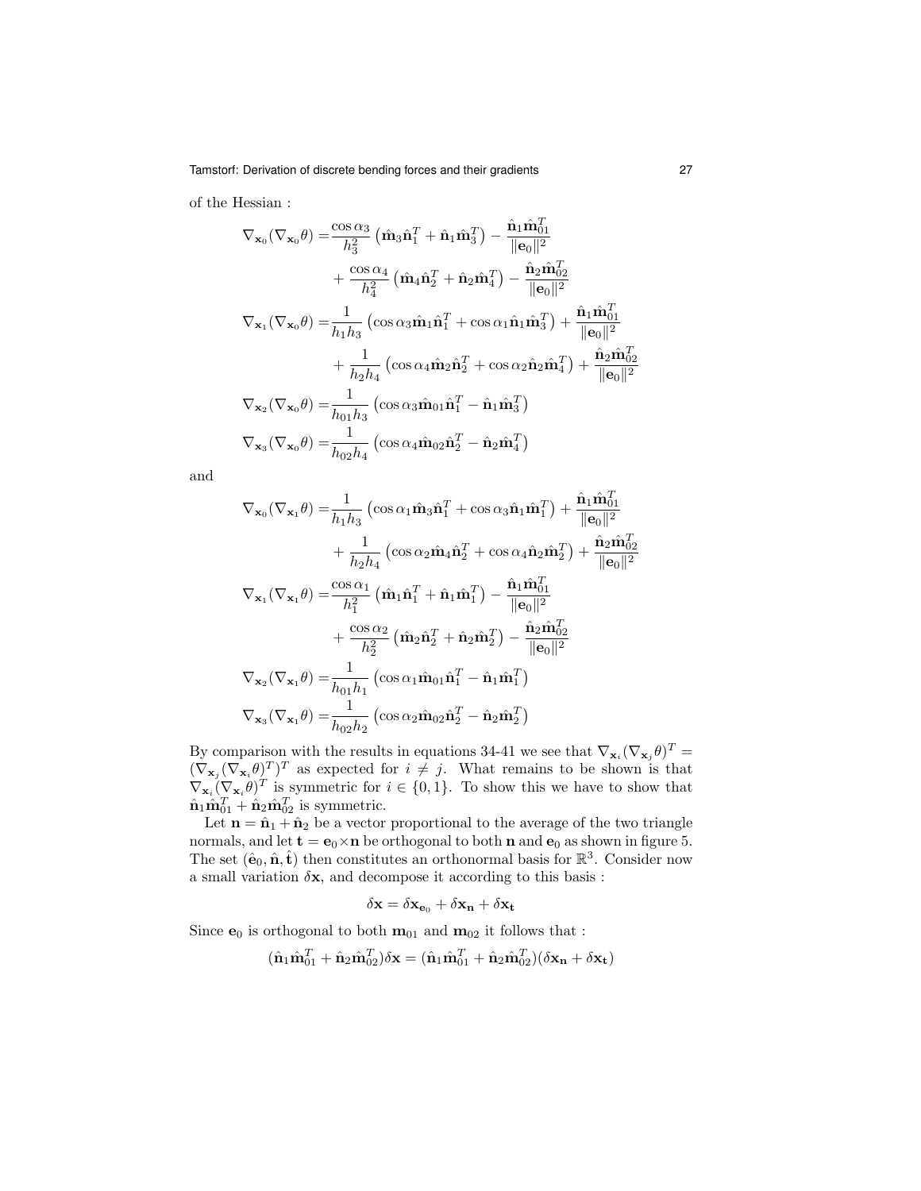of the Hessian :

$$
\begin{aligned}
\nabla_{\mathbf{x}_0}(\nabla_{\mathbf{x}_0}\theta) =& \frac{\cos\alpha_3}{h_3^2}\left(\hat{\mathbf{m}}_3\hat{\mathbf{n}}_1^T + \hat{\mathbf{n}}_1\hat{\mathbf{m}}_3^T\right) - \frac{\hat{\mathbf{n}}_1\hat{\mathbf{m}}_{01}^T}{\|\mathbf{e}_0\|^2} \\
&+ \frac{\cos\alpha_4}{h_4^2}\left(\hat{\mathbf{m}}_4\hat{\mathbf{n}}_2^T + \hat{\mathbf{n}}_2\hat{\mathbf{m}}_4^T\right) - \frac{\hat{\mathbf{n}}_2\hat{\mathbf{m}}_{02}^T}{\|\mathbf{e}_0\|^2} \\
\nabla_{\mathbf{x}_1}(\nabla_{\mathbf{x}_0}\theta) =& \frac{1}{h_1 h_3}\left(\cos\alpha_3\hat{\mathbf{m}}_1\hat{\mathbf{n}}_1^T + \cos\alpha_1\hat{\mathbf{n}}_1\hat{\mathbf{m}}_3^T\right) + \frac{\hat{\mathbf{n}}_1\hat{\mathbf{m}}_{01}^T}{\|\mathbf{e}_0\|^2} \\
&+ \frac{1}{h_2 h_4}\left(\cos\alpha_4\hat{\mathbf{m}}_2\hat{\mathbf{n}}_2^T + \cos\alpha_2\hat{\mathbf{n}}_2\hat{\mathbf{m}}_4^T\right) + \frac{\hat{\mathbf{n}}_2\hat{\mathbf{m}}_{02}^T}{\|\mathbf{e}_0\|^2} \\
\nabla_{\mathbf{x}_2}(\nabla_{\mathbf{x}_0}\theta) =& \frac{1}{h_{01} h_3}\left(\cos\alpha_3\hat{\mathbf{m}}_{01}\hat{\mathbf{n}}_1^T - \hat{\mathbf{n}}_1\hat{\mathbf{m}}_3^T\right) \\
\nabla_{\mathbf{x}_3}(\nabla_{\mathbf{x}_0}\theta) =& \frac{1}{h_{02} h_4}\left(\cos\alpha_4\hat{\mathbf{m}}_{02}\hat{\mathbf{n}}_2^T - \hat{\mathbf{n}}_2\hat{\mathbf{m}}_4^T\right)
\end{aligned}
$$

and

$$
\begin{aligned}
\nabla_{\mathbf{x}_0}(\nabla_{\mathbf{x}_1}\theta) =& \frac{1}{h_1 h_3}\left(\cos\alpha_1\hat{\mathbf{m}}_3\hat{\mathbf{n}}_1^T + \cos\alpha_3\hat{\mathbf{n}}_1\hat{\mathbf{m}}_1^T\right) + \frac{\hat{\mathbf{n}}_1\hat{\mathbf{m}}_{01}^T}{\|\mathbf{e}_0\|^2} \\
&+ \frac{1}{h_2 h_4}\left(\cos\alpha_2\hat{\mathbf{m}}_4\hat{\mathbf{n}}_2^T + \cos\alpha_4\hat{\mathbf{n}}_2\hat{\mathbf{m}}_2^T\right) + \frac{\hat{\mathbf{n}}_2\hat{\mathbf{m}}_{02}^T}{\|\mathbf{e}_0\|^2} \\
\nabla_{\mathbf{x}_1}(\nabla_{\mathbf{x}_1}\theta) =& \frac{\cos\alpha_1}{h_1^2}\left(\hat{\mathbf{m}}_1\hat{\mathbf{n}}_1^T + \hat{\mathbf{n}}_1\hat{\mathbf{m}}_1^T\right) - \frac{\hat{\mathbf{n}}_1\hat{\mathbf{m}}_{01}^T}{\|\mathbf{e}_0\|^2} \\
&+ \frac{\cos\alpha_2}{h_2^2}\left(\hat{\mathbf{m}}_2\hat{\mathbf{n}}_2^T + \hat{\mathbf{n}}_2\hat{\mathbf{m}}_2^T\right) - \frac{\hat{\mathbf{n}}_2\hat{\mathbf{m}}_{02}^T}{\|\mathbf{e}_0\|^2} \\
\nabla_{\mathbf{x}_2}(\nabla_{\mathbf{x}_1}\theta) =& \frac{1}{h_{01} h_1}\left(\cos\alpha_1\hat{\mathbf{m}}_{01}\hat{\mathbf{n}}_1^T - \hat{\mathbf{n}}_1\hat{\mathbf{m}}_1^T\right) \\
\nabla_{\mathbf{x}_3}(\nabla_{\mathbf{x}_1}\theta) =& \frac{1}{h_{02} h_2}\left(\cos\alpha_2\hat{\mathbf{m}}_{02}\hat{\mathbf{n}}_2^T - \hat{\mathbf{n}}_2\hat{\mathbf{m}}_2^T\right)
\end{aligned}
$$

By comparison with the results in equations 34-41 we see that $\nabla_{\mathbf{x}_i}(\nabla_{\mathbf{x}_j}\theta)^T = (\nabla_{\mathbf{x}_j}(\nabla_{\mathbf{x}_i}\theta)^T)^T$ as expected for $i \neq j$. What remains to be shown is that $\nabla_{\mathbf{x}_i}(\nabla_{\mathbf{x}_i}\theta)^T$ is symmetric for $i \in \{0, 1\}$. To show this we have to show that $\hat{\mathbf{n}}_1\hat{\mathbf{m}}_{01}^T + \hat{\mathbf{n}}_2\hat{\mathbf{m}}_{02}^T$ is symmetric.

Let $\mathbf{n} = \hat{\mathbf{n}}_1 + \hat{\mathbf{n}}_2$ be a vector proportional to the average of the two triangle normals, and let $\mathbf{t} = \mathbf{e}_0 \times \mathbf{n}$ be orthogonal to both $\mathbf{n}$ and $\mathbf{e}_0$ as shown in figure 5. The set $(\hat{\mathbf{e}}_0, \hat{\mathbf{n}}, \hat{\mathbf{t}})$ then constitutes an orthonormal basis for $\mathbb{R}^3$. Consider now a small variation $\delta\mathbf{x}$, and decompose it according to this basis :

$$
\delta\mathbf{x} = \delta\mathbf{x}_{\mathbf{e}_0} + \delta\mathbf{x}_{\mathbf{n}} + \delta\mathbf{x}_{\mathbf{t}}
$$

Since $\mathbf{e}_0$ is orthogonal to both $\mathbf{m}_{01}$ and $\mathbf{m}_{02}$ it follows that :

$$
(\hat{\mathbf{n}}_1\hat{\mathbf{m}}_{01}^T + \hat{\mathbf{n}}_2\hat{\mathbf{m}}_{02}^T)\delta\mathbf{x} = (\hat{\mathbf{n}}_1\hat{\mathbf{m}}_{01}^T + \hat{\mathbf{n}}_2\hat{\mathbf{m}}_{02}^T)(\delta\mathbf{x}_{\mathbf{n}} + \delta\mathbf{x}_{\mathbf{t}})
$$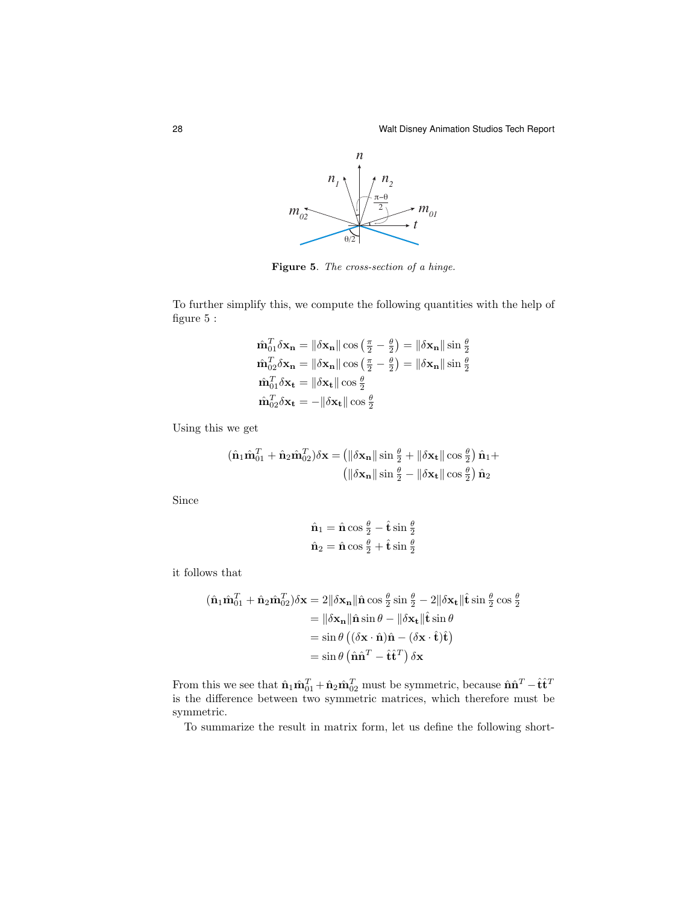**Figure 5**. *The cross-section of a hinge.*

To further simplify this, we compute the following quantities with the help of figure 5 :

$$\hat{\mathbf{m}}_{01}^T \delta\mathbf{x}_\mathbf{n} = \|\delta\mathbf{x}_\mathbf{n}\| \cos\left(\frac{\pi}{2} - \frac{\theta}{2}\right) = \|\delta\mathbf{x}_\mathbf{n}\| \sin\frac{\theta}{2}$$
$$\hat{\mathbf{m}}_{02}^T \delta\mathbf{x}_\mathbf{n} = \|\delta\mathbf{x}_\mathbf{n}\| \cos\left(\frac{\pi}{2} - \frac{\theta}{2}\right) = \|\delta\mathbf{x}_\mathbf{n}\| \sin\frac{\theta}{2}$$
$$\hat{\mathbf{m}}_{01}^T \delta\mathbf{x}_\mathbf{t} = \|\delta\mathbf{x}_\mathbf{t}\| \cos\frac{\theta}{2}$$
$$\hat{\mathbf{m}}_{02}^T \delta\mathbf{x}_\mathbf{t} = -\|\delta\mathbf{x}_\mathbf{t}\| \cos\frac{\theta}{2}$$

Using this we get

$$(\hat{\mathbf{n}}_1 \hat{\mathbf{m}}_{01}^T + \hat{\mathbf{n}}_2 \hat{\mathbf{m}}_{02}^T)\delta\mathbf{x} = \left(\|\delta\mathbf{x}_\mathbf{n}\| \sin\frac{\theta}{2} + \|\delta\mathbf{x}_\mathbf{t}\| \cos\frac{\theta}{2}\right)\hat{\mathbf{n}}_1 + \left(\|\delta\mathbf{x}_\mathbf{n}\| \sin\frac{\theta}{2} - \|\delta\mathbf{x}_\mathbf{t}\| \cos\frac{\theta}{2}\right)\hat{\mathbf{n}}_2$$

Since

$$\hat{\mathbf{n}}_1 = \hat{\mathbf{n}} \cos\frac{\theta}{2} - \hat{\mathbf{t}} \sin\frac{\theta}{2}$$
$$\hat{\mathbf{n}}_2 = \hat{\mathbf{n}} \cos\frac{\theta}{2} + \hat{\mathbf{t}} \sin\frac{\theta}{2}$$

it follows that

$$\begin{aligned}
(\hat{\mathbf{n}}_1 \hat{\mathbf{m}}_{01}^T + \hat{\mathbf{n}}_2 \hat{\mathbf{m}}_{02}^T)\delta\mathbf{x} &= 2\|\delta\mathbf{x}_\mathbf{n}\|\hat{\mathbf{n}} \cos\frac{\theta}{2} \sin\frac{\theta}{2} - 2\|\delta\mathbf{x}_\mathbf{t}\|\hat{\mathbf{t}} \sin\frac{\theta}{2} \cos\frac{\theta}{2} \\
&= \|\delta\mathbf{x}_\mathbf{n}\|\hat{\mathbf{n}} \sin\theta - \|\delta\mathbf{x}_\mathbf{t}\|\hat{\mathbf{t}} \sin\theta \\
&= \sin\theta \left((\delta\mathbf{x} \cdot \hat{\mathbf{n}})\hat{\mathbf{n}} - (\delta\mathbf{x} \cdot \hat{\mathbf{t}})\hat{\mathbf{t}}\right) \\
&= \sin\theta \left(\hat{\mathbf{n}}\hat{\mathbf{n}}^T - \hat{\mathbf{t}}\hat{\mathbf{t}}^T\right)\delta\mathbf{x}
\end{aligned}$$

From this we see that $\hat{\mathbf{n}}_1 \hat{\mathbf{m}}_{01}^T + \hat{\mathbf{n}}_2 \hat{\mathbf{m}}_{02}^T$ must be symmetric, because $\hat{\mathbf{n}}\hat{\mathbf{n}}^T - \hat{\mathbf{t}}\hat{\mathbf{t}}^T$ is the difference between two symmetric matrices, which therefore must be symmetric.

To summarize the result in matrix form, let us define the following short-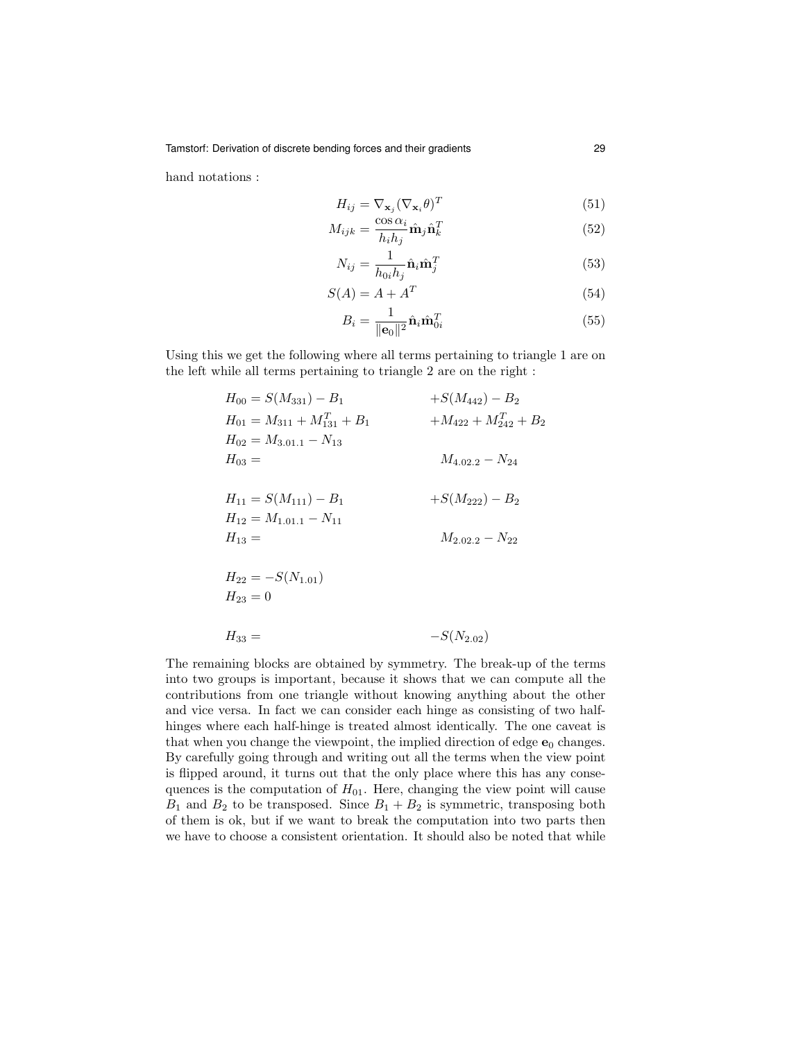hand notations :

$$H_{ij} = \nabla_{\mathbf{x}_j}(\nabla_{\mathbf{x}_i}\theta)^T \tag{51}$$

$$M_{ijk} = \frac{\cos\alpha_i}{h_i h_j}\hat{\mathbf{m}}_j\hat{\mathbf{n}}_k^T \tag{52}$$

$$N_{ij} = \frac{1}{h_{0i}h_j}\hat{\mathbf{n}}_i\hat{\mathbf{m}}_j^T \tag{53}$$

$$S(A) = A + A^T \tag{54}$$

$$B_i = \frac{1}{\|\mathbf{e}_0\|^2}\hat{\mathbf{n}}_i\hat{\mathbf{m}}_{0i}^T \tag{55}$$

Using this we get the following where all terms pertaining to triangle 1 are on the left while all terms pertaining to triangle 2 are on the right :

$$
\begin{aligned}
H_{00} &= S(M_{331}) - B_1 && + S(M_{442}) - B_2 \\
H_{01} &= M_{311} + M_{131}^T + B_1 && + M_{422} + M_{242}^T + B_2 \\
H_{02} &= M_{3.01.1} - N_{13} && \\
H_{03} &= && M_{4.02.2} - N_{24} \\
\\
H_{11} &= S(M_{111}) - B_1 && + S(M_{222}) - B_2 \\
H_{12} &= M_{1.01.1} - N_{11} && \\
H_{13} &= && M_{2.02.2} - N_{22} \\
\\
H_{22} &= -S(N_{1.01}) && \\
H_{23} &= 0 && \\
\\
H_{33} &= && -S(N_{2.02})
\end{aligned}
$$

The remaining blocks are obtained by symmetry. The break-up of the terms into two groups is important, because it shows that we can compute all the contributions from one triangle without knowing anything about the other and vice versa. In fact we can consider each hinge as consisting of two half-hinges where each half-hinge is treated almost identically. The one caveat is that when you change the viewpoint, the implied direction of edge $\mathbf{e}_0$ changes. By carefully going through and writing out all the terms when the view point is flipped around, it turns out that the only place where this has any consequences is the computation of $H_{01}$. Here, changing the view point will cause $B_1$ and $B_2$ to be transposed. Since $B_1 + B_2$ is symmetric, transposing both of them is ok, but if we want to break the computation into two parts then we have to choose a consistent orientation. It should also be noted that while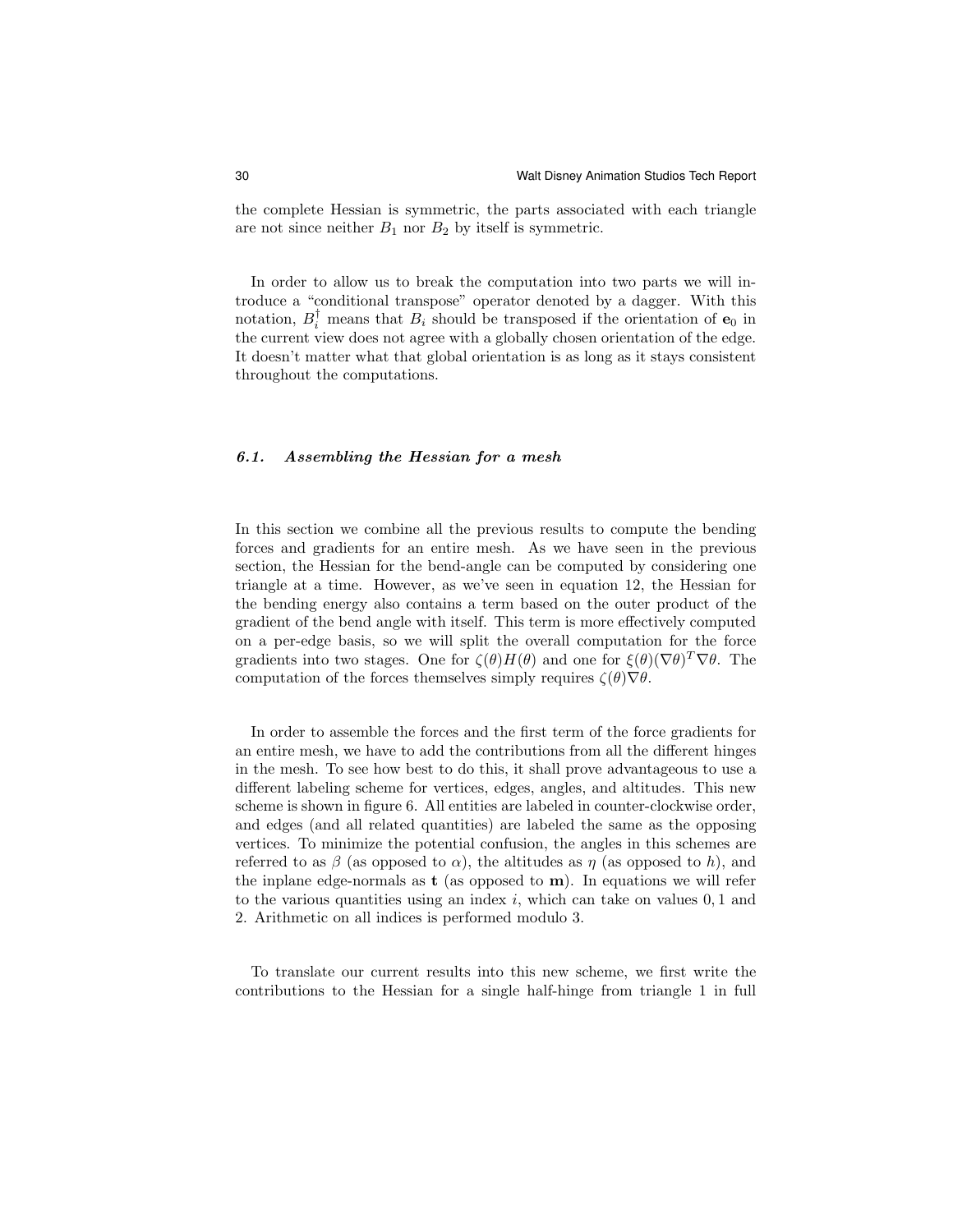the complete Hessian is symmetric, the parts associated with each triangle are not since neither $B_1$ nor $B_2$ by itself is symmetric.

In order to allow us to break the computation into two parts we will introduce a "conditional transpose" operator denoted by a dagger. With this notation, $B_i^\dagger$ means that $B_i$ should be transposed if the orientation of $\mathbf{e}_0$ in the current view does not agree with a globally chosen orientation of the edge. It doesn't matter what that global orientation is as long as it stays consistent throughout the computations.

### *6.1. Assembling the Hessian for a mesh*

In this section we combine all the previous results to compute the bending forces and gradients for an entire mesh. As we have seen in the previous section, the Hessian for the bend-angle can be computed by considering one triangle at a time. However, as we've seen in equation 12, the Hessian for the bending energy also contains a term based on the outer product of the gradient of the bend angle with itself. This term is more effectively computed on a per-edge basis, so we will split the overall computation for the force gradients into two stages. One for $\zeta(\theta)H(\theta)$ and one for $\xi(\theta)(\nabla\theta)^T\nabla\theta$. The computation of the forces themselves simply requires $\zeta(\theta)\nabla\theta$.

In order to assemble the forces and the first term of the force gradients for an entire mesh, we have to add the contributions from all the different hinges in the mesh. To see how best to do this, it shall prove advantageous to use a different labeling scheme for vertices, edges, angles, and altitudes. This new scheme is shown in figure 6. All entities are labeled in counter-clockwise order, and edges (and all related quantities) are labeled the same as the opposing vertices. To minimize the potential confusion, the angles in this schemes are referred to as $\beta$ (as opposed to $\alpha$), the altitudes as $\eta$ (as opposed to $h$), and the inplane edge-normals as $\mathbf{t}$ (as opposed to $\mathbf{m}$). In equations we will refer to the various quantities using an index $i$, which can take on values $0, 1$ and $2$. Arithmetic on all indices is performed modulo 3.

To translate our current results into this new scheme, we first write the contributions to the Hessian for a single half-hinge from triangle 1 in full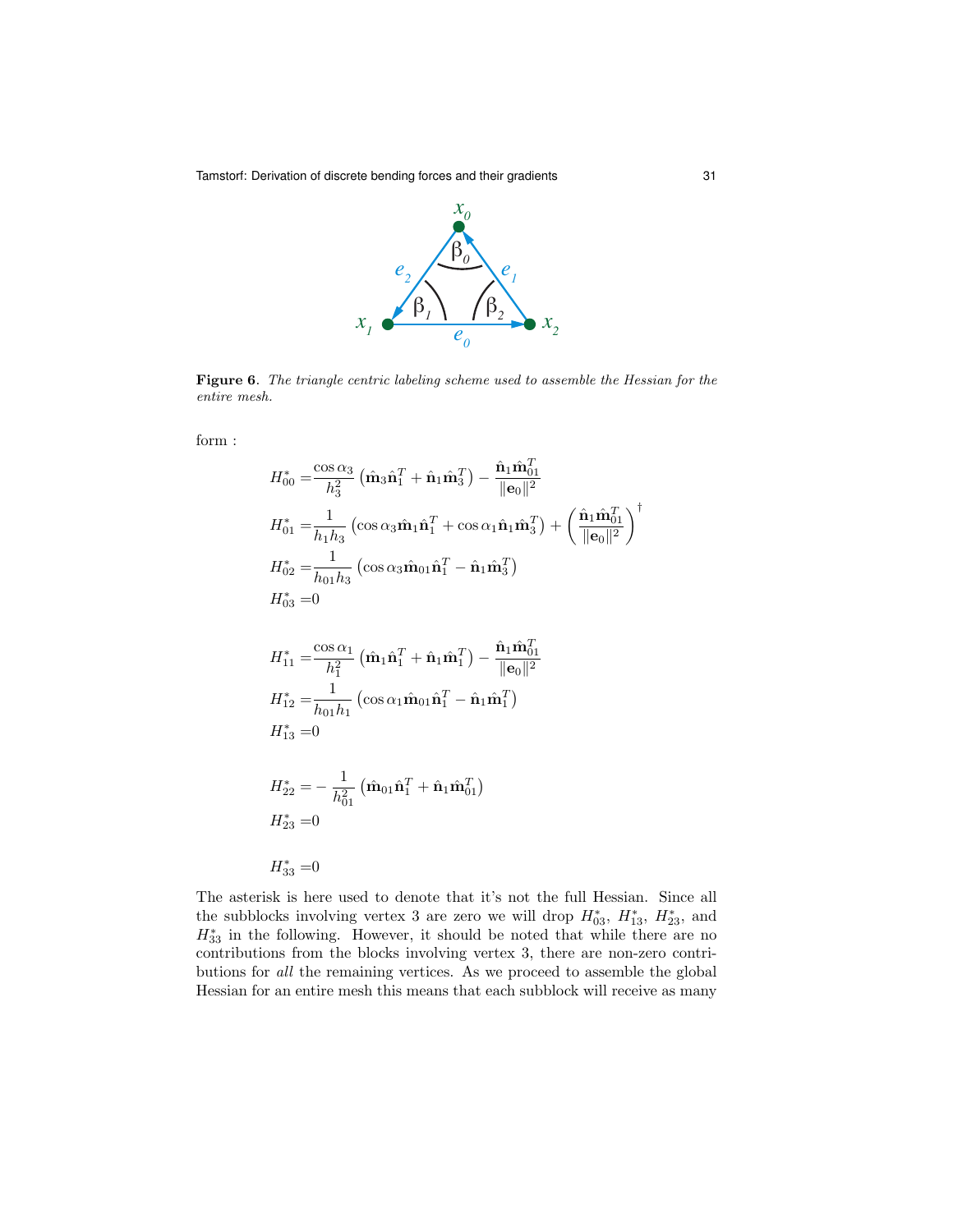**Figure 6**. *The triangle centric labeling scheme used to assemble the Hessian for the entire mesh.*

form :

$$
\begin{aligned}
H_{00}^* =& \frac{\cos\alpha_3}{h_3^2}\left(\hat{\mathbf{m}}_3\hat{\mathbf{n}}_1^T + \hat{\mathbf{n}}_1\hat{\mathbf{m}}_3^T\right) - \frac{\hat{\mathbf{n}}_1\hat{\mathbf{m}}_{01}^T}{\|\mathbf{e}_0\|^2} \\
H_{01}^* =& \frac{1}{h_1 h_3}\left(\cos\alpha_3\hat{\mathbf{m}}_1\hat{\mathbf{n}}_1^T + \cos\alpha_1\hat{\mathbf{n}}_1\hat{\mathbf{m}}_3^T\right) + \left(\frac{\hat{\mathbf{n}}_1\hat{\mathbf{m}}_{01}^T}{\|\mathbf{e}_0\|^2}\right)^\dagger \\
H_{02}^* =& \frac{1}{h_{01}h_3}\left(\cos\alpha_3\hat{\mathbf{m}}_{01}\hat{\mathbf{n}}_1^T - \hat{\mathbf{n}}_1\hat{\mathbf{m}}_3^T\right) \\
H_{03}^* =& 0
\end{aligned}
$$

$$
\begin{aligned}
H_{11}^* =& \frac{\cos\alpha_1}{h_1^2}\left(\hat{\mathbf{m}}_1\hat{\mathbf{n}}_1^T + \hat{\mathbf{n}}_1\hat{\mathbf{m}}_1^T\right) - \frac{\hat{\mathbf{n}}_1\hat{\mathbf{m}}_{01}^T}{\|\mathbf{e}_0\|^2} \\
H_{12}^* =& \frac{1}{h_{01}h_1}\left(\cos\alpha_1\hat{\mathbf{m}}_{01}\hat{\mathbf{n}}_1^T - \hat{\mathbf{n}}_1\hat{\mathbf{m}}_1^T\right) \\
H_{13}^* =& 0
\end{aligned}
$$

$$
\begin{aligned}
H_{22}^* =& -\frac{1}{h_{01}^2}\left(\hat{\mathbf{m}}_{01}\hat{\mathbf{n}}_1^T + \hat{\mathbf{n}}_1\hat{\mathbf{m}}_{01}^T\right) \\
H_{23}^* =& 0
\end{aligned}
$$

$$
H_{33}^* = 0
$$

The asterisk is here used to denote that it's not the full Hessian. Since all the subblocks involving vertex 3 are zero we will drop $H_{03}^*$, $H_{13}^*$, $H_{23}^*$, and $H_{33}^*$ in the following. However, it should be noted that while there are no contributions from the blocks involving vertex 3, there are non-zero contributions for *all* the remaining vertices. As we proceed to assemble the global Hessian for an entire mesh this means that each subblock will receive as many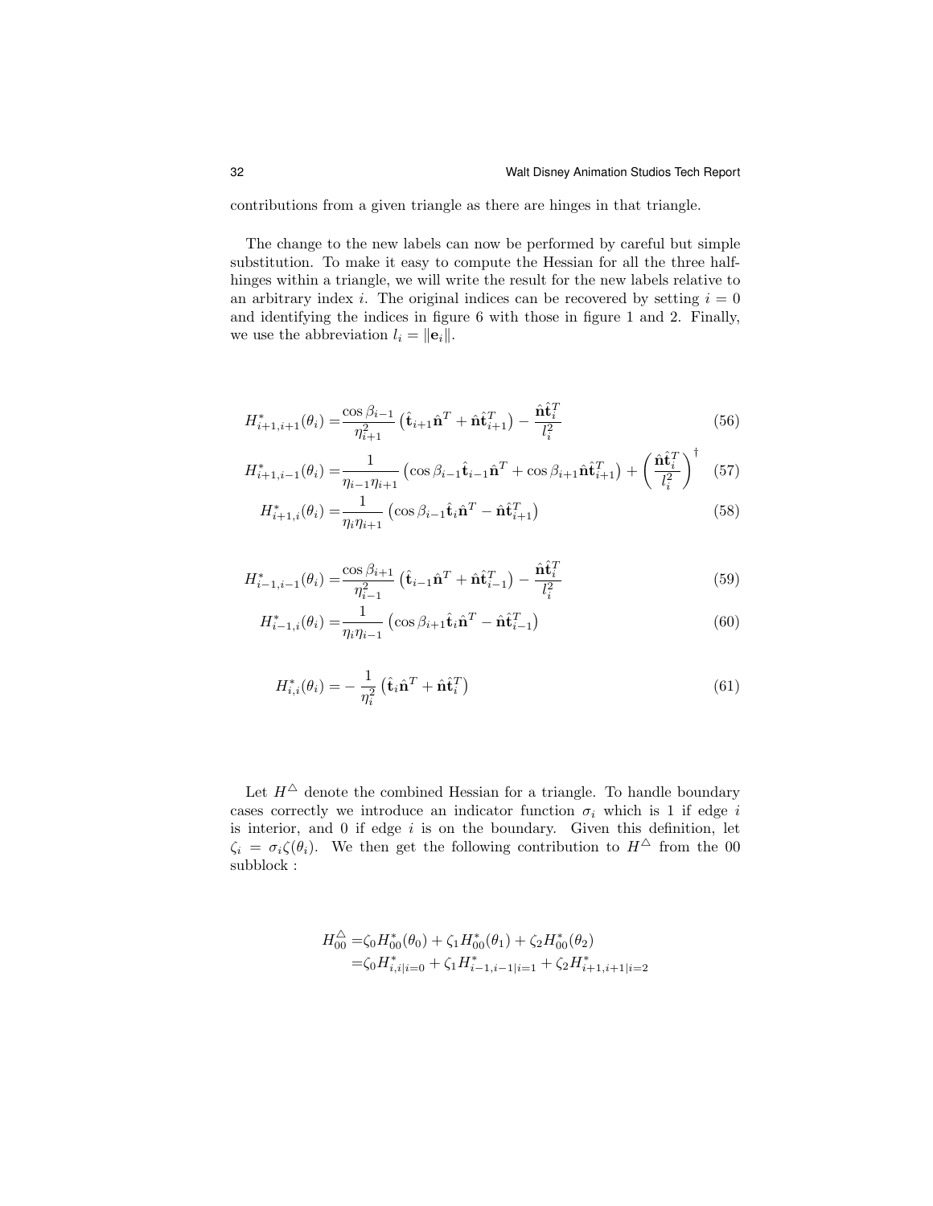contributions from a given triangle as there are hinges in that triangle.

The change to the new labels can now be performed by careful but simple substitution. To make it easy to compute the Hessian for all the three half-hinges within a triangle, we will write the result for the new labels relative to an arbitrary index $i$. The original indices can be recovered by setting $i = 0$ and identifying the indices in figure 6 with those in figure 1 and 2. Finally, we use the abbreviation $l_i = \|\mathbf{e}_i\|$.

$$
\begin{aligned}
H^*_{i+1,i+1}(\theta_i) =& \frac{\cos\beta_{i-1}}{\eta_{i+1}^2}\left(\hat{\mathbf{t}}_{i+1}\hat{\mathbf{n}}^T + \hat{\mathbf{n}}\hat{\mathbf{t}}_{i+1}^T\right) - \frac{\hat{\mathbf{n}}\hat{\mathbf{t}}_i^T}{l_i^2} && (56)\\
H^*_{i+1,i-1}(\theta_i) =& \frac{1}{\eta_{i-1}\eta_{i+1}}\left(\cos\beta_{i-1}\hat{\mathbf{t}}_{i-1}\hat{\mathbf{n}}^T + \cos\beta_{i+1}\hat{\mathbf{n}}\hat{\mathbf{t}}_{i+1}^T\right) + \left(\frac{\hat{\mathbf{n}}\hat{\mathbf{t}}_i^T}{l_i^2}\right)^\dagger && (57)\\
H^*_{i+1,i}(\theta_i) =& \frac{1}{\eta_i\eta_{i+1}}\left(\cos\beta_{i-1}\hat{\mathbf{t}}_i\hat{\mathbf{n}}^T - \hat{\mathbf{n}}\hat{\mathbf{t}}_{i+1}^T\right) && (58)
\end{aligned}
$$

$$
\begin{aligned}
H^*_{i-1,i-1}(\theta_i) =& \frac{\cos\beta_{i+1}}{\eta_{i-1}^2}\left(\hat{\mathbf{t}}_{i-1}\hat{\mathbf{n}}^T + \hat{\mathbf{n}}\hat{\mathbf{t}}_{i-1}^T\right) - \frac{\hat{\mathbf{n}}\hat{\mathbf{t}}_i^T}{l_i^2} && (59)\\
H^*_{i-1,i}(\theta_i) =& \frac{1}{\eta_i\eta_{i-1}}\left(\cos\beta_{i+1}\hat{\mathbf{t}}_i\hat{\mathbf{n}}^T - \hat{\mathbf{n}}\hat{\mathbf{t}}_{i-1}^T\right) && (60)
\end{aligned}
$$

$$
H^*_{i,i}(\theta_i) = -\frac{1}{\eta_i^2}\left(\hat{\mathbf{t}}_i\hat{\mathbf{n}}^T + \hat{\mathbf{n}}\hat{\mathbf{t}}_i^T\right) \qquad (61)
$$

Let $H^\triangle$ denote the combined Hessian for a triangle. To handle boundary cases correctly we introduce an indicator function $\sigma_i$ which is 1 if edge $i$ is interior, and 0 if edge $i$ is on the boundary. Given this definition, let $\zeta_i = \sigma_i\zeta(\theta_i)$. We then get the following contribution to $H^\triangle$ from the 00 subblock :

$$
\begin{aligned}
H^\triangle_{00} =& \zeta_0 H^*_{00}(\theta_0) + \zeta_1 H^*_{00}(\theta_1) + \zeta_2 H^*_{00}(\theta_2)\\
=& \zeta_0 H^*_{i,i|i=0} + \zeta_1 H^*_{i-1,i-1|i=1} + \zeta_2 H^*_{i+1,i+1|i=2}
\end{aligned}
$$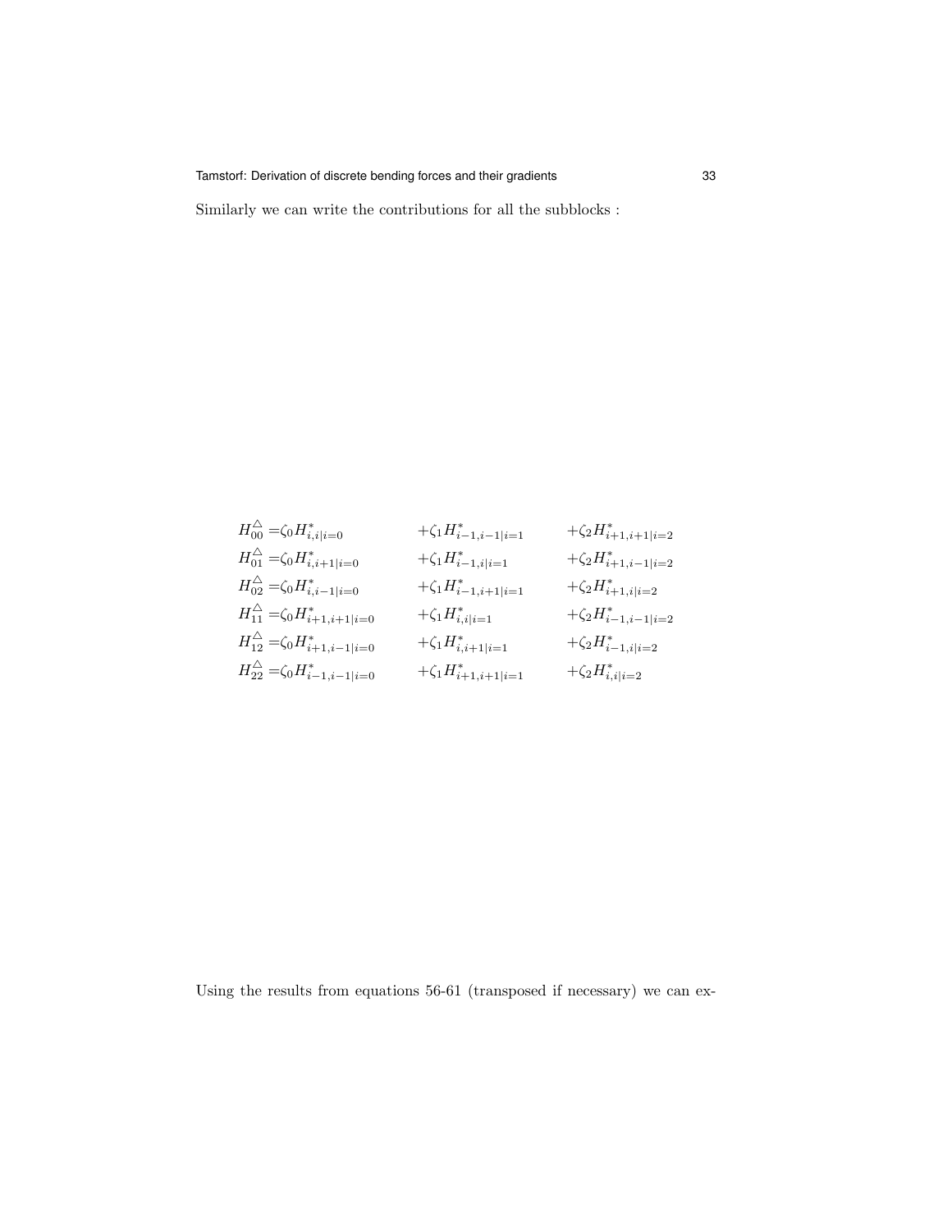Similarly we can write the contributions for all the subblocks :

$$
\begin{aligned}
H^{\triangle}_{00} =& \zeta_0 H^*_{i,i|i=0} && +\zeta_1 H^*_{i-1,i-1|i=1} && +\zeta_2 H^*_{i+1,i+1|i=2} \\
H^{\triangle}_{01} =& \zeta_0 H^*_{i,i+1|i=0} && +\zeta_1 H^*_{i-1,i|i=1} && +\zeta_2 H^*_{i+1,i-1|i=2} \\
H^{\triangle}_{02} =& \zeta_0 H^*_{i,i-1|i=0} && +\zeta_1 H^*_{i-1,i+1|i=1} && +\zeta_2 H^*_{i+1,i|i=2} \\
H^{\triangle}_{11} =& \zeta_0 H^*_{i+1,i+1|i=0} && +\zeta_1 H^*_{i,i|i=1} && +\zeta_2 H^*_{i-1,i-1|i=2} \\
H^{\triangle}_{12} =& \zeta_0 H^*_{i+1,i-1|i=0} && +\zeta_1 H^*_{i,i+1|i=1} && +\zeta_2 H^*_{i-1,i|i=2} \\
H^{\triangle}_{22} =& \zeta_0 H^*_{i-1,i-1|i=0} && +\zeta_1 H^*_{i+1,i+1|i=1} && +\zeta_2 H^*_{i,i|i=2}
\end{aligned}
$$

Using the results from equations 56-61 (transposed if necessary) we can ex-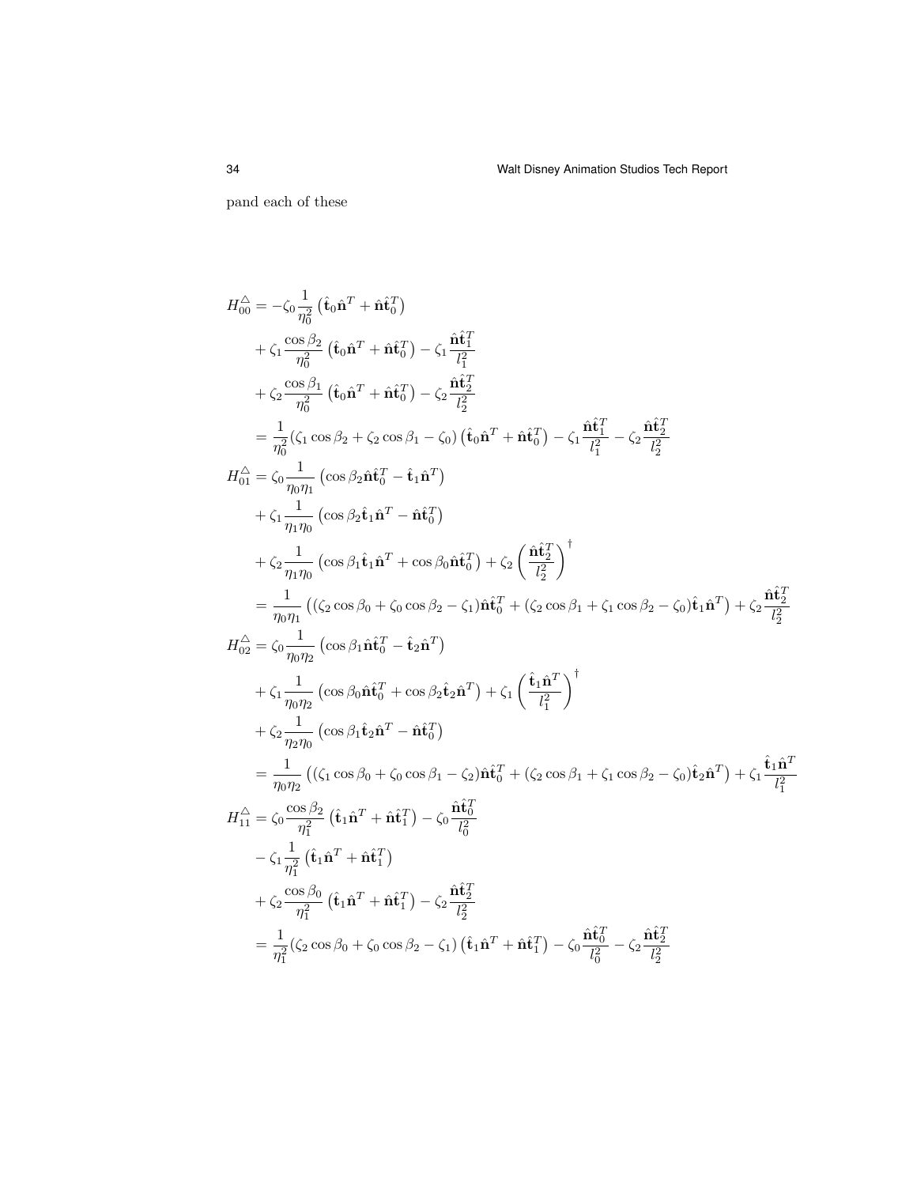pand each of these

$$
\begin{aligned}
H^{\triangle}_{00} &= -\zeta_0 \frac{1}{\eta_0^2}\left(\hat{\mathbf{t}}_0\hat{\mathbf{n}}^T + \hat{\mathbf{n}}\hat{\mathbf{t}}_0^T\right) \\
&+ \zeta_1 \frac{\cos\beta_2}{\eta_0^2}\left(\hat{\mathbf{t}}_0\hat{\mathbf{n}}^T + \hat{\mathbf{n}}\hat{\mathbf{t}}_0^T\right) - \zeta_1 \frac{\hat{\mathbf{n}}\hat{\mathbf{t}}_1^T}{l_1^2} \\
&+ \zeta_2 \frac{\cos\beta_1}{\eta_0^2}\left(\hat{\mathbf{t}}_0\hat{\mathbf{n}}^T + \hat{\mathbf{n}}\hat{\mathbf{t}}_0^T\right) - \zeta_2 \frac{\hat{\mathbf{n}}\hat{\mathbf{t}}_2^T}{l_2^2} \\
&= \frac{1}{\eta_0^2}(\zeta_1\cos\beta_2 + \zeta_2\cos\beta_1 - \zeta_0)\left(\hat{\mathbf{t}}_0\hat{\mathbf{n}}^T + \hat{\mathbf{n}}\hat{\mathbf{t}}_0^T\right) - \zeta_1\frac{\hat{\mathbf{n}}\hat{\mathbf{t}}_1^T}{l_1^2} - \zeta_2\frac{\hat{\mathbf{n}}\hat{\mathbf{t}}_2^T}{l_2^2} \\
H^{\triangle}_{01} &= \zeta_0 \frac{1}{\eta_0\eta_1}\left(\cos\beta_2\hat{\mathbf{n}}\hat{\mathbf{t}}_0^T - \hat{\mathbf{t}}_1\hat{\mathbf{n}}^T\right) \\
&+ \zeta_1 \frac{1}{\eta_1\eta_0}\left(\cos\beta_2\hat{\mathbf{t}}_1\hat{\mathbf{n}}^T - \hat{\mathbf{n}}\hat{\mathbf{t}}_0^T\right) \\
&+ \zeta_2 \frac{1}{\eta_1\eta_0}\left(\cos\beta_1\hat{\mathbf{t}}_1\hat{\mathbf{n}}^T + \cos\beta_0\hat{\mathbf{n}}\hat{\mathbf{t}}_0^T\right) + \zeta_2\left(\frac{\hat{\mathbf{n}}\hat{\mathbf{t}}_2^T}{l_2^2}\right)^{\dagger} \\
&= \frac{1}{\eta_0\eta_1}\left((\zeta_2\cos\beta_0 + \zeta_0\cos\beta_2 - \zeta_1)\hat{\mathbf{n}}\hat{\mathbf{t}}_0^T + (\zeta_2\cos\beta_1 + \zeta_1\cos\beta_2 - \zeta_0)\hat{\mathbf{t}}_1\hat{\mathbf{n}}^T\right) + \zeta_2\frac{\hat{\mathbf{n}}\hat{\mathbf{t}}_2^T}{l_2^2} \\
H^{\triangle}_{02} &= \zeta_0 \frac{1}{\eta_0\eta_2}\left(\cos\beta_1\hat{\mathbf{n}}\hat{\mathbf{t}}_0^T - \hat{\mathbf{t}}_2\hat{\mathbf{n}}^T\right) \\
&+ \zeta_1 \frac{1}{\eta_0\eta_2}\left(\cos\beta_0\hat{\mathbf{n}}\hat{\mathbf{t}}_0^T + \cos\beta_2\hat{\mathbf{t}}_2\hat{\mathbf{n}}^T\right) + \zeta_1\left(\frac{\hat{\mathbf{t}}_1\hat{\mathbf{n}}^T}{l_1^2}\right)^{\dagger} \\
&+ \zeta_2 \frac{1}{\eta_2\eta_0}\left(\cos\beta_1\hat{\mathbf{t}}_2\hat{\mathbf{n}}^T - \hat{\mathbf{n}}\hat{\mathbf{t}}_0^T\right) \\
&= \frac{1}{\eta_0\eta_2}\left((\zeta_1\cos\beta_0 + \zeta_0\cos\beta_1 - \zeta_2)\hat{\mathbf{n}}\hat{\mathbf{t}}_0^T + (\zeta_2\cos\beta_1 + \zeta_1\cos\beta_2 - \zeta_0)\hat{\mathbf{t}}_2\hat{\mathbf{n}}^T\right) + \zeta_1\frac{\hat{\mathbf{t}}_1\hat{\mathbf{n}}^T}{l_1^2} \\
H^{\triangle}_{11} &= \zeta_0 \frac{\cos\beta_2}{\eta_1^2}\left(\hat{\mathbf{t}}_1\hat{\mathbf{n}}^T + \hat{\mathbf{n}}\hat{\mathbf{t}}_1^T\right) - \zeta_0\frac{\hat{\mathbf{n}}\hat{\mathbf{t}}_0^T}{l_0^2} \\
&- \zeta_1 \frac{1}{\eta_1^2}\left(\hat{\mathbf{t}}_1\hat{\mathbf{n}}^T + \hat{\mathbf{n}}\hat{\mathbf{t}}_1^T\right) \\
&+ \zeta_2 \frac{\cos\beta_0}{\eta_1^2}\left(\hat{\mathbf{t}}_1\hat{\mathbf{n}}^T + \hat{\mathbf{n}}\hat{\mathbf{t}}_1^T\right) - \zeta_2\frac{\hat{\mathbf{n}}\hat{\mathbf{t}}_2^T}{l_2^2} \\
&= \frac{1}{\eta_1^2}(\zeta_2\cos\beta_0 + \zeta_0\cos\beta_2 - \zeta_1)\left(\hat{\mathbf{t}}_1\hat{\mathbf{n}}^T + \hat{\mathbf{n}}\hat{\mathbf{t}}_1^T\right) - \zeta_0\frac{\hat{\mathbf{n}}\hat{\mathbf{t}}_0^T}{l_0^2} - \zeta_2\frac{\hat{\mathbf{n}}\hat{\mathbf{t}}_2^T}{l_2^2}
\end{aligned}
$$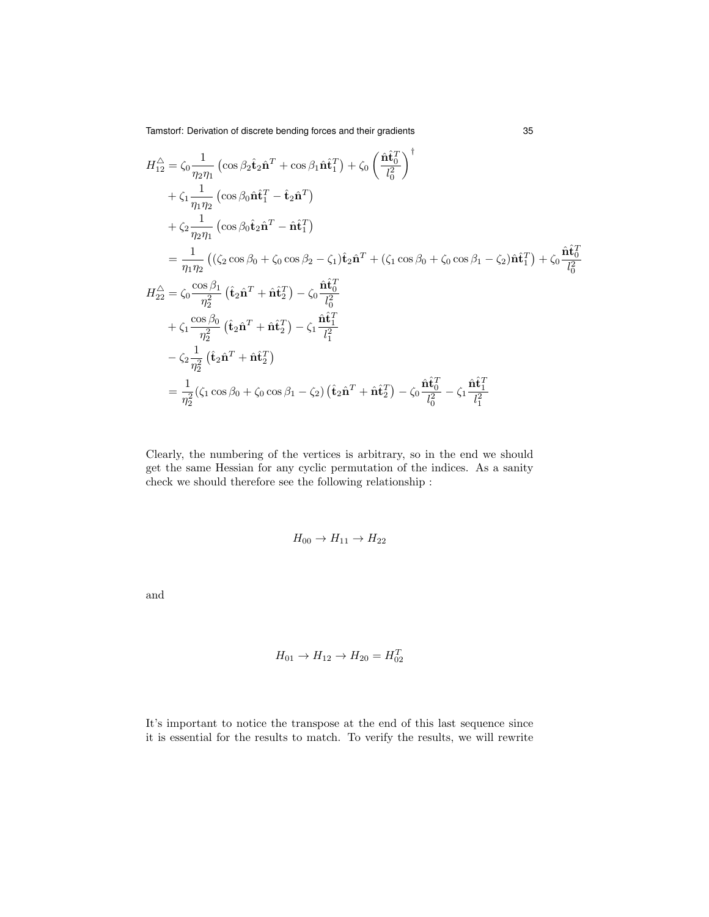$$
\begin{aligned}
H_{12}^{\triangle} &= \zeta_0 \frac{1}{\eta_2 \eta_1} \left( \cos\beta_2 \hat{\mathbf{t}}_2 \hat{\mathbf{n}}^T + \cos\beta_1 \hat{\mathbf{n}} \hat{\mathbf{t}}_1^T \right) + \zeta_0 \left( \frac{\hat{\mathbf{n}} \hat{\mathbf{t}}_0^T}{l_0^2} \right)^{\dagger} \\
&+ \zeta_1 \frac{1}{\eta_1 \eta_2} \left( \cos\beta_0 \hat{\mathbf{n}} \hat{\mathbf{t}}_1^T - \hat{\mathbf{t}}_2 \hat{\mathbf{n}}^T \right) \\
&+ \zeta_2 \frac{1}{\eta_2 \eta_1} \left( \cos\beta_0 \hat{\mathbf{t}}_2 \hat{\mathbf{n}}^T - \hat{\mathbf{n}} \hat{\mathbf{t}}_1^T \right) \\
&= \frac{1}{\eta_1 \eta_2} \left( (\zeta_2 \cos\beta_0 + \zeta_0 \cos\beta_2 - \zeta_1) \hat{\mathbf{t}}_2 \hat{\mathbf{n}}^T + (\zeta_1 \cos\beta_0 + \zeta_0 \cos\beta_1 - \zeta_2) \hat{\mathbf{n}} \hat{\mathbf{t}}_1^T \right) + \zeta_0 \frac{\hat{\mathbf{n}} \hat{\mathbf{t}}_0^T}{l_0^2} \\
H_{22}^{\triangle} &= \zeta_0 \frac{\cos\beta_1}{\eta_2^2} \left( \hat{\mathbf{t}}_2 \hat{\mathbf{n}}^T + \hat{\mathbf{n}} \hat{\mathbf{t}}_2^T \right) - \zeta_0 \frac{\hat{\mathbf{n}} \hat{\mathbf{t}}_0^T}{l_0^2} \\
&+ \zeta_1 \frac{\cos\beta_0}{\eta_2^2} \left( \hat{\mathbf{t}}_2 \hat{\mathbf{n}}^T + \hat{\mathbf{n}} \hat{\mathbf{t}}_2^T \right) - \zeta_1 \frac{\hat{\mathbf{n}} \hat{\mathbf{t}}_1^T}{l_1^2} \\
&- \zeta_2 \frac{1}{\eta_2^2} \left( \hat{\mathbf{t}}_2 \hat{\mathbf{n}}^T + \hat{\mathbf{n}} \hat{\mathbf{t}}_2^T \right) \\
&= \frac{1}{\eta_2^2} (\zeta_1 \cos\beta_0 + \zeta_0 \cos\beta_1 - \zeta_2) \left( \hat{\mathbf{t}}_2 \hat{\mathbf{n}}^T + \hat{\mathbf{n}} \hat{\mathbf{t}}_2^T \right) - \zeta_0 \frac{\hat{\mathbf{n}} \hat{\mathbf{t}}_0^T}{l_0^2} - \zeta_1 \frac{\hat{\mathbf{n}} \hat{\mathbf{t}}_1^T}{l_1^2}
\end{aligned}
$$

Clearly, the numbering of the vertices is arbitrary, so in the end we should get the same Hessian for any cyclic permutation of the indices. As a sanity check we should therefore see the following relationship :

$$
H_{00} \to H_{11} \to H_{22}
$$

and

$$
H_{01} \to H_{12} \to H_{20} = H_{02}^T
$$

It's important to notice the transpose at the end of this last sequence since it is essential for the results to match. To verify the results, we will rewrite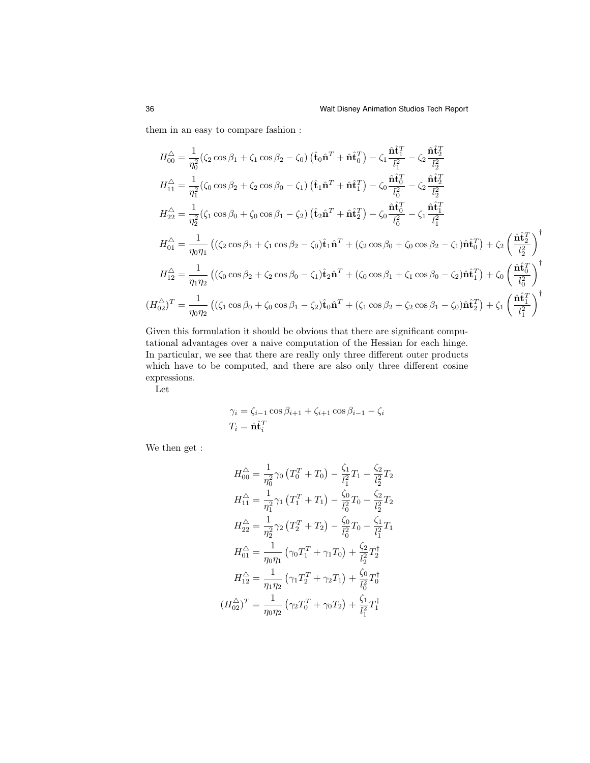them in an easy to compare fashion :

$$
\begin{aligned}
H_{00}^{\triangle} &= \frac{1}{\eta_0^2}(\zeta_2 \cos\beta_1 + \zeta_1 \cos\beta_2 - \zeta_0)\left(\hat{\mathbf{t}}_0\hat{\mathbf{n}}^T + \hat{\mathbf{n}}\hat{\mathbf{t}}_0^T\right) - \zeta_1 \frac{\hat{\mathbf{n}}\hat{\mathbf{t}}_1^T}{l_1^2} - \zeta_2 \frac{\hat{\mathbf{n}}\hat{\mathbf{t}}_2^T}{l_2^2} \\
H_{11}^{\triangle} &= \frac{1}{\eta_1^2}(\zeta_0 \cos\beta_2 + \zeta_2 \cos\beta_0 - \zeta_1)\left(\hat{\mathbf{t}}_1\hat{\mathbf{n}}^T + \hat{\mathbf{n}}\hat{\mathbf{t}}_1^T\right) - \zeta_0 \frac{\hat{\mathbf{n}}\hat{\mathbf{t}}_0^T}{l_0^2} - \zeta_2 \frac{\hat{\mathbf{n}}\hat{\mathbf{t}}_2^T}{l_2^2} \\
H_{22}^{\triangle} &= \frac{1}{\eta_2^2}(\zeta_1 \cos\beta_0 + \zeta_0 \cos\beta_1 - \zeta_2)\left(\hat{\mathbf{t}}_2\hat{\mathbf{n}}^T + \hat{\mathbf{n}}\hat{\mathbf{t}}_2^T\right) - \zeta_0 \frac{\hat{\mathbf{n}}\hat{\mathbf{t}}_0^T}{l_0^2} - \zeta_1 \frac{\hat{\mathbf{n}}\hat{\mathbf{t}}_1^T}{l_1^2} \\
H_{01}^{\triangle} &= \frac{1}{\eta_0\eta_1}\left((\zeta_2 \cos\beta_1 + \zeta_1 \cos\beta_2 - \zeta_0)\hat{\mathbf{t}}_1\hat{\mathbf{n}}^T + (\zeta_2 \cos\beta_0 + \zeta_0 \cos\beta_2 - \zeta_1)\hat{\mathbf{n}}\hat{\mathbf{t}}_0^T\right) + \zeta_2 \left(\frac{\hat{\mathbf{n}}\hat{\mathbf{t}}_2^T}{l_2^2}\right)^{\dagger} \\
H_{12}^{\triangle} &= \frac{1}{\eta_1\eta_2}\left((\zeta_0 \cos\beta_2 + \zeta_2 \cos\beta_0 - \zeta_1)\hat{\mathbf{t}}_2\hat{\mathbf{n}}^T + (\zeta_0 \cos\beta_1 + \zeta_1 \cos\beta_0 - \zeta_2)\hat{\mathbf{n}}\hat{\mathbf{t}}_1^T\right) + \zeta_0 \left(\frac{\hat{\mathbf{n}}\hat{\mathbf{t}}_0^T}{l_0^2}\right)^{\dagger} \\
(H_{02}^{\triangle})^T &= \frac{1}{\eta_0\eta_2}\left((\zeta_1 \cos\beta_0 + \zeta_0 \cos\beta_1 - \zeta_2)\hat{\mathbf{t}}_0\hat{\mathbf{n}}^T + (\zeta_1 \cos\beta_2 + \zeta_2 \cos\beta_1 - \zeta_0)\hat{\mathbf{n}}\hat{\mathbf{t}}_2^T\right) + \zeta_1 \left(\frac{\hat{\mathbf{n}}\hat{\mathbf{t}}_1^T}{l_1^2}\right)^{\dagger}
\end{aligned}
$$

Given this formulation it should be obvious that there are significant computational advantages over a naive computation of the Hessian for each hinge. In particular, we see that there are really only three different outer products which have to be computed, and there are also only three different cosine expressions.

Let

$$
\begin{aligned}
\gamma_i &= \zeta_{i-1}\cos\beta_{i+1} + \zeta_{i+1}\cos\beta_{i-1} - \zeta_i \\
T_i &= \hat{\mathbf{n}}\hat{\mathbf{t}}_i^T
\end{aligned}
$$

We then get :

$$
\begin{aligned}
H_{00}^{\triangle} &= \frac{1}{\eta_0^2}\gamma_0\left(T_0^T + T_0\right) - \frac{\zeta_1}{l_1^2}T_1 - \frac{\zeta_2}{l_2^2}T_2 \\
H_{11}^{\triangle} &= \frac{1}{\eta_1^2}\gamma_1\left(T_1^T + T_1\right) - \frac{\zeta_0}{l_0^2}T_0 - \frac{\zeta_2}{l_2^2}T_2 \\
H_{22}^{\triangle} &= \frac{1}{\eta_2^2}\gamma_2\left(T_2^T + T_2\right) - \frac{\zeta_0}{l_0^2}T_0 - \frac{\zeta_1}{l_1^2}T_1 \\
H_{01}^{\triangle} &= \frac{1}{\eta_0\eta_1}\left(\gamma_0 T_1^T + \gamma_1 T_0\right) + \frac{\zeta_2}{l_2^2}T_2^{\dagger} \\
H_{12}^{\triangle} &= \frac{1}{\eta_1\eta_2}\left(\gamma_1 T_2^T + \gamma_2 T_1\right) + \frac{\zeta_0}{l_0^2}T_0^{\dagger} \\
(H_{02}^{\triangle})^T &= \frac{1}{\eta_0\eta_2}\left(\gamma_2 T_0^T + \gamma_0 T_2\right) + \frac{\zeta_1}{l_1^2}T_1^{\dagger}
\end{aligned}
$$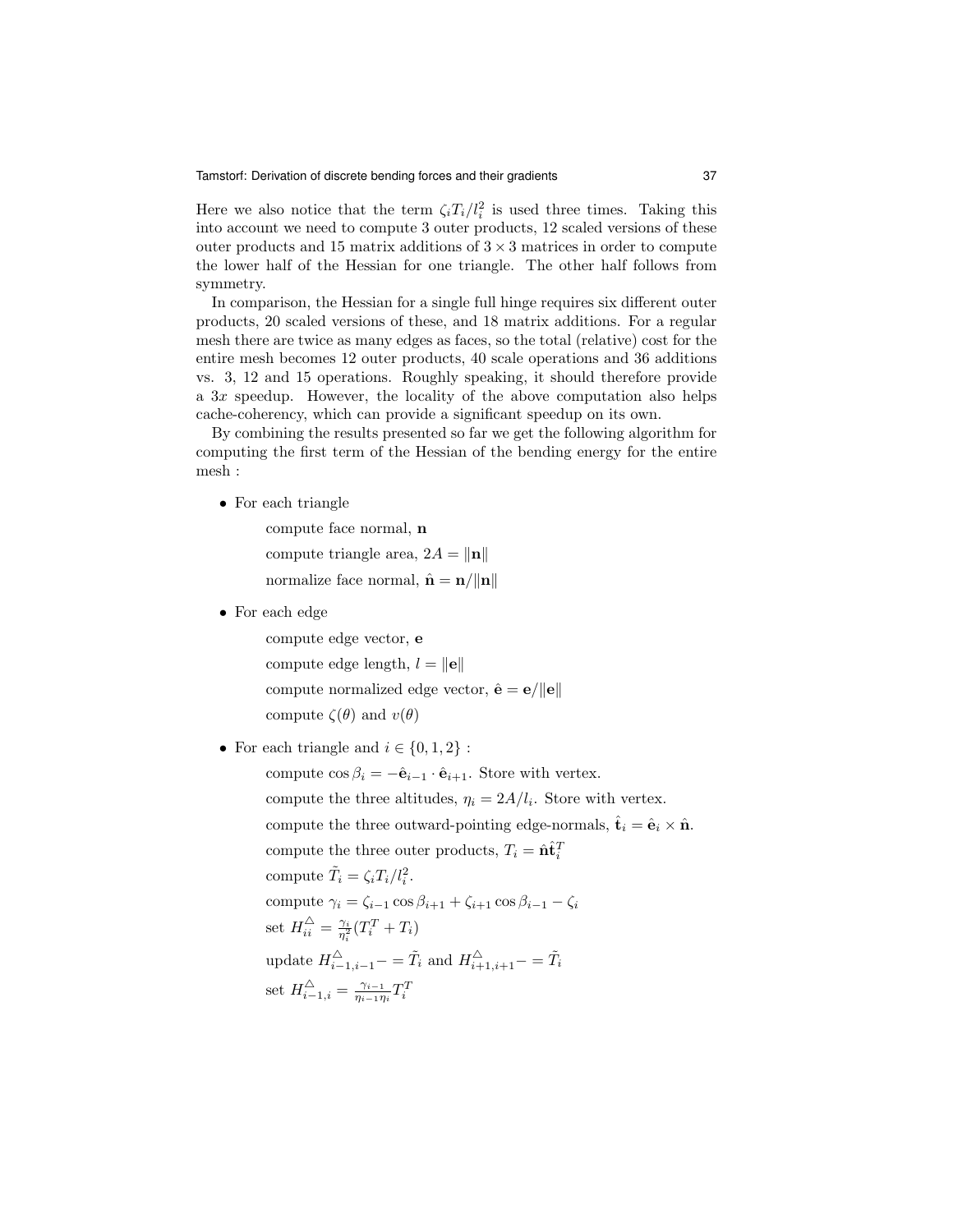Here we also notice that the term $\zeta_i T_i / l_i^2$ is used three times. Taking this into account we need to compute 3 outer products, 12 scaled versions of these outer products and 15 matrix additions of $3 \times 3$ matrices in order to compute the lower half of the Hessian for one triangle. The other half follows from symmetry.

In comparison, the Hessian for a single full hinge requires six different outer products, 20 scaled versions of these, and 18 matrix additions. For a regular mesh there are twice as many edges as faces, so the total (relative) cost for the entire mesh becomes 12 outer products, 40 scale operations and 36 additions vs. 3, 12 and 15 operations. Roughly speaking, it should therefore provide a $3x$ speedup. However, the locality of the above computation also helps cache-coherency, which can provide a significant speedup on its own.

By combining the results presented so far we get the following algorithm for computing the first term of the Hessian of the bending energy for the entire mesh :

- For each triangle

  compute face normal, $\mathbf{n}$

  compute triangle area, $2A = \|\mathbf{n}\|$

  normalize face normal, $\hat{\mathbf{n}} = \mathbf{n}/\|\mathbf{n}\|$

- For each edge

  compute edge vector, $\mathbf{e}$

  compute edge length, $l = \|\mathbf{e}\|$

  compute normalized edge vector, $\hat{\mathbf{e}} = \mathbf{e}/\|\mathbf{e}\|$

  compute $\zeta(\theta)$ and $v(\theta)$

- For each triangle and $i \in \{0, 1, 2\}$ :

  compute $\cos \beta_i = -\hat{\mathbf{e}}_{i-1} \cdot \hat{\mathbf{e}}_{i+1}$. Store with vertex.

  compute the three altitudes, $\eta_i = 2A/l_i$. Store with vertex.

  compute the three outward-pointing edge-normals, $\hat{\mathbf{t}}_i = \hat{\mathbf{e}}_i \times \hat{\mathbf{n}}$.

  compute the three outer products, $T_i = \hat{\mathbf{n}} \hat{\mathbf{t}}_i^T$

  compute $\tilde{T}_i = \zeta_i T_i / l_i^2$.

  compute $\gamma_i = \zeta_{i-1} \cos \beta_{i+1} + \zeta_{i+1} \cos \beta_{i-1} - \zeta_i$

  set $H_{ii}^{\triangle} = \frac{\gamma_i}{\eta_i^2}(T_i^T + T_i)$

  update $H_{i-1,i-1}^{\triangle} -= \tilde{T}_i$ and $H_{i+1,i+1}^{\triangle} -= \tilde{T}_i$

  set $H_{i-1,i}^{\triangle} = \frac{\gamma_{i-1}}{\eta_{i-1}\eta_i} T_i^T$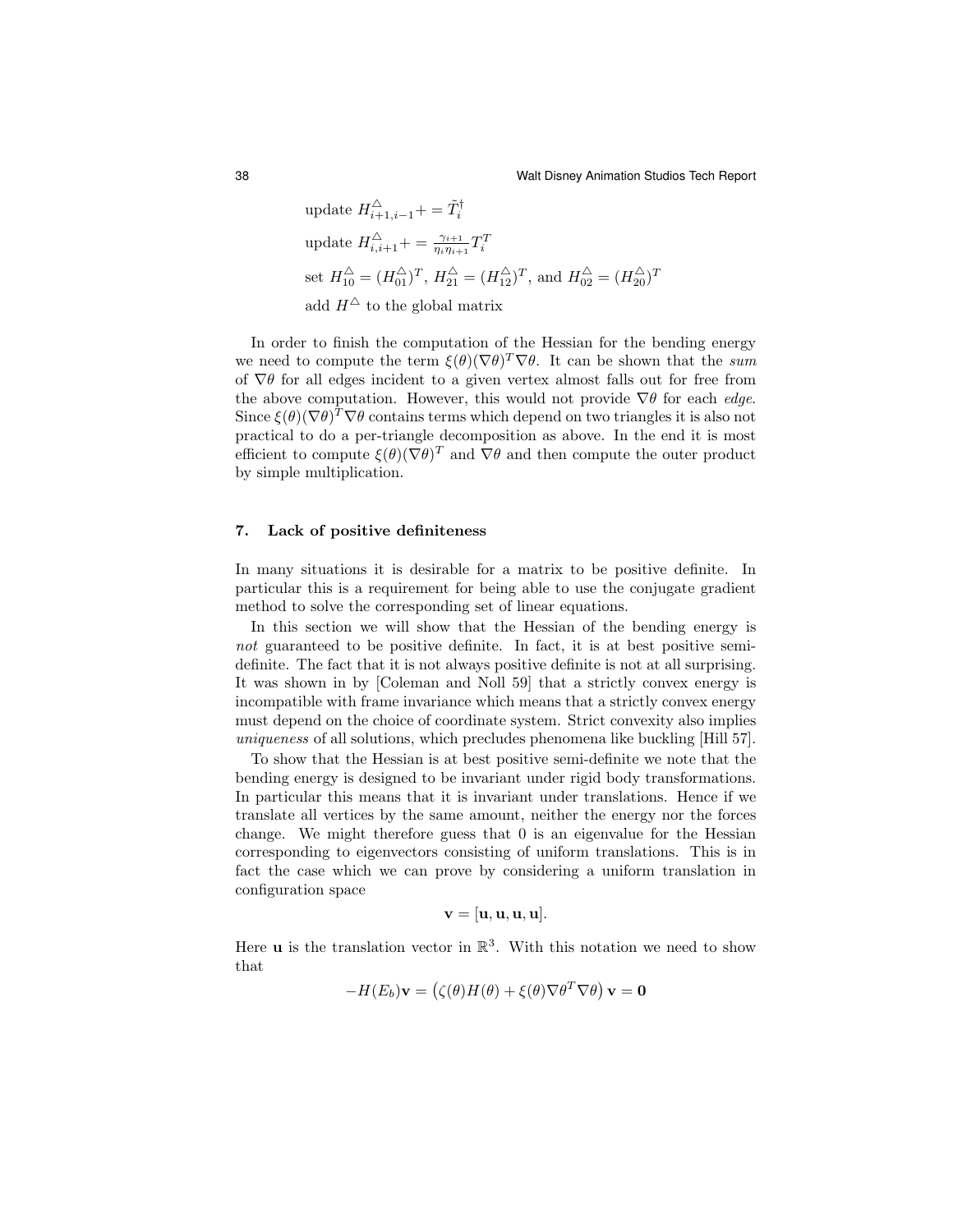update $H^{\triangle}_{i+1,i-1} += \tilde{T}_i^{\dagger}$

update $H^{\triangle}_{i,i+1} += \frac{\gamma_{i+1}}{\eta_i \eta_{i+1}} T_i^T$

set $H^{\triangle}_{10} = (H^{\triangle}_{01})^T$, $H^{\triangle}_{21} = (H^{\triangle}_{12})^T$, and $H^{\triangle}_{02} = (H^{\triangle}_{20})^T$

add $H^{\triangle}$ to the global matrix

In order to finish the computation of the Hessian for the bending energy we need to compute the term $\xi(\theta)(\nabla\theta)^T\nabla\theta$. It can be shown that the *sum* of $\nabla\theta$ for all edges incident to a given vertex almost falls out for free from the above computation. However, this would not provide $\nabla\theta$ for each *edge*. Since $\xi(\theta)(\nabla\theta)^T\nabla\theta$ contains terms which depend on two triangles it is also not practical to do a per-triangle decomposition as above. In the end it is most efficient to compute $\xi(\theta)(\nabla\theta)^T$ and $\nabla\theta$ and then compute the outer product by simple multiplication.

## 7. Lack of positive definiteness

In many situations it is desirable for a matrix to be positive definite. In particular this is a requirement for being able to use the conjugate gradient method to solve the corresponding set of linear equations.

In this section we will show that the Hessian of the bending energy is *not* guaranteed to be positive definite. In fact, it is at best positive semi-definite. The fact that it is not always positive definite is not at all surprising. It was shown in by [Coleman and Noll 59] that a strictly convex energy is incompatible with frame invariance which means that a strictly convex energy must depend on the choice of coordinate system. Strict convexity also implies *uniqueness* of all solutions, which precludes phenomena like buckling [Hill 57].

To show that the Hessian is at best positive semi-definite we note that the bending energy is designed to be invariant under rigid body transformations. In particular this means that it is invariant under translations. Hence if we translate all vertices by the same amount, neither the energy nor the forces change. We might therefore guess that 0 is an eigenvalue for the Hessian corresponding to eigenvectors consisting of uniform translations. This is in fact the case which we can prove by considering a uniform translation in configuration space

$$\mathbf{v} = [\mathbf{u}, \mathbf{u}, \mathbf{u}, \mathbf{u}].$$

Here $\mathbf{u}$ is the translation vector in $\mathbb{R}^3$. With this notation we need to show that

$$-H(E_b)\mathbf{v} = \left(\zeta(\theta)H(\theta) + \xi(\theta)\nabla\theta^T\nabla\theta\right)\mathbf{v} = \mathbf{0}$$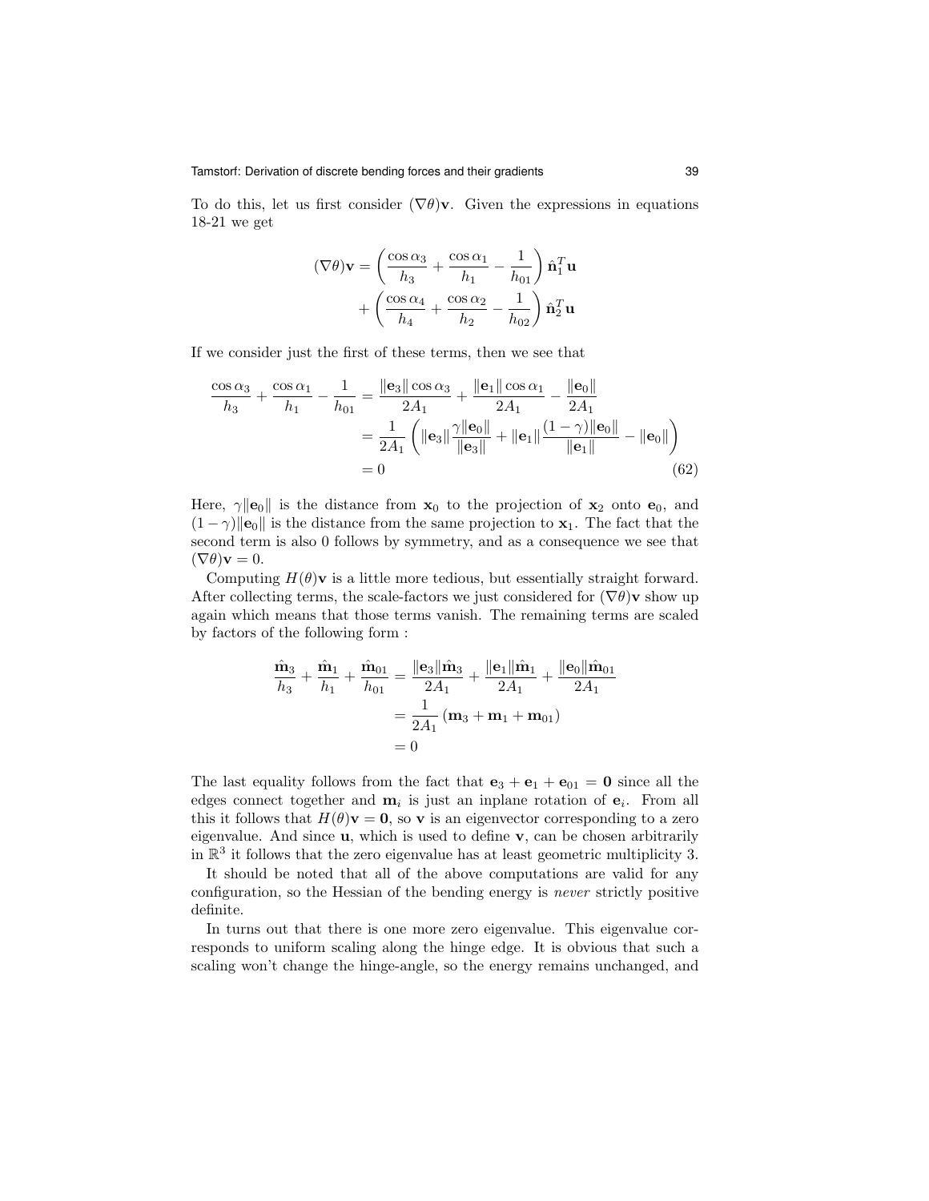To do this, let us first consider $(\nabla\theta)\mathbf{v}$. Given the expressions in equations 18-21 we get

$$
\begin{aligned}
(\nabla\theta)\mathbf{v} &= \left(\frac{\cos\alpha_3}{h_3} + \frac{\cos\alpha_1}{h_1} - \frac{1}{h_{01}}\right)\hat{\mathbf{n}}_1^T\mathbf{u} \\
&\quad + \left(\frac{\cos\alpha_4}{h_4} + \frac{\cos\alpha_2}{h_2} - \frac{1}{h_{02}}\right)\hat{\mathbf{n}}_2^T\mathbf{u}
\end{aligned}
$$

If we consider just the first of these terms, then we see that

$$
\begin{aligned}
\frac{\cos\alpha_3}{h_3} + \frac{\cos\alpha_1}{h_1} - \frac{1}{h_{01}} &= \frac{\|\mathbf{e}_3\|\cos\alpha_3}{2A_1} + \frac{\|\mathbf{e}_1\|\cos\alpha_1}{2A_1} - \frac{\|\mathbf{e}_0\|}{2A_1} \\
&= \frac{1}{2A_1}\left(\|\mathbf{e}_3\|\frac{\gamma\|\mathbf{e}_0\|}{\|\mathbf{e}_3\|} + \|\mathbf{e}_1\|\frac{(1-\gamma)\|\mathbf{e}_0\|}{\|\mathbf{e}_1\|} - \|\mathbf{e}_0\|\right) \\
&= 0
\end{aligned} \tag{62}
$$

Here, $\gamma\|\mathbf{e}_0\|$ is the distance from $\mathbf{x}_0$ to the projection of $\mathbf{x}_2$ onto $\mathbf{e}_0$, and $(1-\gamma)\|\mathbf{e}_0\|$ is the distance from the same projection to $\mathbf{x}_1$. The fact that the second term is also 0 follows by symmetry, and as a consequence we see that $(\nabla\theta)\mathbf{v} = 0$.

Computing $H(\theta)\mathbf{v}$ is a little more tedious, but essentially straight forward. After collecting terms, the scale-factors we just considered for $(\nabla\theta)\mathbf{v}$ show up again which means that those terms vanish. The remaining terms are scaled by factors of the following form :

$$
\begin{aligned}
\frac{\hat{\mathbf{m}}_3}{h_3} + \frac{\hat{\mathbf{m}}_1}{h_1} + \frac{\hat{\mathbf{m}}_{01}}{h_{01}} &= \frac{\|\mathbf{e}_3\|\hat{\mathbf{m}}_3}{2A_1} + \frac{\|\mathbf{e}_1\|\hat{\mathbf{m}}_1}{2A_1} + \frac{\|\mathbf{e}_0\|\hat{\mathbf{m}}_{01}}{2A_1} \\
&= \frac{1}{2A_1}\left(\mathbf{m}_3 + \mathbf{m}_1 + \mathbf{m}_{01}\right) \\
&= 0
\end{aligned}
$$

The last equality follows from the fact that $\mathbf{e}_3 + \mathbf{e}_1 + \mathbf{e}_{01} = \mathbf{0}$ since all the edges connect together and $\mathbf{m}_i$ is just an inplane rotation of $\mathbf{e}_i$. From all this it follows that $H(\theta)\mathbf{v} = \mathbf{0}$, so $\mathbf{v}$ is an eigenvector corresponding to a zero eigenvalue. And since $\mathbf{u}$, which is used to define $\mathbf{v}$, can be chosen arbitrarily in $\mathbb{R}^3$ it follows that the zero eigenvalue has at least geometric multiplicity 3.

It should be noted that all of the above computations are valid for any configuration, so the Hessian of the bending energy is *never* strictly positive definite.

In turns out that there is one more zero eigenvalue. This eigenvalue corresponds to uniform scaling along the hinge edge. It is obvious that such a scaling won't change the hinge-angle, so the energy remains unchanged, and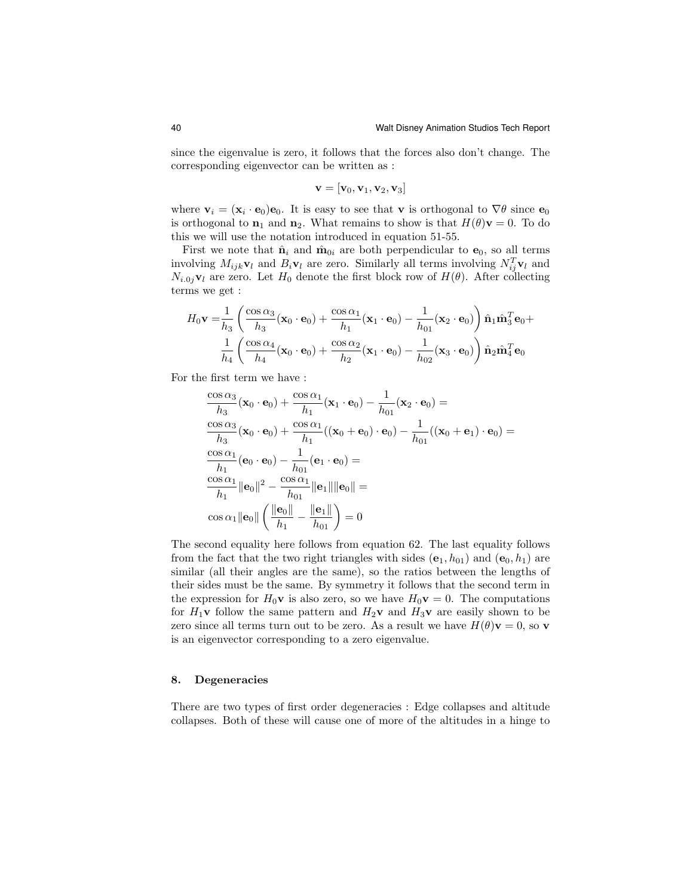since the eigenvalue is zero, it follows that the forces also don't change. The corresponding eigenvector can be written as :

$$\mathbf{v} = [\mathbf{v}_0, \mathbf{v}_1, \mathbf{v}_2, \mathbf{v}_3]$$

where $\mathbf{v}_i = (\mathbf{x}_i \cdot \mathbf{e}_0)\mathbf{e}_0$. It is easy to see that $\mathbf{v}$ is orthogonal to $\nabla\theta$ since $\mathbf{e}_0$ is orthogonal to $\mathbf{n}_1$ and $\mathbf{n}_2$. What remains to show is that $H(\theta)\mathbf{v} = 0$. To do this we will use the notation introduced in equation 51-55.

First we note that $\hat{\mathbf{n}}_i$ and $\hat{\mathbf{m}}_{0i}$ are both perpendicular to $\mathbf{e}_0$, so all terms involving $M_{ijk}\mathbf{v}_l$ and $B_i\mathbf{v}_l$ are zero. Similarly all terms involving $N_{ij}^T\mathbf{v}_l$ and $N_{i.0j}\mathbf{v}_l$ are zero. Let $H_0$ denote the first block row of $H(\theta)$. After collecting terms we get :

$$\begin{aligned}
H_0\mathbf{v} = &\frac{1}{h_3}\left(\frac{\cos\alpha_3}{h_3}(\mathbf{x}_0 \cdot \mathbf{e}_0) + \frac{\cos\alpha_1}{h_1}(\mathbf{x}_1 \cdot \mathbf{e}_0) - \frac{1}{h_{01}}(\mathbf{x}_2 \cdot \mathbf{e}_0)\right)\hat{\mathbf{n}}_1\hat{\mathbf{m}}_3^T\mathbf{e}_0 + \\
&\frac{1}{h_4}\left(\frac{\cos\alpha_4}{h_4}(\mathbf{x}_0 \cdot \mathbf{e}_0) + \frac{\cos\alpha_2}{h_2}(\mathbf{x}_1 \cdot \mathbf{e}_0) - \frac{1}{h_{02}}(\mathbf{x}_3 \cdot \mathbf{e}_0)\right)\hat{\mathbf{n}}_2\hat{\mathbf{m}}_4^T\mathbf{e}_0
\end{aligned}$$

For the first term we have :

$$\begin{aligned}
&\frac{\cos\alpha_3}{h_3}(\mathbf{x}_0 \cdot \mathbf{e}_0) + \frac{\cos\alpha_1}{h_1}(\mathbf{x}_1 \cdot \mathbf{e}_0) - \frac{1}{h_{01}}(\mathbf{x}_2 \cdot \mathbf{e}_0) = \\
&\frac{\cos\alpha_3}{h_3}(\mathbf{x}_0 \cdot \mathbf{e}_0) + \frac{\cos\alpha_1}{h_1}((\mathbf{x}_0 + \mathbf{e}_0) \cdot \mathbf{e}_0) - \frac{1}{h_{01}}((\mathbf{x}_0 + \mathbf{e}_1) \cdot \mathbf{e}_0) = \\
&\frac{\cos\alpha_1}{h_1}(\mathbf{e}_0 \cdot \mathbf{e}_0) - \frac{1}{h_{01}}(\mathbf{e}_1 \cdot \mathbf{e}_0) = \\
&\frac{\cos\alpha_1}{h_1}\|\mathbf{e}_0\|^2 - \frac{\cos\alpha_1}{h_{01}}\|\mathbf{e}_1\|\|\mathbf{e}_0\| = \\
&\cos\alpha_1\|\mathbf{e}_0\|\left(\frac{\|\mathbf{e}_0\|}{h_1} - \frac{\|\mathbf{e}_1\|}{h_{01}}\right) = 0
\end{aligned}$$

The second equality here follows from equation 62. The last equality follows from the fact that the two right triangles with sides $(\mathbf{e}_1, h_{01})$ and $(\mathbf{e}_0, h_1)$ are similar (all their angles are the same), so the ratios between the lengths of their sides must be the same. By symmetry it follows that the second term in the expression for $H_0\mathbf{v}$ is also zero, so we have $H_0\mathbf{v} = 0$. The computations for $H_1\mathbf{v}$ follow the same pattern and $H_2\mathbf{v}$ and $H_3\mathbf{v}$ are easily shown to be zero since all terms turn out to be zero. As a result we have $H(\theta)\mathbf{v} = 0$, so $\mathbf{v}$ is an eigenvector corresponding to a zero eigenvalue.

## 8. Degeneracies

There are two types of first order degeneracies : Edge collapses and altitude collapses. Both of these will cause one of more of the altitudes in a hinge to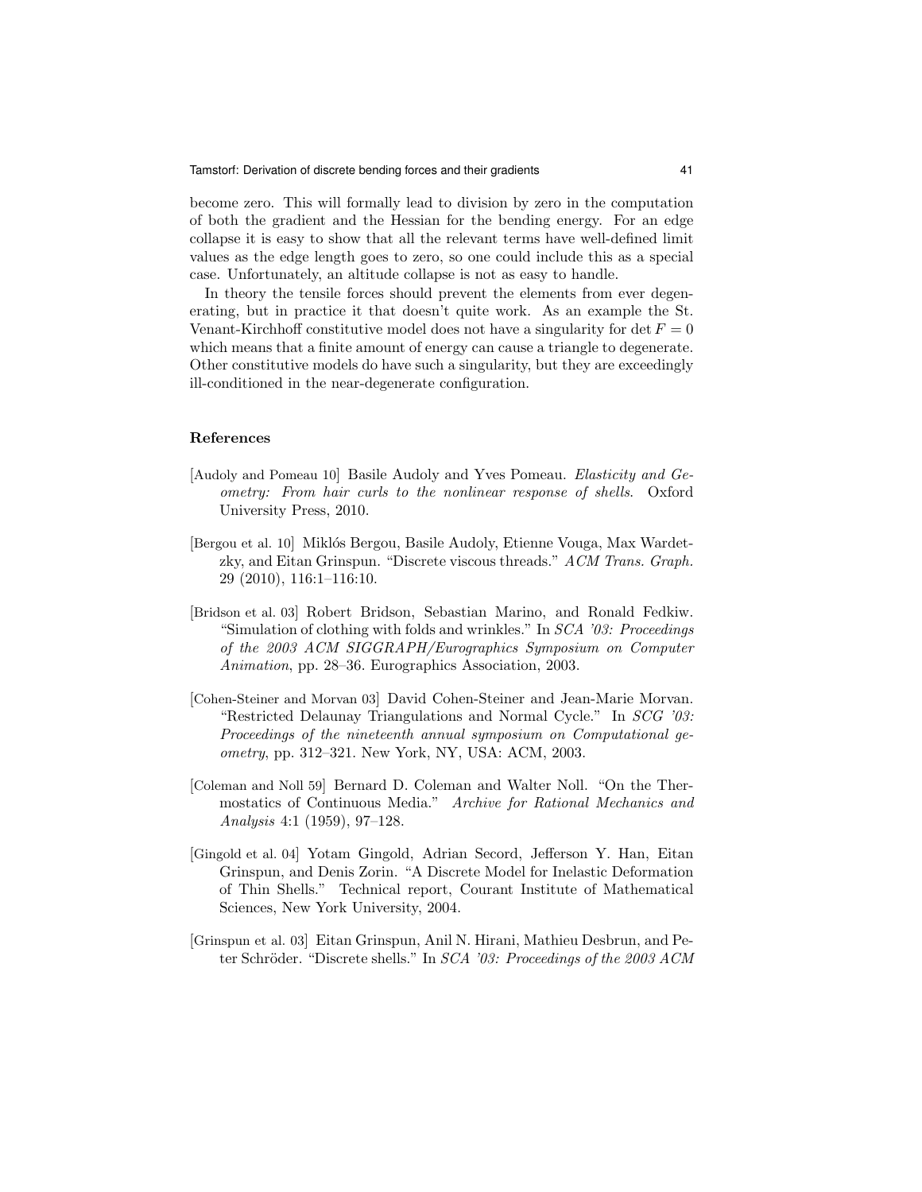become zero. This will formally lead to division by zero in the computation of both the gradient and the Hessian for the bending energy. For an edge collapse it is easy to show that all the relevant terms have well-defined limit values as the edge length goes to zero, so one could include this as a special case. Unfortunately, an altitude collapse is not as easy to handle.

In theory the tensile forces should prevent the elements from ever degenerating, but in practice it that doesn't quite work. As an example the St. Venant-Kirchhoff constitutive model does not have a singularity for $\det F = 0$ which means that a finite amount of energy can cause a triangle to degenerate. Other constitutive models do have such a singularity, but they are exceedingly ill-conditioned in the near-degenerate configuration.

## References

[Audoly and Pomeau 10] Basile Audoly and Yves Pomeau. *Elasticity and Geometry: From hair curls to the nonlinear response of shells.* Oxford University Press, 2010.

[Bergou et al. 10] Miklós Bergou, Basile Audoly, Etienne Vouga, Max Wardetzky, and Eitan Grinspun. "Discrete viscous threads." *ACM Trans. Graph.* 29 (2010), 116:1–116:10.

[Bridson et al. 03] Robert Bridson, Sebastian Marino, and Ronald Fedkiw. "Simulation of clothing with folds and wrinkles." In *SCA '03: Proceedings of the 2003 ACM SIGGRAPH/Eurographics Symposium on Computer Animation*, pp. 28–36. Eurographics Association, 2003.

[Cohen-Steiner and Morvan 03] David Cohen-Steiner and Jean-Marie Morvan. "Restricted Delaunay Triangulations and Normal Cycle." In *SCG '03: Proceedings of the nineteenth annual symposium on Computational geometry*, pp. 312–321. New York, NY, USA: ACM, 2003.

[Coleman and Noll 59] Bernard D. Coleman and Walter Noll. "On the Thermostatics of Continuous Media." *Archive for Rational Mechanics and Analysis* 4:1 (1959), 97–128.

[Gingold et al. 04] Yotam Gingold, Adrian Secord, Jefferson Y. Han, Eitan Grinspun, and Denis Zorin. "A Discrete Model for Inelastic Deformation of Thin Shells." Technical report, Courant Institute of Mathematical Sciences, New York University, 2004.

[Grinspun et al. 03] Eitan Grinspun, Anil N. Hirani, Mathieu Desbrun, and Peter Schröder. "Discrete shells." In *SCA '03: Proceedings of the 2003 ACM*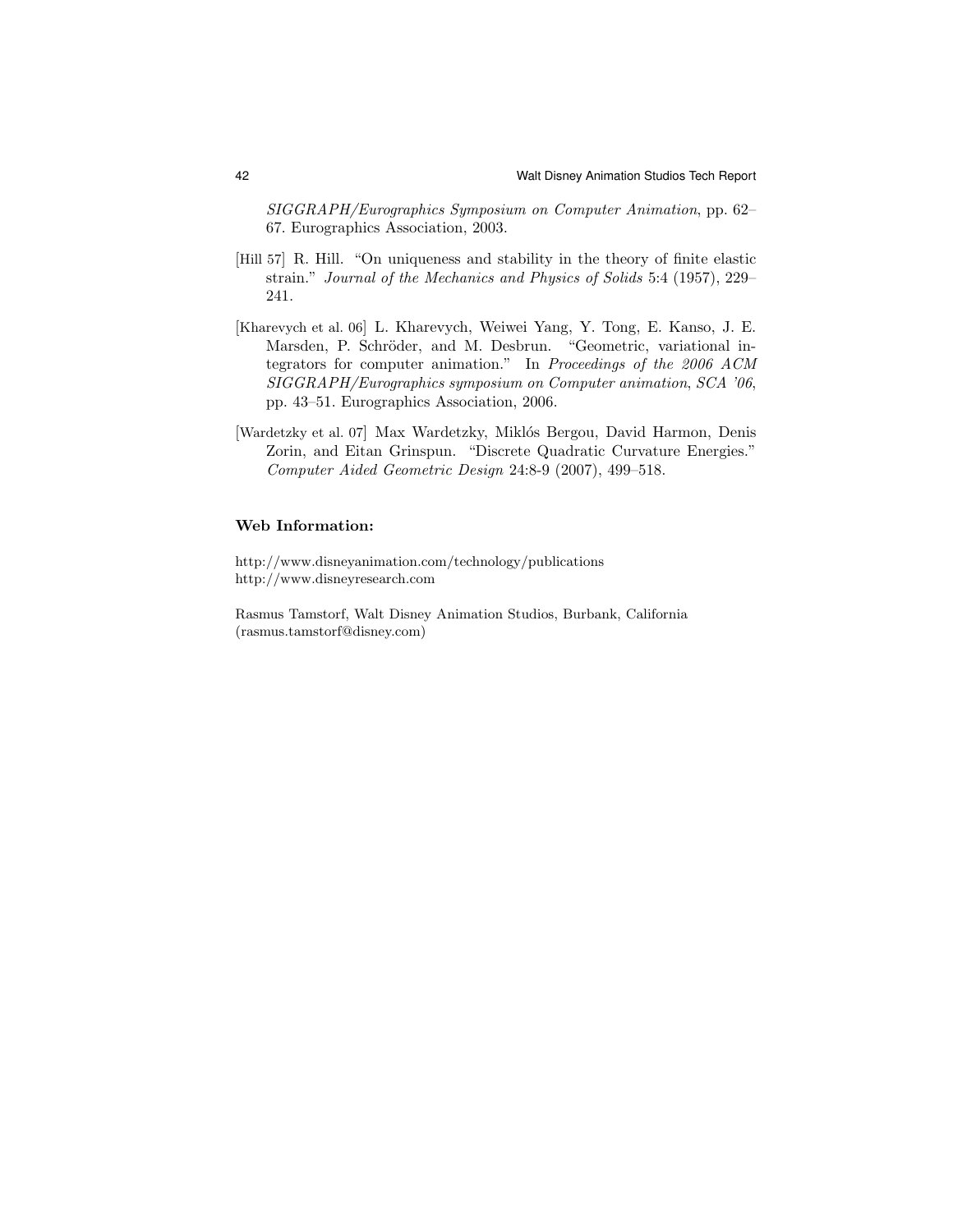*SIGGRAPH/Eurographics Symposium on Computer Animation*, pp. 62–67. Eurographics Association, 2003.

[Hill 57] R. Hill. "On uniqueness and stability in the theory of finite elastic strain." *Journal of the Mechanics and Physics of Solids* 5:4 (1957), 229–241.

[Kharevych et al. 06] L. Kharevych, Weiwei Yang, Y. Tong, E. Kanso, J. E. Marsden, P. Schröder, and M. Desbrun. "Geometric, variational integrators for computer animation." In *Proceedings of the 2006 ACM SIGGRAPH/Eurographics symposium on Computer animation*, *SCA '06*, pp. 43–51. Eurographics Association, 2006.

[Wardetzky et al. 07] Max Wardetzky, Miklós Bergou, David Harmon, Denis Zorin, and Eitan Grinspun. "Discrete Quadratic Curvature Energies." *Computer Aided Geometric Design* 24:8-9 (2007), 499–518.

**Web Information:**

http://www.disneyanimation.com/technology/publications
http://www.disneyresearch.com

Rasmus Tamstorf, Walt Disney Animation Studios, Burbank, California
(rasmus.tamstorf@disney.com)